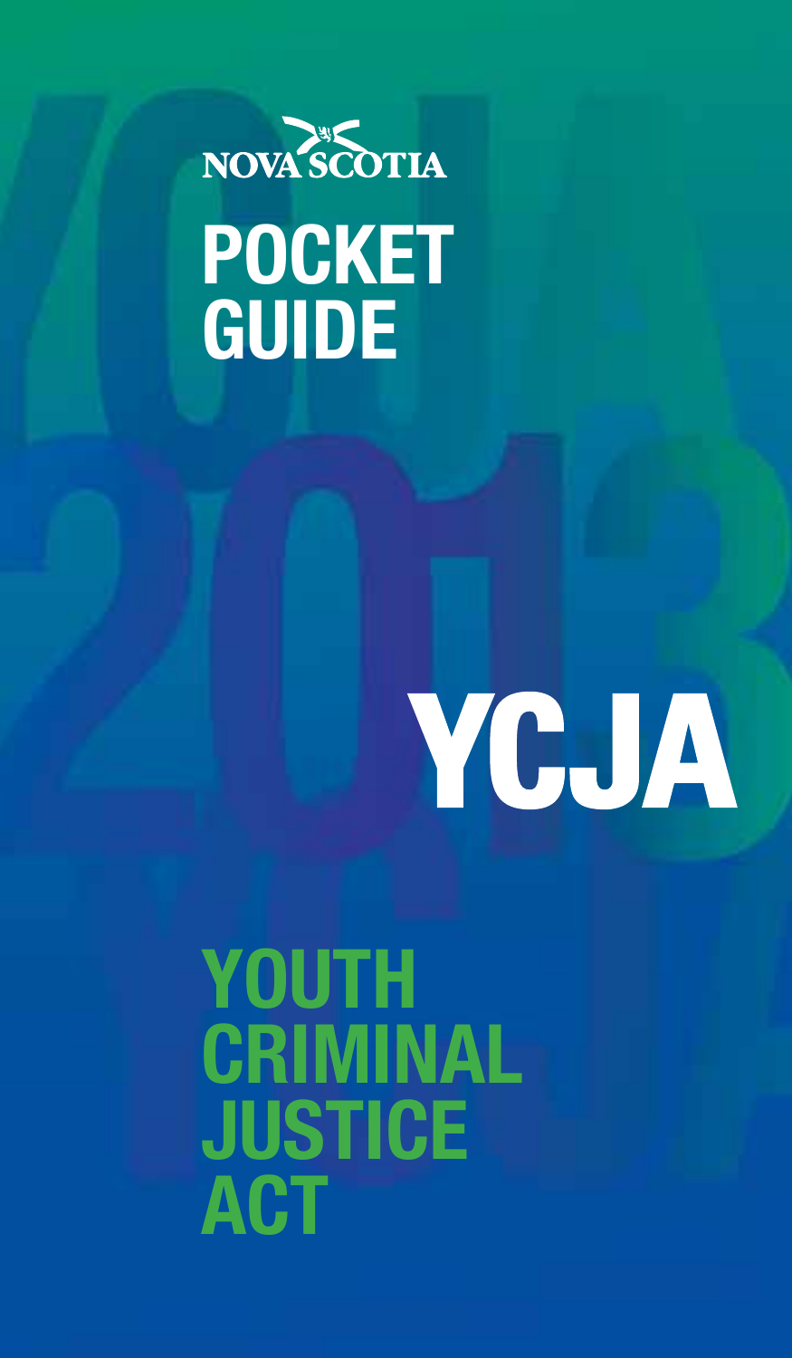NOVA SCOTIA

# POCKET GUIDE

# 2013

# YCJA

# YOUTH CRIMINAL JUSTICE ACT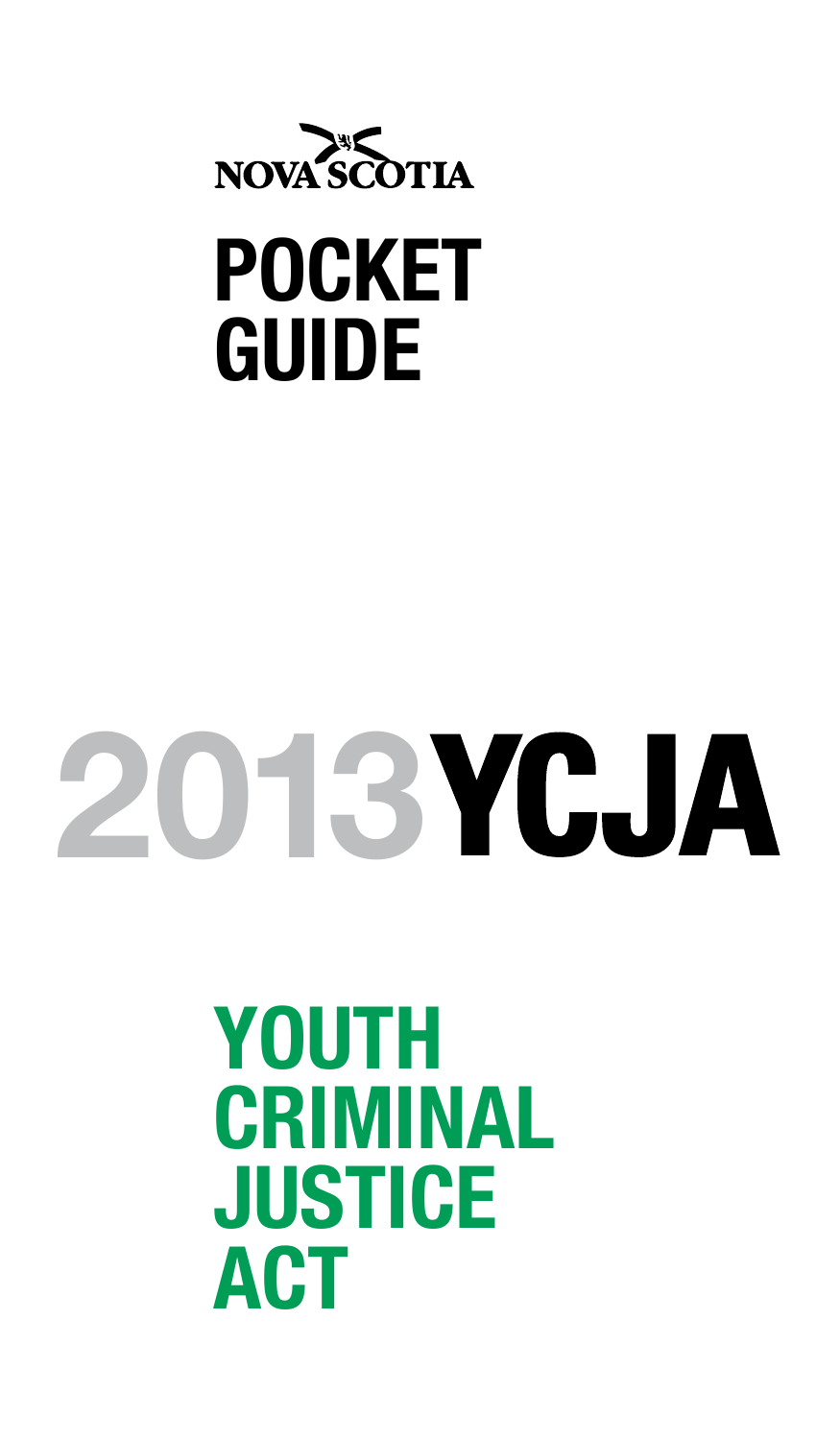NOVA SCOTIA

# POCKET GUIDE

# 2013 YCJA

## YOUTH CRIMINAL JUSTICE ACT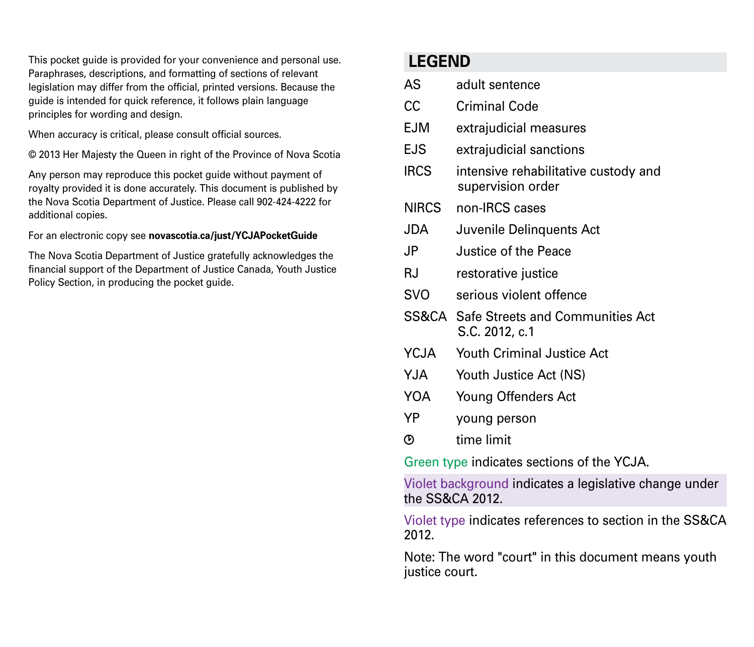This pocket guide is provided for your convenience and personal use. Paraphrases, descriptions, and formatting of sections of relevant legislation may differ from the official, printed versions. Because the guide is intended for quick reference, it follows plain language principles for wording and design.

When accuracy is critical, please consult official sources.

© 2013 Her Majesty the Queen in right of the Province of Nova Scotia

Any person may reproduce this pocket guide without payment of royalty provided it is done accurately. This document is published by the Nova Scotia Department of Justice. Please call 902-424-4222 for additional copies.

For an electronic copy see **novascotia.ca/just/YCJAPocketGuide**

The Nova Scotia Department of Justice gratefully acknowledges the financial support of the Department of Justice Canada, Youth Justice Policy Section, in producing the pocket guide.

## LEGEND

| | |
|---|---|
| AS | adult sentence |
| CC | Criminal Code |
| EJM | extrajudicial measures |
| EJS | extrajudicial sanctions |
| IRCS | intensive rehabilitative custody and supervision order |
| NIRCS | non-IRCS cases |
| JDA | Juvenile Delinquents Act |
| JP | Justice of the Peace |
| RJ | restorative justice |
| SVO | serious violent offence |
| SS&CA | Safe Streets and Communities Act S.C. 2012, c.1 |
| YCJA | Youth Criminal Justice Act |
| YJA | Youth Justice Act (NS) |
| YOA | Young Offenders Act |
| YP | young person |
| ⏱ | time limit |

Green type indicates sections of the YCJA.

Violet background indicates a legislative change under the SS&CA 2012.

Violet type indicates references to section in the SS&CA 2012.

Note: The word "court" in this document means youth justice court.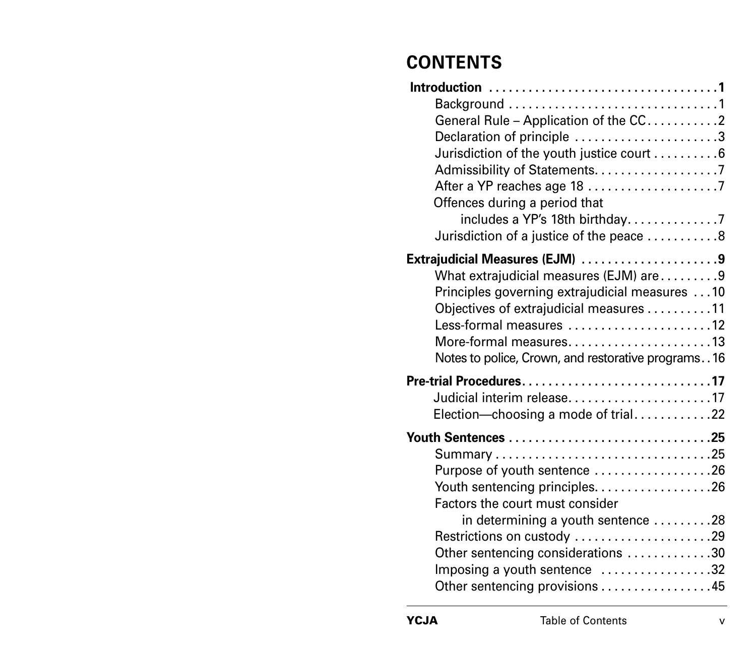# CONTENTS

**Introduction . . . . . . . . . . . . . . . . . . . . . . . . . . . . . . . . . 1**

- Background . . . . . . . . . . . . . . . . . . . . . . . . . . . . . . . 1
- General Rule – Application of the CC . . . . . . . . . . 2
- Declaration of principle . . . . . . . . . . . . . . . . . . . . . 3
- Jurisdiction of the youth justice court . . . . . . . . . . 6
- Admissibility of Statements. . . . . . . . . . . . . . . . . . 7
- After a YP reaches age 18 . . . . . . . . . . . . . . . . . . . 7
- Offences during a period that includes a YP's 18th birthday. . . . . . . . . . . . . 7
- Jurisdiction of a justice of the peace . . . . . . . . . . . 8

**Extrajudicial Measures (EJM) . . . . . . . . . . . . . . . . . . . . 9**

- What extrajudicial measures (EJM) are . . . . . . . . . 9
- Principles governing extrajudicial measures . . . 10
- Objectives of extrajudicial measures . . . . . . . . . . 11
- Less-formal measures . . . . . . . . . . . . . . . . . . . . . 12
- More-formal measures. . . . . . . . . . . . . . . . . . . . . 13
- Notes to police, Crown, and restorative programs . . 16

**Pre-trial Procedures. . . . . . . . . . . . . . . . . . . . . . . . . . . . 17**

- Judicial interim release. . . . . . . . . . . . . . . . . . . . . 17
- Election—choosing a mode of trial. . . . . . . . . . . . 22

**Youth Sentences . . . . . . . . . . . . . . . . . . . . . . . . . . . . . . 25**

- Summary . . . . . . . . . . . . . . . . . . . . . . . . . . . . . . . 25
- Purpose of youth sentence . . . . . . . . . . . . . . . . . 26
- Youth sentencing principles. . . . . . . . . . . . . . . . . 26
- Factors the court must consider in determining a youth sentence . . . . . . . . . 28
- Restrictions on custody . . . . . . . . . . . . . . . . . . . . 29
- Other sentencing considerations . . . . . . . . . . . . 30
- Imposing a youth sentence . . . . . . . . . . . . . . . . 32
- Other sentencing provisions . . . . . . . . . . . . . . . . 45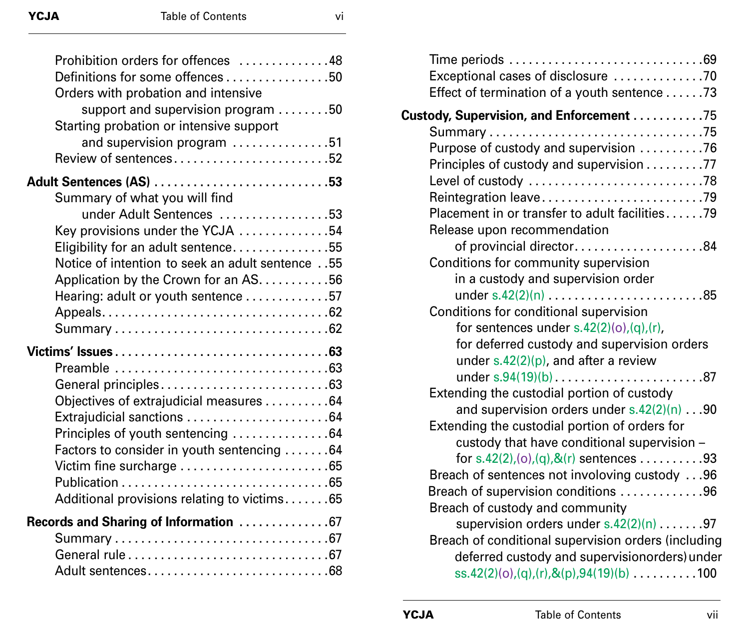Prohibition orders for offences .............48
Definitions for some offences ................50
Orders with probation and intensive
    support and supervision program ........50
Starting probation or intensive support
    and supervision program ...............51
Review of sentences........................52

**Adult Sentences (AS) ..........................53**

Summary of what you will find
    under Adult Sentences .................53
Key provisions under the YCJA ..............54
Eligibility for an adult sentence...............55
Notice of intention to seek an adult sentence ..55
Application by the Crown for an AS...........56
Hearing: adult or youth sentence .............57
Appeals....................................62
Summary ..................................62

**Victims' Issues ...............................63**

Preamble .................................63
General principles..........................63
Objectives of extrajudicial measures ..........64
Extrajudicial sanctions ......................64
Principles of youth sentencing ...............64
Factors to consider in youth sentencing .......64
Victim fine surcharge .......................65
Publication ................................65
Additional provisions relating to victims.......65

**Records and Sharing of Information .............67**

Summary ..................................67
General rule ...............................67
Adult sentences.............................68
Time periods ..............................69
Exceptional cases of disclosure ..............70
Effect of termination of a youth sentence ......73

**Custody, Supervision, and Enforcement ...........75**

Summary ..................................75
Purpose of custody and supervision ..........76
Principles of custody and supervision .........77
Level of custody ...........................78
Reintegration leave.........................79
Placement in or transfer to adult facilities......79
Release upon recommendation
    of provincial director....................84
Conditions for community supervision
    in a custody and supervision order
    under s.42(2)(n) ........................85
Conditions for conditional supervision
    for sentences under s.42(2)(o),(q),(r),
    for deferred custody and supervision orders
    under s.42(2)(p), and after a review
    under s.94(19)(b) .......................87
Extending the custodial portion of custody
    and supervision orders under s.42(2)(n) ...90
Extending the custodial portion of orders for
    custody that have conditional supervision –
    for s.42(2),(o),(q),&(r) sentences ..........93
Breach of sentences not involoving custody ...96
Breach of supervision conditions .............96
Breach of custody and community
    supervision orders under s.42(2)(n) .......97
Breach of conditional supervision orders (including
    deferred custody and supervisionorders) under
    ss.42(2)(o),(q),(r),&(p),94(19)(b) ..........100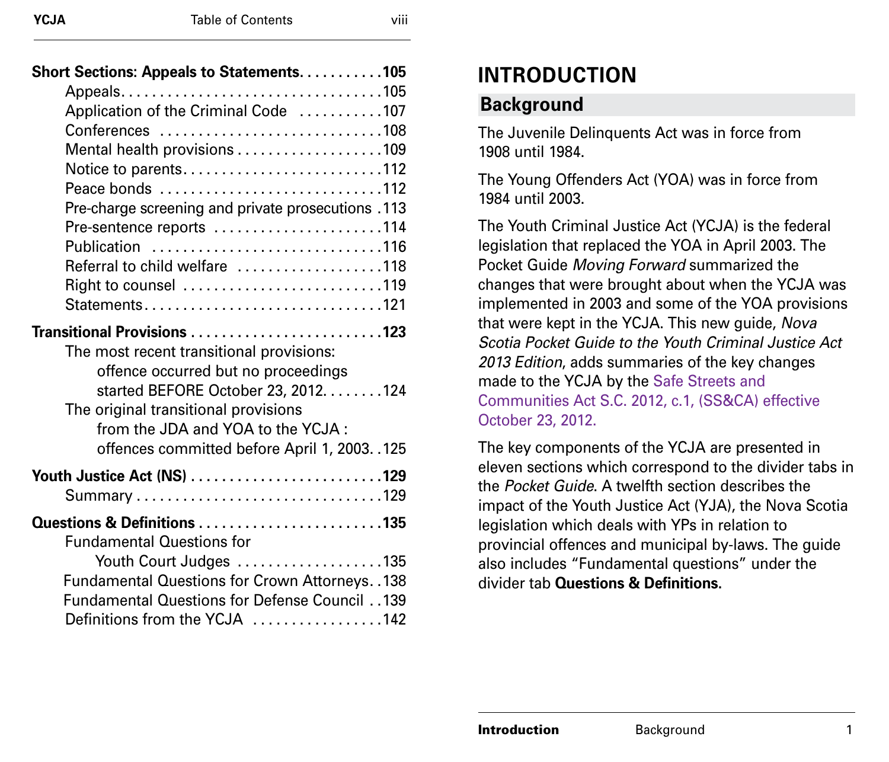**Short Sections: Appeals to Statements. . . . . . . . . . .105**

- Appeals. . . . . . . . . . . . . . . . . . . . . . . . . . . . . . . . . .105
- Application of the Criminal Code . . . . . . . . . . .107
- Conferences . . . . . . . . . . . . . . . . . . . . . . . . . . . .108
- Mental health provisions . . . . . . . . . . . . . . . . . . .109
- Notice to parents. . . . . . . . . . . . . . . . . . . . . . . . .112
- Peace bonds . . . . . . . . . . . . . . . . . . . . . . . . . . . .112
- Pre-charge screening and private prosecutions .113
- Pre-sentence reports . . . . . . . . . . . . . . . . . . . . . .114
- Publication . . . . . . . . . . . . . . . . . . . . . . . . . . . . .116
- Referral to child welfare . . . . . . . . . . . . . . . . . . .118
- Right to counsel . . . . . . . . . . . . . . . . . . . . . . . . . .119
- Statements. . . . . . . . . . . . . . . . . . . . . . . . . . . . . .121

**Transitional Provisions . . . . . . . . . . . . . . . . . . . . . . . . .123**

- The most recent transitional provisions: offence occurred but no proceedings started BEFORE October 23, 2012. . . . . . . .124
- The original transitional provisions from the JDA and YOA to the YCJA : offences committed before April 1, 2003. . .125

**Youth Justice Act (NS) . . . . . . . . . . . . . . . . . . . . . . . . .129**

- Summary . . . . . . . . . . . . . . . . . . . . . . . . . . . . . . .129

**Questions & Definitions . . . . . . . . . . . . . . . . . . . . . . . .135**

- Fundamental Questions for Youth Court Judges . . . . . . . . . . . . . . . . . . .135
- Fundamental Questions for Crown Attorneys. . .138
- Fundamental Questions for Defense Council . .139
- Definitions from the YCJA . . . . . . . . . . . . . . . . .142

# INTRODUCTION

## Background

The Juvenile Delinquents Act was in force from 1908 until 1984.

The Young Offenders Act (YOA) was in force from 1984 until 2003.

The Youth Criminal Justice Act (YCJA) is the federal legislation that replaced the YOA in April 2003. The Pocket Guide *Moving Forward* summarized the changes that were brought about when the YCJA was implemented in 2003 and some of the YOA provisions that were kept in the YCJA. This new guide, *Nova Scotia Pocket Guide to the Youth Criminal Justice Act 2013 Edition*, adds summaries of the key changes made to the YCJA by the Safe Streets and Communities Act S.C. 2012, c.1, (SS&CA) effective October 23, 2012.

The key components of the YCJA are presented in eleven sections which correspond to the divider tabs in the *Pocket Guide*. A twelfth section describes the impact of the Youth Justice Act (YJA), the Nova Scotia legislation which deals with YPs in relation to provincial offences and municipal by-laws. The guide also includes "Fundamental questions" under the divider tab **Questions & Definitions**.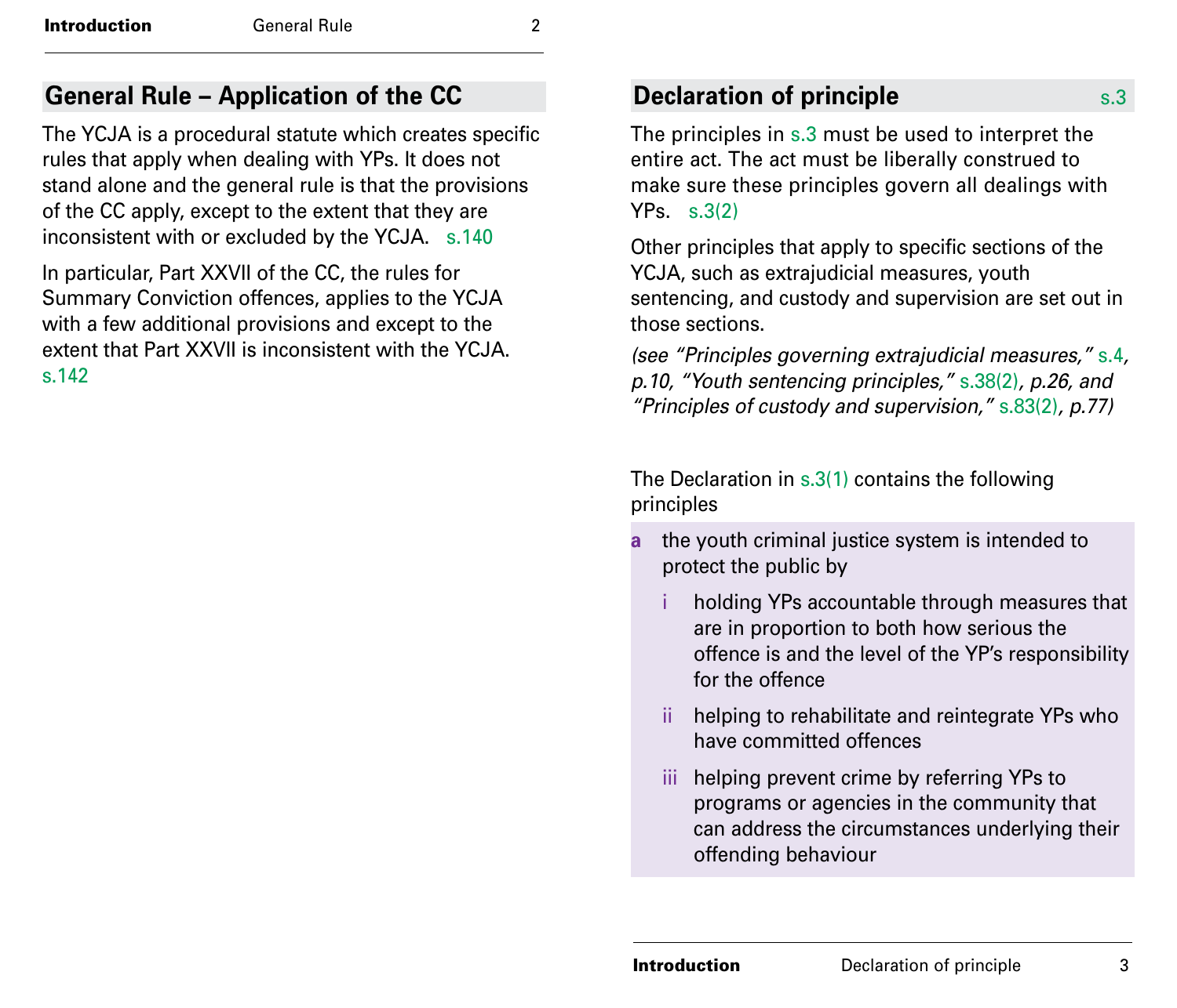## General Rule – Application of the CC

The YCJA is a procedural statute which creates specific rules that apply when dealing with YPs. It does not stand alone and the general rule is that the provisions of the CC apply, except to the extent that they are inconsistent with or excluded by the YCJA. s.140

In particular, Part XXVII of the CC, the rules for Summary Conviction offences, applies to the YCJA with a few additional provisions and except to the extent that Part XXVII is inconsistent with the YCJA. s.142

## Declaration of principle s.3

The principles in s.3 must be used to interpret the entire act. The act must be liberally construed to make sure these principles govern all dealings with YPs. s.3(2)

Other principles that apply to specific sections of the YCJA, such as extrajudicial measures, youth sentencing, and custody and supervision are set out in those sections.

*(see "Principles governing extrajudicial measures," s.4, p.10, "Youth sentencing principles," s.38(2), p.26, and "Principles of custody and supervision," s.83(2), p.77)*

The Declaration in s.3(1) contains the following principles

**a** the youth criminal justice system is intended to protect the public by

- i holding YPs accountable through measures that are in proportion to both how serious the offence is and the level of the YP's responsibility for the offence
- ii helping to rehabilitate and reintegrate YPs who have committed offences
- iii helping prevent crime by referring YPs to programs or agencies in the community that can address the circumstances underlying their offending behaviour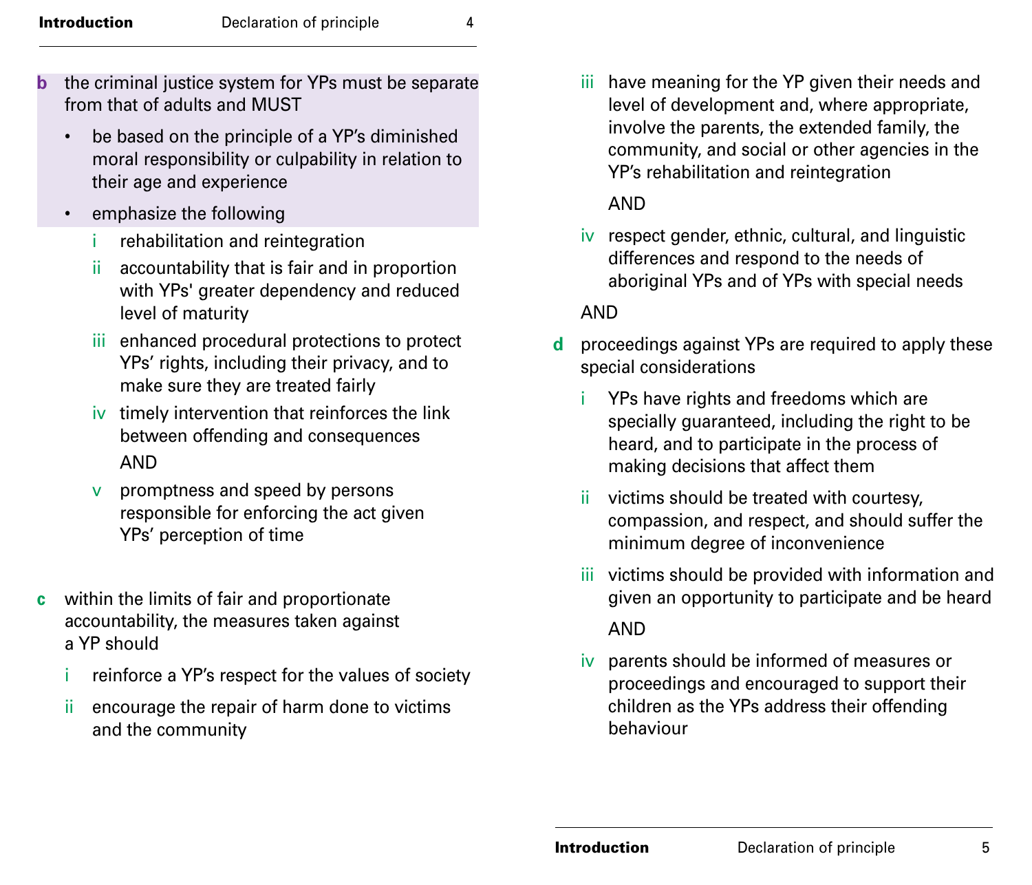**b** the criminal justice system for YPs must be separate from that of adults and MUST

- be based on the principle of a YP's diminished moral responsibility or culpability in relation to their age and experience
- emphasize the following
  - i rehabilitation and reintegration
  - ii accountability that is fair and in proportion with YPs' greater dependency and reduced level of maturity
  - iii enhanced procedural protections to protect YPs' rights, including their privacy, and to make sure they are treated fairly
  - iv timely intervention that reinforces the link between offending and consequences

    AND
  - v promptness and speed by persons responsible for enforcing the act given YPs' perception of time

**c** within the limits of fair and proportionate accountability, the measures taken against a YP should

- i reinforce a YP's respect for the values of society
- ii encourage the repair of harm done to victims and the community
- iii have meaning for the YP given their needs and level of development and, where appropriate, involve the parents, the extended family, the community, and social or other agencies in the YP's rehabilitation and reintegration

  AND
- iv respect gender, ethnic, cultural, and linguistic differences and respond to the needs of aboriginal YPs and of YPs with special needs

AND

**d** proceedings against YPs are required to apply these special considerations

- i YPs have rights and freedoms which are specially guaranteed, including the right to be heard, and to participate in the process of making decisions that affect them
- ii victims should be treated with courtesy, compassion, and respect, and should suffer the minimum degree of inconvenience
- iii victims should be provided with information and given an opportunity to participate and be heard

  AND
- iv parents should be informed of measures or proceedings and encouraged to support their children as the YPs address their offending behaviour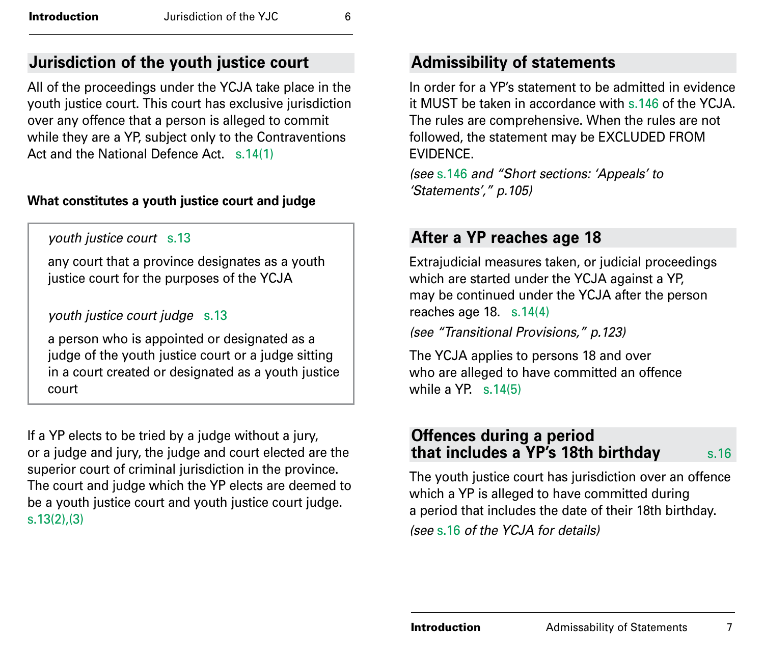## Jurisdiction of the youth justice court

All of the proceedings under the YCJA take place in the youth justice court. This court has exclusive jurisdiction over any offence that a person is alleged to commit while they are a YP, subject only to the Contraventions Act and the National Defence Act. s.14(1)

### What constitutes a youth justice court and judge

*youth justice court* s.13

any court that a province designates as a youth justice court for the purposes of the YCJA

*youth justice court judge* s.13

a person who is appointed or designated as a judge of the youth justice court or a judge sitting in a court created or designated as a youth justice court

If a YP elects to be tried by a judge without a jury, or a judge and jury, the judge and court elected are the superior court of criminal jurisdiction in the province. The court and judge which the YP elects are deemed to be a youth justice court and youth justice court judge. s.13(2),(3)

## Admissibility of statements

In order for a YP's statement to be admitted in evidence it MUST be taken in accordance with s.146 of the YCJA. The rules are comprehensive. When the rules are not followed, the statement may be EXCLUDED FROM EVIDENCE.

*(see s.146 and "Short sections: 'Appeals' to 'Statements'," p.105)*

## After a YP reaches age 18

Extrajudicial measures taken, or judicial proceedings which are started under the YCJA against a YP, may be continued under the YCJA after the person reaches age 18. s.14(4)

*(see "Transitional Provisions," p.123)*

The YCJA applies to persons 18 and over who are alleged to have committed an offence while a YP. s.14(5)

## Offences during a period that includes a YP's 18th birthday s.16

The youth justice court has jurisdiction over an offence which a YP is alleged to have committed during a period that includes the date of their 18th birthday.

*(see s.16 of the YCJA for details)*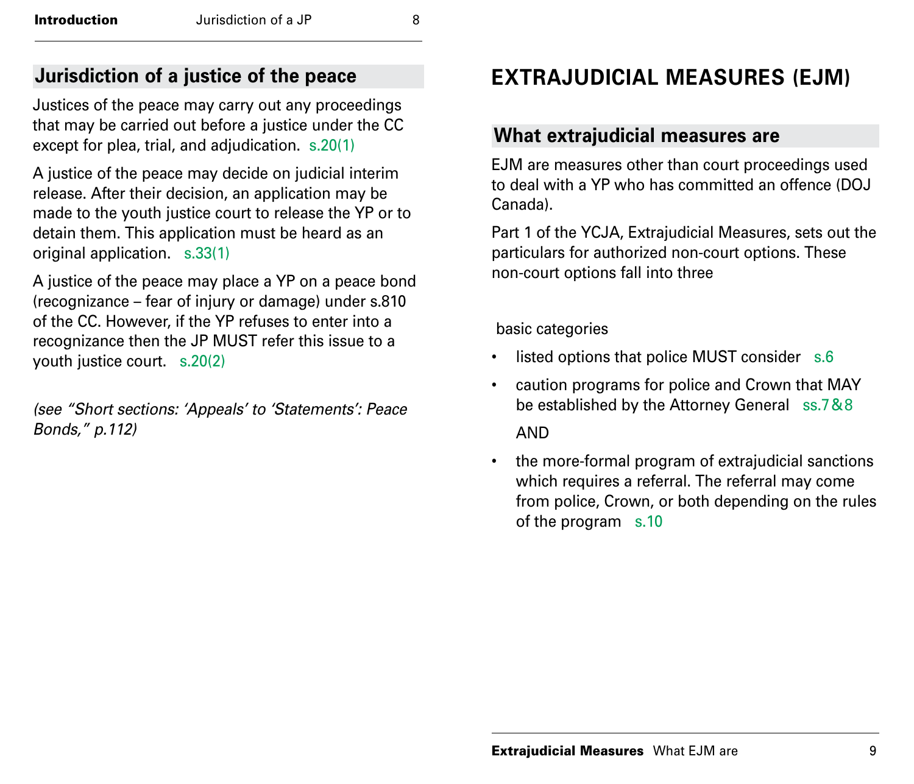## Jurisdiction of a justice of the peace

Justices of the peace may carry out any proceedings that may be carried out before a justice under the CC except for plea, trial, and adjudication. s.20(1)

A justice of the peace may decide on judicial interim release. After their decision, an application may be made to the youth justice court to release the YP or to detain them. This application must be heard as an original application. s.33(1)

A justice of the peace may place a YP on a peace bond (recognizance – fear of injury or damage) under s.810 of the CC. However, if the YP refuses to enter into a recognizance then the JP MUST refer this issue to a youth justice court. s.20(2)

*(see "Short sections: 'Appeals' to 'Statements': Peace Bonds," p.112)*

# EXTRAJUDICIAL MEASURES (EJM)

## What extrajudicial measures are

EJM are measures other than court proceedings used to deal with a YP who has committed an offence (DOJ Canada).

Part 1 of the YCJA, Extrajudicial Measures, sets out the particulars for authorized non-court options. These non-court options fall into three

basic categories

- listed options that police MUST consider s.6
- caution programs for police and Crown that MAY be established by the Attorney General ss.7&8

  AND

- the more-formal program of extrajudicial sanctions which requires a referral. The referral may come from police, Crown, or both depending on the rules of the program s.10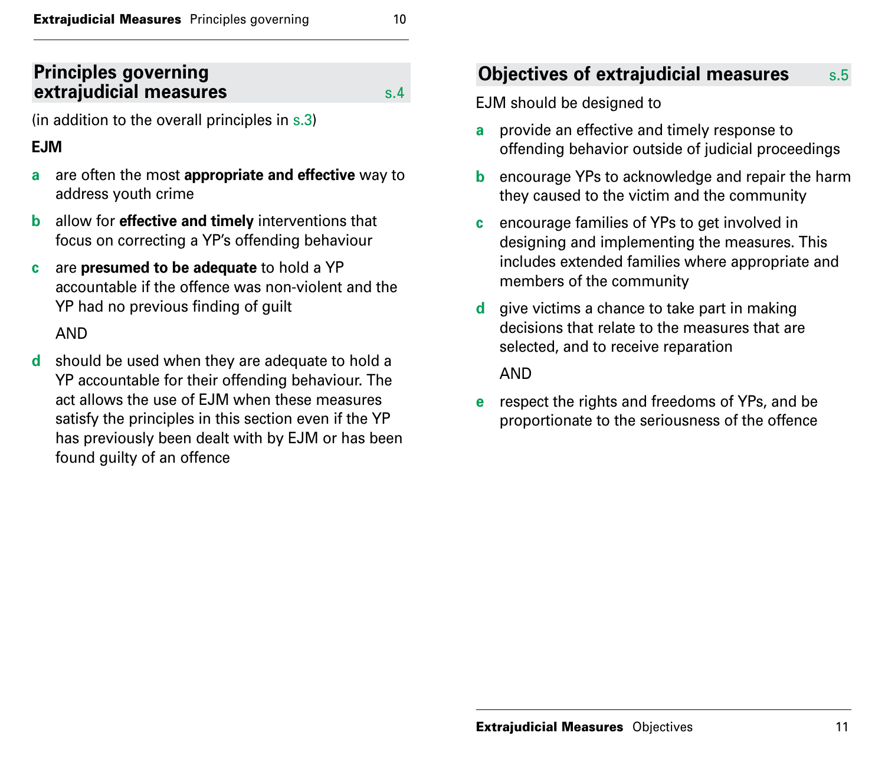## Principles governing extrajudicial measures s.4

(in addition to the overall principles in s.3)

**EJM**

- **a** are often the most **appropriate and effective** way to address youth crime
- **b** allow for **effective and timely** interventions that focus on correcting a YP's offending behaviour
- **c** are **presumed to be adequate** to hold a YP accountable if the offence was non-violent and the YP had no previous finding of guilt

  AND

- **d** should be used when they are adequate to hold a YP accountable for their offending behaviour. The act allows the use of EJM when these measures satisfy the principles in this section even if the YP has previously been dealt with by EJM or has been found guilty of an offence

## Objectives of extrajudicial measures s.5

EJM should be designed to

- **a** provide an effective and timely response to offending behavior outside of judicial proceedings
- **b** encourage YPs to acknowledge and repair the harm they caused to the victim and the community
- **c** encourage families of YPs to get involved in designing and implementing the measures. This includes extended families where appropriate and members of the community
- **d** give victims a chance to take part in making decisions that relate to the measures that are selected, and to receive reparation

  AND

- **e** respect the rights and freedoms of YPs, and be proportionate to the seriousness of the offence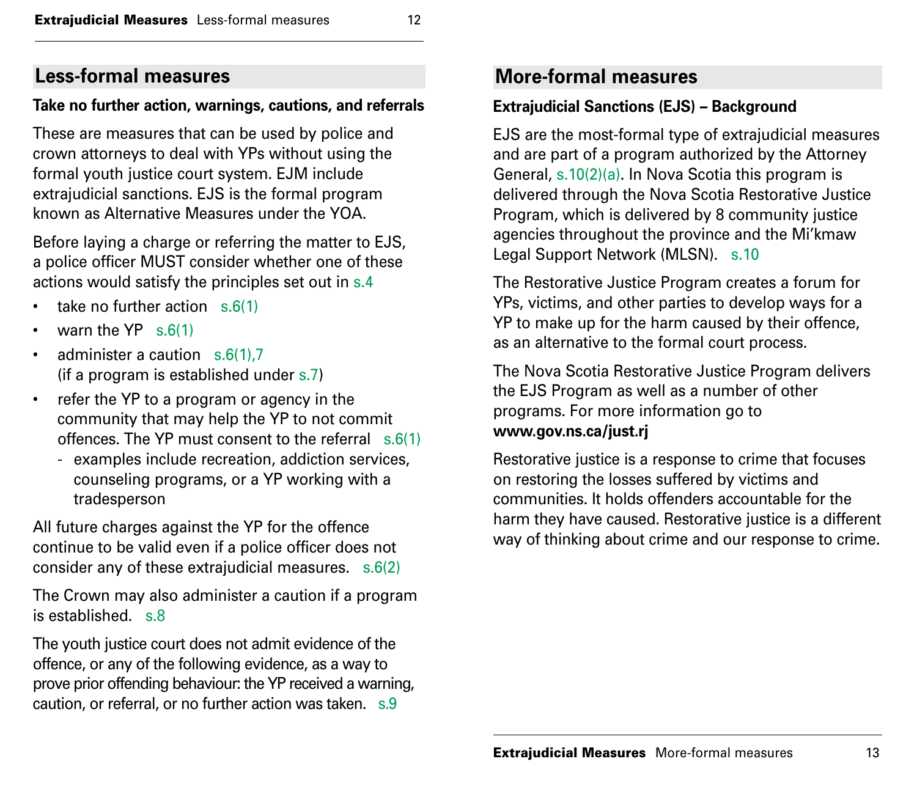## Less-formal measures

### Take no further action, warnings, cautions, and referrals

These are measures that can be used by police and crown attorneys to deal with YPs without using the formal youth justice court system. EJM include extrajudicial sanctions. EJS is the formal program known as Alternative Measures under the YOA.

Before laying a charge or referring the matter to EJS, a police officer MUST consider whether one of these actions would satisfy the principles set out in s.4

- take no further action s.6(1)
- warn the YP s.6(1)
- administer a caution s.6(1),7 (if a program is established under s.7)
- refer the YP to a program or agency in the community that may help the YP to not commit offences. The YP must consent to the referral s.6(1)
  - examples include recreation, addiction services, counseling programs, or a YP working with a tradesperson

All future charges against the YP for the offence continue to be valid even if a police officer does not consider any of these extrajudicial measures. s.6(2)

The Crown may also administer a caution if a program is established. s.8

The youth justice court does not admit evidence of the offence, or any of the following evidence, as a way to prove prior offending behaviour: the YP received a warning, caution, or referral, or no further action was taken. s.9

## More-formal measures

### Extrajudicial Sanctions (EJS) – Background

EJS are the most-formal type of extrajudicial measures and are part of a program authorized by the Attorney General, s.10(2)(a). In Nova Scotia this program is delivered through the Nova Scotia Restorative Justice Program, which is delivered by 8 community justice agencies throughout the province and the Mi'kmaw Legal Support Network (MLSN). s.10

The Restorative Justice Program creates a forum for YPs, victims, and other parties to develop ways for a YP to make up for the harm caused by their offence, as an alternative to the formal court process.

The Nova Scotia Restorative Justice Program delivers the EJS Program as well as a number of other programs. For more information go to **www.gov.ns.ca/just.rj**

Restorative justice is a response to crime that focuses on restoring the losses suffered by victims and communities. It holds offenders accountable for the harm they have caused. Restorative justice is a different way of thinking about crime and our response to crime.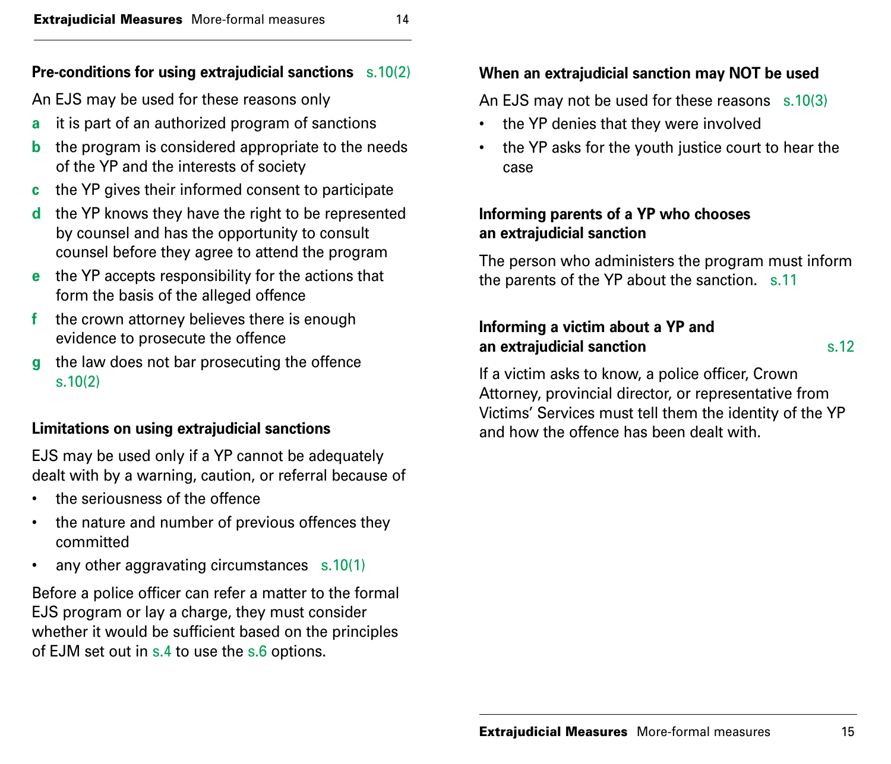### Pre-conditions for using extrajudicial sanctions s.10(2)

An EJS may be used for these reasons only

- **a** it is part of an authorized program of sanctions
- **b** the program is considered appropriate to the needs of the YP and the interests of society
- **c** the YP gives their informed consent to participate
- **d** the YP knows they have the right to be represented by counsel and has the opportunity to consult counsel before they agree to attend the program
- **e** the YP accepts responsibility for the actions that form the basis of the alleged offence
- **f** the crown attorney believes there is enough evidence to prosecute the offence
- **g** the law does not bar prosecuting the offence s.10(2)

### Limitations on using extrajudicial sanctions

EJS may be used only if a YP cannot be adequately dealt with by a warning, caution, or referral because of

- the seriousness of the offence
- the nature and number of previous offences they committed
- any other aggravating circumstances s.10(1)

Before a police officer can refer a matter to the formal EJS program or lay a charge, they must consider whether it would be sufficient based on the principles of EJM set out in s.4 to use the s.6 options.

### When an extrajudicial sanction may NOT be used

An EJS may not be used for these reasons s.10(3)

- the YP denies that they were involved
- the YP asks for the youth justice court to hear the case

### Informing parents of a YP who chooses an extrajudicial sanction

The person who administers the program must inform the parents of the YP about the sanction. s.11

### Informing a victim about a YP and an extrajudicial sanction s.12

If a victim asks to know, a police officer, Crown Attorney, provincial director, or representative from Victims' Services must tell them the identity of the YP and how the offence has been dealt with.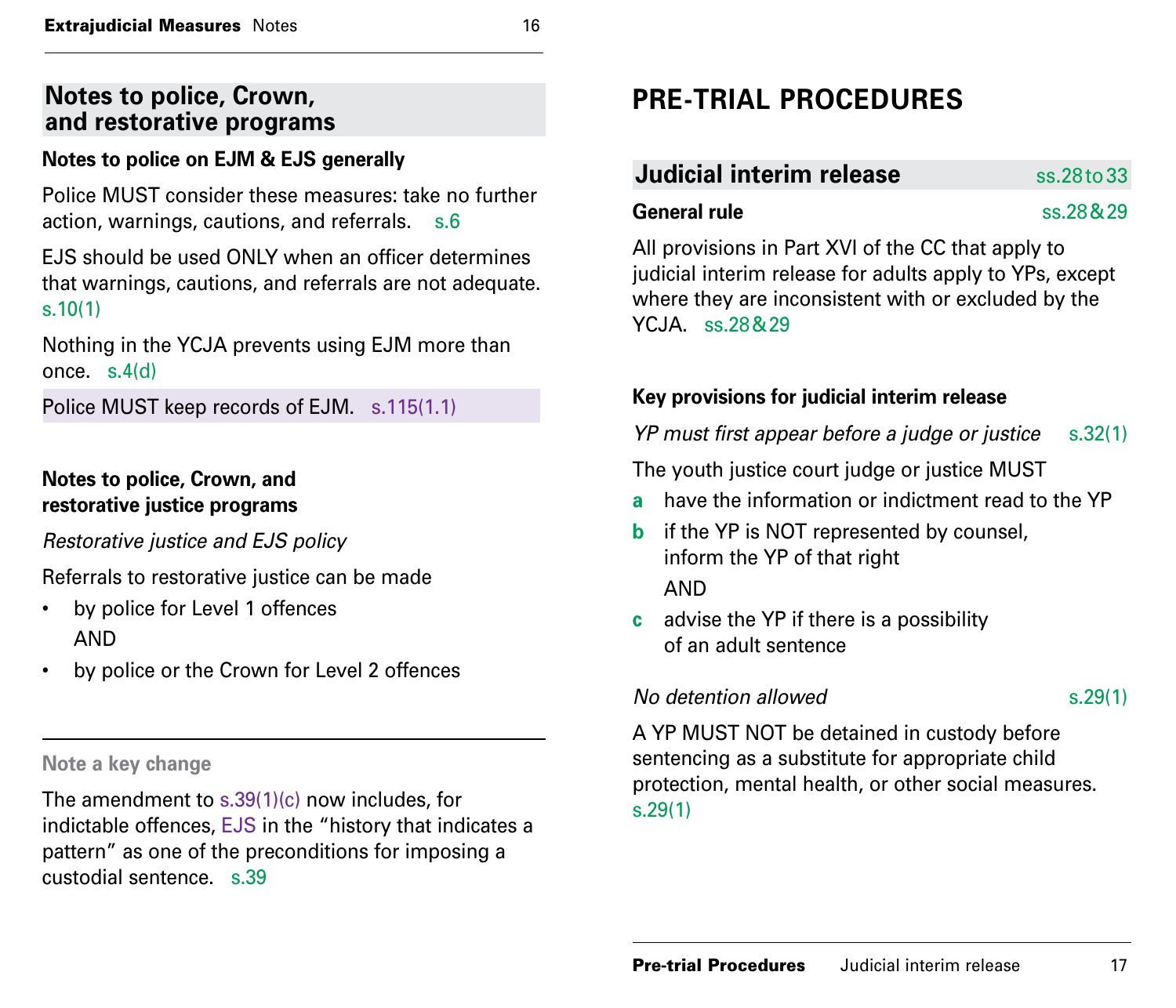## Notes to police, Crown, and restorative programs

### Notes to police on EJM & EJS generally

Police MUST consider these measures: take no further action, warnings, cautions, and referrals. s.6

EJS should be used ONLY when an officer determines that warnings, cautions, and referrals are not adequate. s.10(1)

Nothing in the YCJA prevents using EJM more than once. s.4(d)

Police MUST keep records of EJM. s.115(1.1)

### Notes to police, Crown, and restorative justice programs

*Restorative justice and EJS policy*

Referrals to restorative justice can be made

- by police for Level 1 offences
  AND
- by police or the Crown for Level 2 offences

---

**Note a key change**

The amendment to s.39(1)(c) now includes, for indictable offences, EJS in the "history that indicates a pattern" as one of the preconditions for imposing a custodial sentence. s.39

# PRE-TRIAL PROCEDURES

## Judicial interim release ss.28 to 33

### General rule ss.28 & 29

All provisions in Part XVI of the CC that apply to judicial interim release for adults apply to YPs, except where they are inconsistent with or excluded by the YCJA. ss.28 & 29

### Key provisions for judicial interim release

*YP must first appear before a judge or justice* s.32(1)

The youth justice court judge or justice MUST

- **a** have the information or indictment read to the YP
- **b** if the YP is NOT represented by counsel, inform the YP of that right
  AND
- **c** advise the YP if there is a possibility of an adult sentence

*No detention allowed* s.29(1)

A YP MUST NOT be detained in custody before sentencing as a substitute for appropriate child protection, mental health, or other social measures. s.29(1)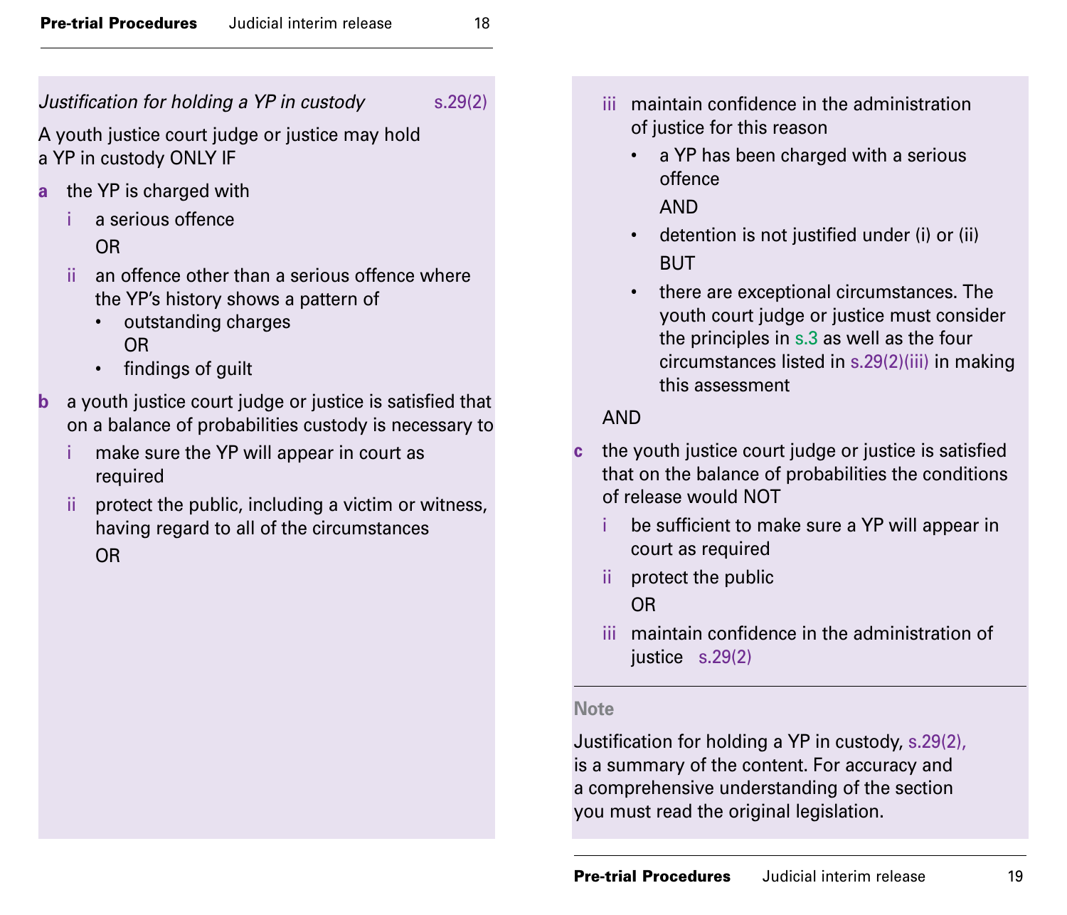*Justification for holding a YP in custody* s.29(2)

A youth justice court judge or justice may hold a YP in custody ONLY IF

- **a** the YP is charged with
  - i a serious offence

    OR
  - ii an offence other than a serious offence where the YP's history shows a pattern of
    - outstanding charges

      OR
    - findings of guilt
- **b** a youth justice court judge or justice is satisfied that on a balance of probabilities custody is necessary to
  - i make sure the YP will appear in court as required
  - ii protect the public, including a victim or witness, having regard to all of the circumstances

    OR
  - iii maintain confidence in the administration of justice for this reason
    - a YP has been charged with a serious offence

      AND
    - detention is not justified under (i) or (ii)

      BUT
    - there are exceptional circumstances. The youth court judge or justice must consider the principles in s.3 as well as the four circumstances listed in s.29(2)(iii) in making this assessment

  AND
- **c** the youth justice court judge or justice is satisfied that on the balance of probabilities the conditions of release would NOT
  - i be sufficient to make sure a YP will appear in court as required
  - ii protect the public

    OR
  - iii maintain confidence in the administration of justice s.29(2)

**Note**

Justification for holding a YP in custody, s.29(2), is a summary of the content. For accuracy and a comprehensive understanding of the section you must read the original legislation.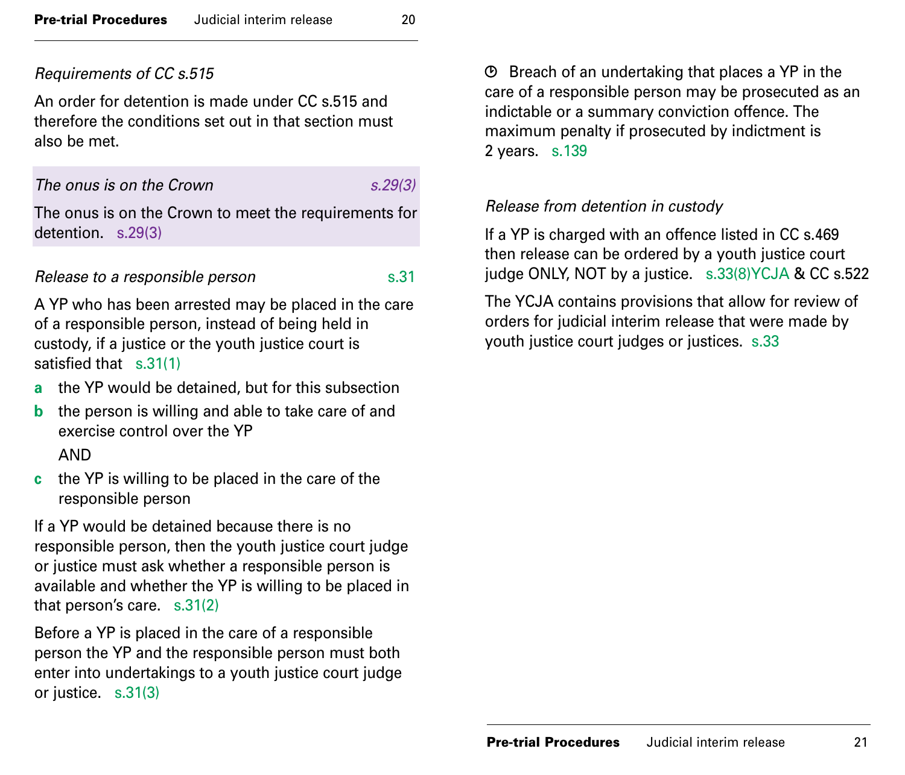*Requirements of CC s.515*

An order for detention is made under CC s.515 and therefore the conditions set out in that section must also be met.

*The onus is on the Crown* — *s.29(3)*

The onus is on the Crown to meet the requirements for detention. s.29(3)

*Release to a responsible person* — s.31

A YP who has been arrested may be placed in the care of a responsible person, instead of being held in custody, if a justice or the youth justice court is satisfied that s.31(1)

- **a** the YP would be detained, but for this subsection
- **b** the person is willing and able to take care of and exercise control over the YP

  AND
- **c** the YP is willing to be placed in the care of the responsible person

If a YP would be detained because there is no responsible person, then the youth justice court judge or justice must ask whether a responsible person is available and whether the YP is willing to be placed in that person's care. s.31(2)

Before a YP is placed in the care of a responsible person the YP and the responsible person must both enter into undertakings to a youth justice court judge or justice. s.31(3)

⏱ Breach of an undertaking that places a YP in the care of a responsible person may be prosecuted as an indictable or a summary conviction offence. The maximum penalty if prosecuted by indictment is 2 years. s.139

*Release from detention in custody*

If a YP is charged with an offence listed in CC s.469 then release can be ordered by a youth justice court judge ONLY, NOT by a justice. s.33(8)YCJA & CC s.522

The YCJA contains provisions that allow for review of orders for judicial interim release that were made by youth justice court judges or justices. s.33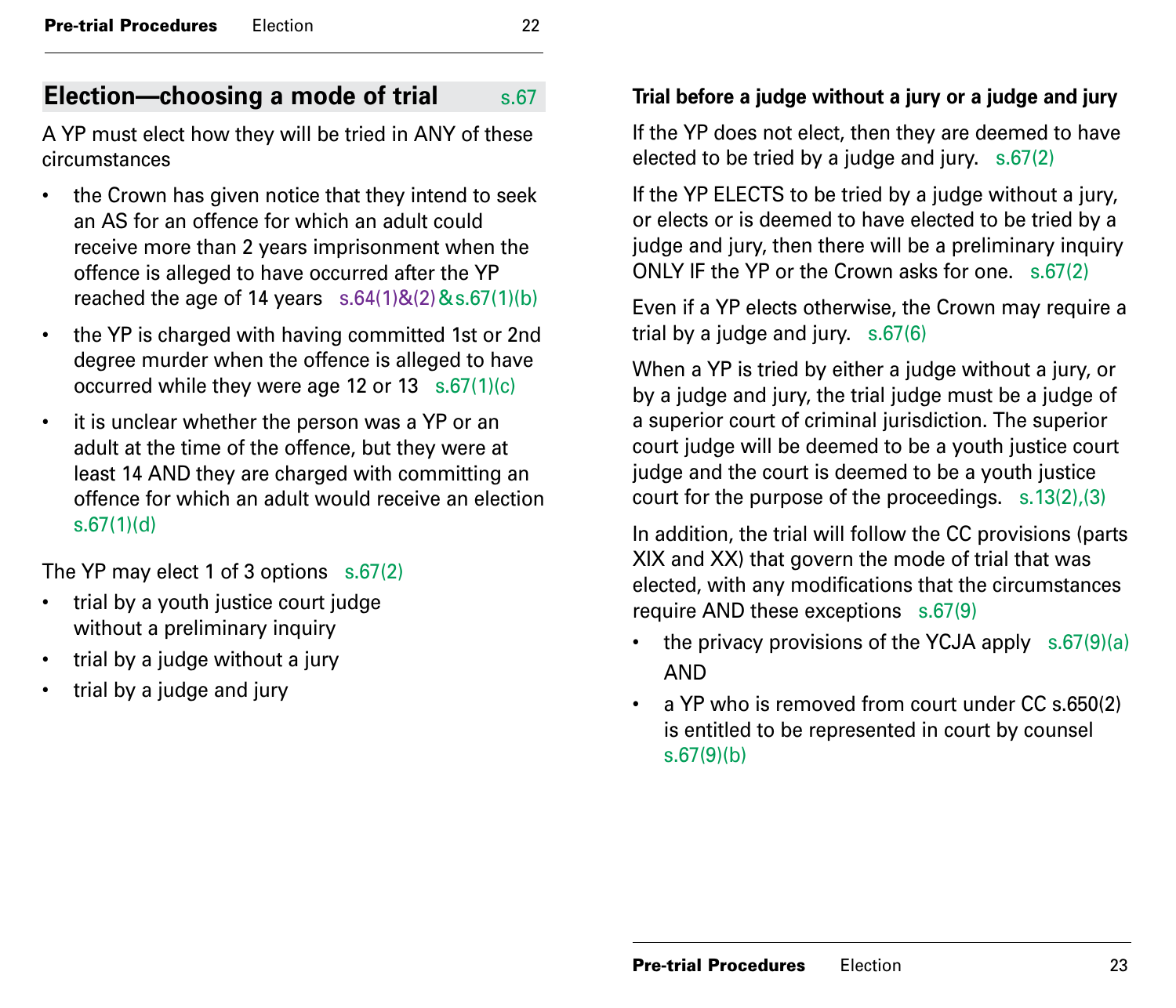## Election—choosing a mode of trial s.67

A YP must elect how they will be tried in ANY of these circumstances

- the Crown has given notice that they intend to seek an AS for an offence for which an adult could receive more than 2 years imprisonment when the offence is alleged to have occurred after the YP reached the age of 14 years s.64(1)&(2)&s.67(1)(b)
- the YP is charged with having committed 1st or 2nd degree murder when the offence is alleged to have occurred while they were age 12 or 13 s.67(1)(c)
- it is unclear whether the person was a YP or an adult at the time of the offence, but they were at least 14 AND they are charged with committing an offence for which an adult would receive an election s.67(1)(d)

The YP may elect 1 of 3 options s.67(2)

- trial by a youth justice court judge without a preliminary inquiry
- trial by a judge without a jury
- trial by a judge and jury

### Trial before a judge without a jury or a judge and jury

If the YP does not elect, then they are deemed to have elected to be tried by a judge and jury. s.67(2)

If the YP ELECTS to be tried by a judge without a jury, or elects or is deemed to have elected to be tried by a judge and jury, then there will be a preliminary inquiry ONLY IF the YP or the Crown asks for one. s.67(2)

Even if a YP elects otherwise, the Crown may require a trial by a judge and jury. s.67(6)

When a YP is tried by either a judge without a jury, or by a judge and jury, the trial judge must be a judge of a superior court of criminal jurisdiction. The superior court judge will be deemed to be a youth justice court judge and the court is deemed to be a youth justice court for the purpose of the proceedings. s.13(2),(3)

In addition, the trial will follow the CC provisions (parts XIX and XX) that govern the mode of trial that was elected, with any modifications that the circumstances require AND these exceptions s.67(9)

- the privacy provisions of the YCJA apply s.67(9)(a) AND
- a YP who is removed from court under CC s.650(2) is entitled to be represented in court by counsel s.67(9)(b)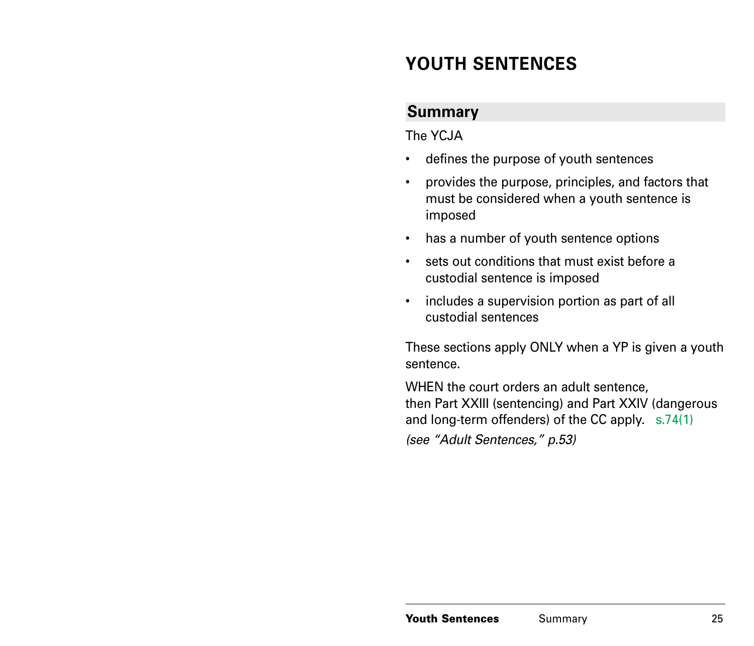# YOUTH SENTENCES

## Summary

The YCJA

- defines the purpose of youth sentences
- provides the purpose, principles, and factors that must be considered when a youth sentence is imposed
- has a number of youth sentence options
- sets out conditions that must exist before a custodial sentence is imposed
- includes a supervision portion as part of all custodial sentences

These sections apply ONLY when a YP is given a youth sentence.

WHEN the court orders an adult sentence,
then Part XXIII (sentencing) and Part XXIV (dangerous and long-term offenders) of the CC apply. s.74(1)

*(see "Adult Sentences," p.53)*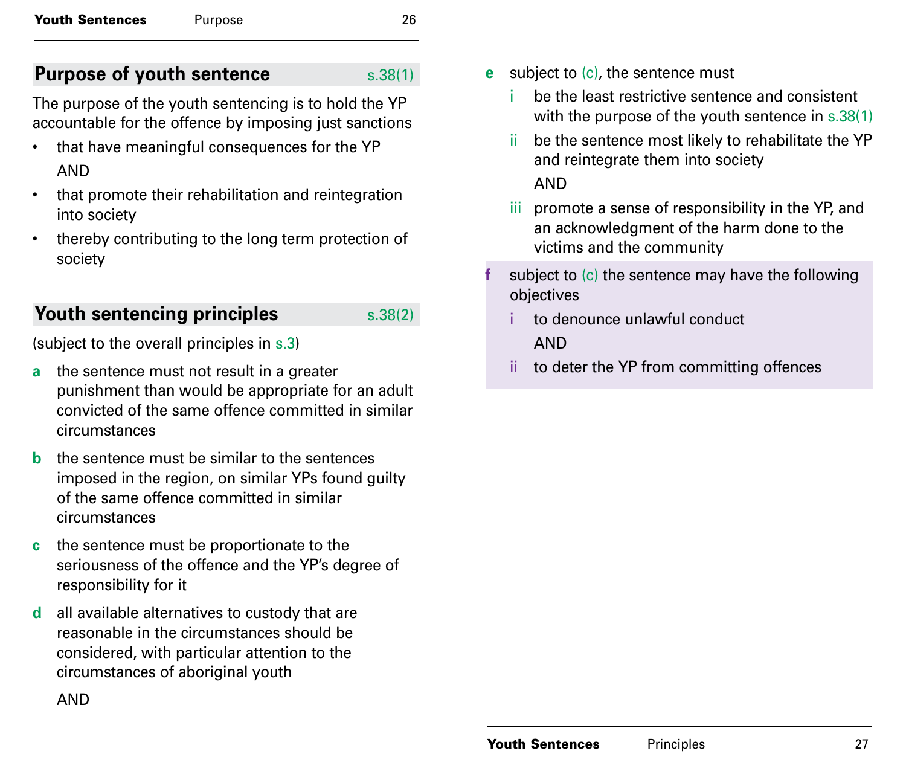## Purpose of youth sentence s.38(1)

The purpose of the youth sentencing is to hold the YP accountable for the offence by imposing just sanctions

- that have meaningful consequences for the YP

  AND
- that promote their rehabilitation and reintegration into society
- thereby contributing to the long term protection of society

## Youth sentencing principles s.38(2)

(subject to the overall principles in s.3)

**a** the sentence must not result in a greater punishment than would be appropriate for an adult convicted of the same offence committed in similar circumstances

**b** the sentence must be similar to the sentences imposed in the region, on similar YPs found guilty of the same offence committed in similar circumstances

**c** the sentence must be proportionate to the seriousness of the offence and the YP's degree of responsibility for it

**d** all available alternatives to custody that are reasonable in the circumstances should be considered, with particular attention to the circumstances of aboriginal youth

AND

**e** subject to (c), the sentence must

- i be the least restrictive sentence and consistent with the purpose of the youth sentence in s.38(1)
- ii be the sentence most likely to rehabilitate the YP and reintegrate them into society

  AND
- iii promote a sense of responsibility in the YP, and an acknowledgment of the harm done to the victims and the community

**f** subject to (c) the sentence may have the following objectives

- i to denounce unlawful conduct

  AND
- ii to deter the YP from committing offences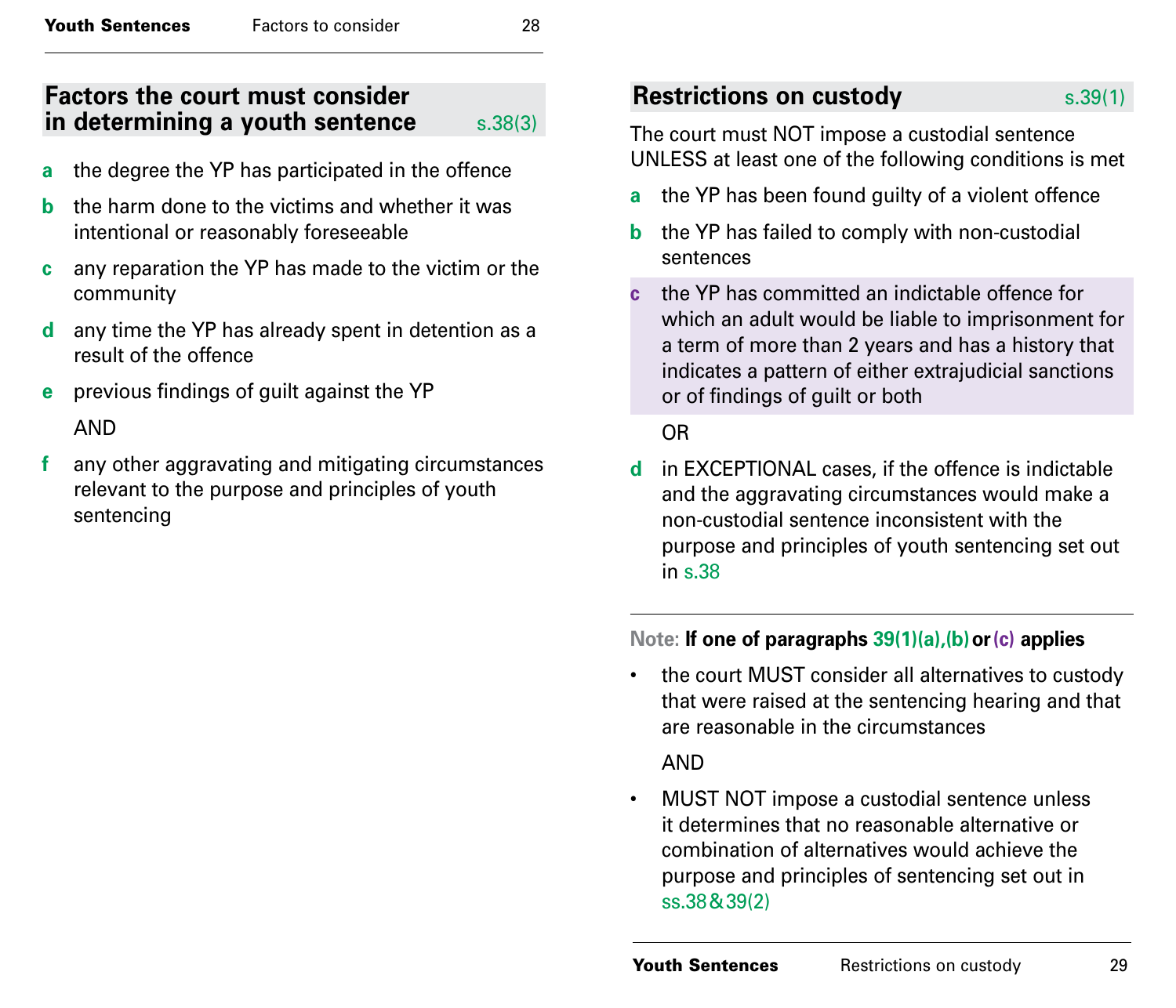## Factors the court must consider in determining a youth sentence s.38(3)

- **a** the degree the YP has participated in the offence
- **b** the harm done to the victims and whether it was intentional or reasonably foreseeable
- **c** any reparation the YP has made to the victim or the community
- **d** any time the YP has already spent in detention as a result of the offence
- **e** previous findings of guilt against the YP

  AND

- **f** any other aggravating and mitigating circumstances relevant to the purpose and principles of youth sentencing

## Restrictions on custody s.39(1)

The court must NOT impose a custodial sentence UNLESS at least one of the following conditions is met

- **a** the YP has been found guilty of a violent offence
- **b** the YP has failed to comply with non-custodial sentences
- **c** the YP has committed an indictable offence for which an adult would be liable to imprisonment for a term of more than 2 years and has a history that indicates a pattern of either extrajudicial sanctions or of findings of guilt or both

  OR

- **d** in EXCEPTIONAL cases, if the offence is indictable and the aggravating circumstances would make a non-custodial sentence inconsistent with the purpose and principles of youth sentencing set out in s.38

---

Note: **If one of paragraphs 39(1)(a),(b) or (c) applies**

- the court MUST consider all alternatives to custody that were raised at the sentencing hearing and that are reasonable in the circumstances

  AND

- MUST NOT impose a custodial sentence unless it determines that no reasonable alternative or combination of alternatives would achieve the purpose and principles of sentencing set out in ss.38 & 39(2)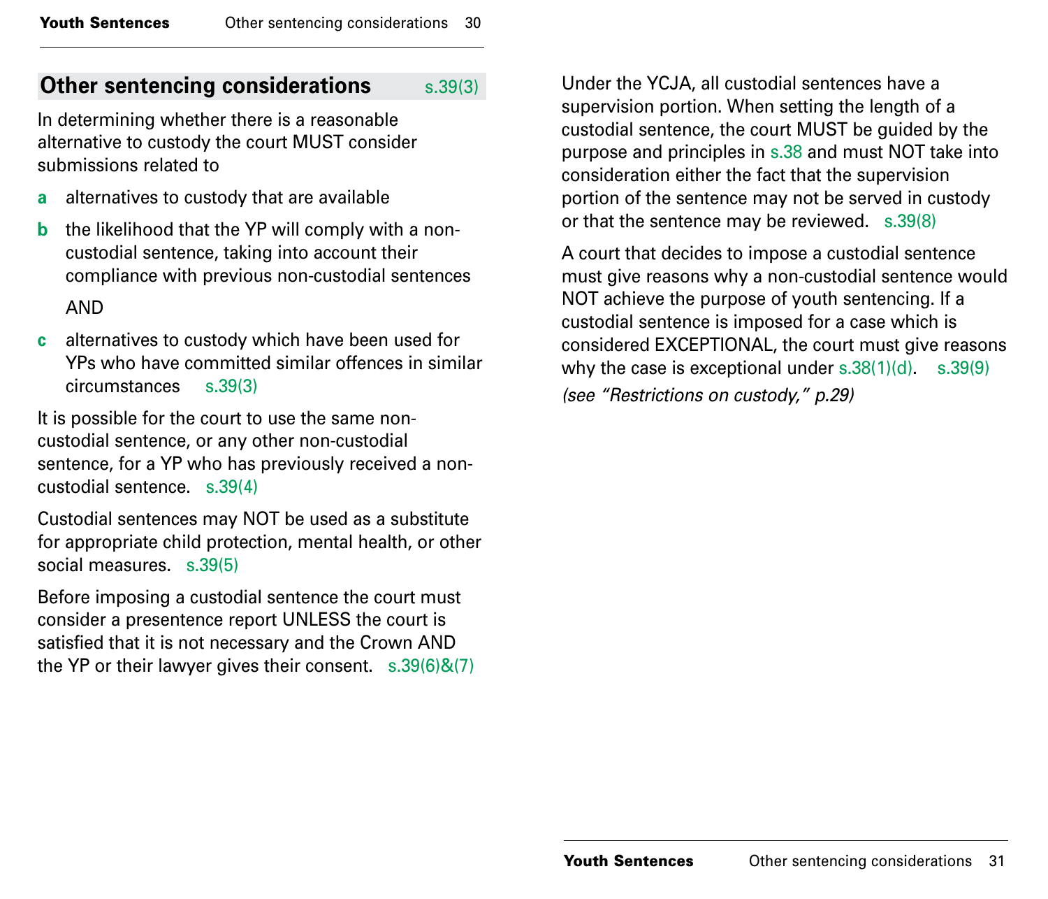## Other sentencing considerations s.39(3)

In determining whether there is a reasonable alternative to custody the court MUST consider submissions related to

- **a** alternatives to custody that are available
- **b** the likelihood that the YP will comply with a non-custodial sentence, taking into account their compliance with previous non-custodial sentences

  AND

- **c** alternatives to custody which have been used for YPs who have committed similar offences in similar circumstances s.39(3)

It is possible for the court to use the same non-custodial sentence, or any other non-custodial sentence, for a YP who has previously received a non-custodial sentence. s.39(4)

Custodial sentences may NOT be used as a substitute for appropriate child protection, mental health, or other social measures. s.39(5)

Before imposing a custodial sentence the court must consider a presentence report UNLESS the court is satisfied that it is not necessary and the Crown AND the YP or their lawyer gives their consent. s.39(6)&(7)

Under the YCJA, all custodial sentences have a supervision portion. When setting the length of a custodial sentence, the court MUST be guided by the purpose and principles in s.38 and must NOT take into consideration either the fact that the supervision portion of the sentence may not be served in custody or that the sentence may be reviewed. s.39(8)

A court that decides to impose a custodial sentence must give reasons why a non-custodial sentence would NOT achieve the purpose of youth sentencing. If a custodial sentence is imposed for a case which is considered EXCEPTIONAL, the court must give reasons why the case is exceptional under s.38(1)(d). s.39(9)

*(see "Restrictions on custody," p.29)*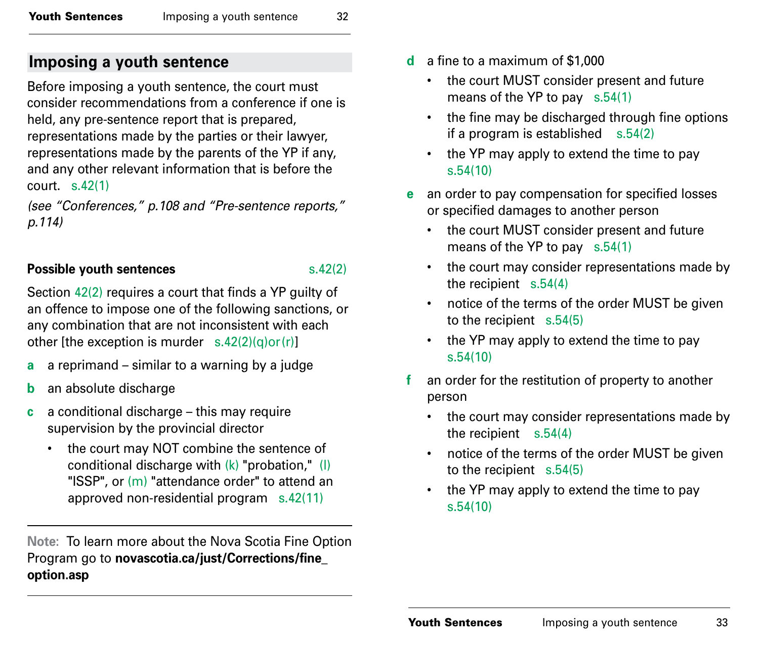## Imposing a youth sentence

Before imposing a youth sentence, the court must consider recommendations from a conference if one is held, any pre-sentence report that is prepared, representations made by the parties or their lawyer, representations made by the parents of the YP if any, and any other relevant information that is before the court. s.42(1)

*(see "Conferences," p.108 and "Pre-sentence reports," p.114)*

**Possible youth sentences** s.42(2)

Section 42(2) requires a court that finds a YP guilty of an offence to impose one of the following sanctions, or any combination that are not inconsistent with each other [the exception is murder s.42(2)(q)or(r)]

**a** a reprimand – similar to a warning by a judge

**b** an absolute discharge

**c** a conditional discharge – this may require supervision by the provincial director

- the court may NOT combine the sentence of conditional discharge with (k) "probation," (l) "ISSP", or (m) "attendance order" to attend an approved non-residential program s.42(11)

**Note:** To learn more about the Nova Scotia Fine Option Program go to **novascotia.ca/just/Corrections/fine_option.asp**

**d** a fine to a maximum of $1,000

- the court MUST consider present and future means of the YP to pay s.54(1)
- the fine may be discharged through fine options if a program is established s.54(2)
- the YP may apply to extend the time to pay s.54(10)

**e** an order to pay compensation for specified losses or specified damages to another person

- the court MUST consider present and future means of the YP to pay s.54(1)
- the court may consider representations made by the recipient s.54(4)
- notice of the terms of the order MUST be given to the recipient s.54(5)
- the YP may apply to extend the time to pay s.54(10)

**f** an order for the restitution of property to another person

- the court may consider representations made by the recipient s.54(4)
- notice of the terms of the order MUST be given to the recipient s.54(5)
- the YP may apply to extend the time to pay s.54(10)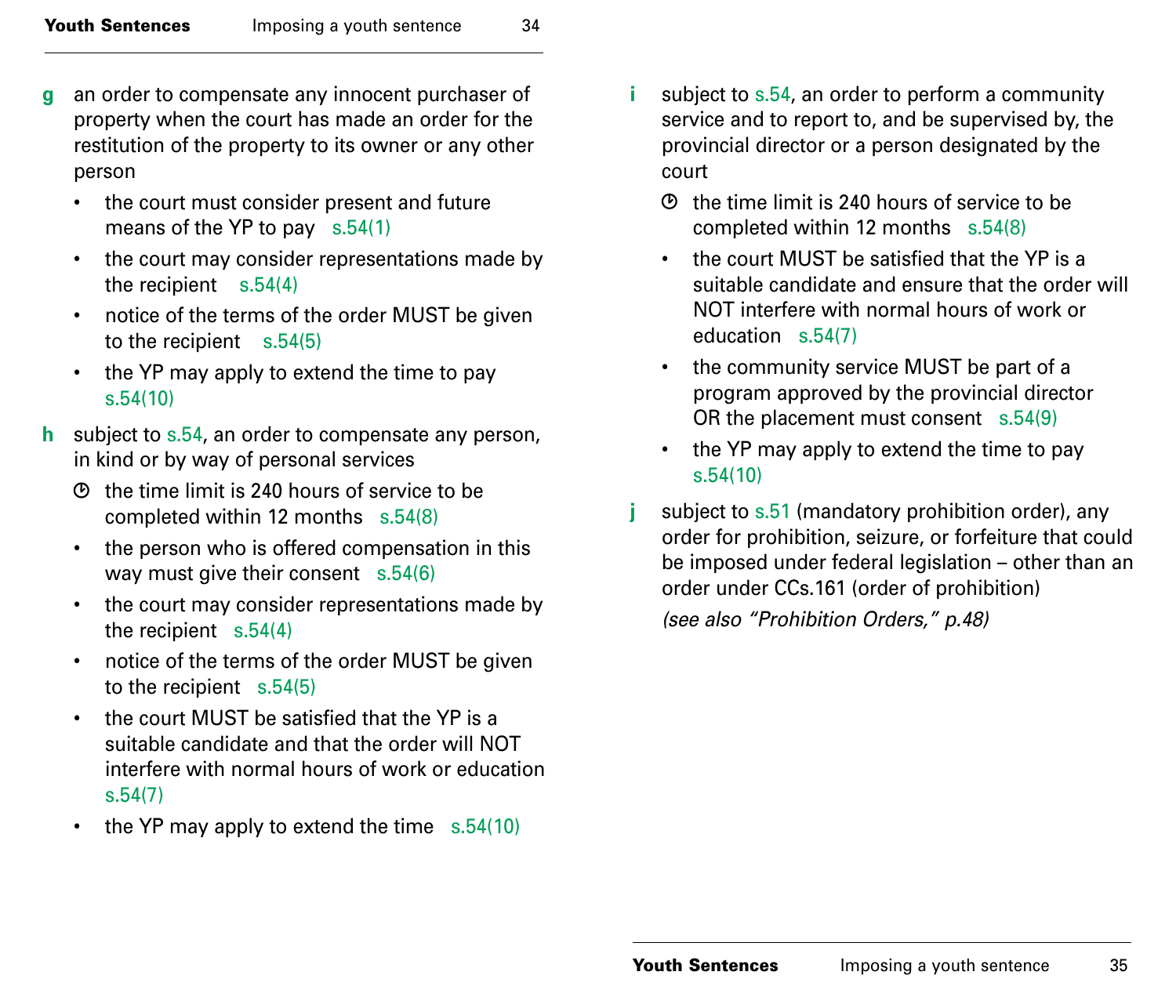**g** an order to compensate any innocent purchaser of property when the court has made an order for the restitution of the property to its owner or any other person

- the court must consider present and future means of the YP to pay s.54(1)
- the court may consider representations made by the recipient s.54(4)
- notice of the terms of the order MUST be given to the recipient s.54(5)
- the YP may apply to extend the time to pay s.54(10)

**h** subject to s.54, an order to compensate any person, in kind or by way of personal services

- ⏱ the time limit is 240 hours of service to be completed within 12 months s.54(8)
- the person who is offered compensation in this way must give their consent s.54(6)
- the court may consider representations made by the recipient s.54(4)
- notice of the terms of the order MUST be given to the recipient s.54(5)
- the court MUST be satisfied that the YP is a suitable candidate and that the order will NOT interfere with normal hours of work or education s.54(7)
- the YP may apply to extend the time s.54(10)

**i** subject to s.54, an order to perform a community service and to report to, and be supervised by, the provincial director or a person designated by the court

- ⏱ the time limit is 240 hours of service to be completed within 12 months s.54(8)
- the court MUST be satisfied that the YP is a suitable candidate and ensure that the order will NOT interfere with normal hours of work or education s.54(7)
- the community service MUST be part of a program approved by the provincial director OR the placement must consent s.54(9)
- the YP may apply to extend the time to pay s.54(10)

**j** subject to s.51 (mandatory prohibition order), any order for prohibition, seizure, or forfeiture that could be imposed under federal legislation – other than an order under CCs.161 (order of prohibition)

*(see also "Prohibition Orders," p.48)*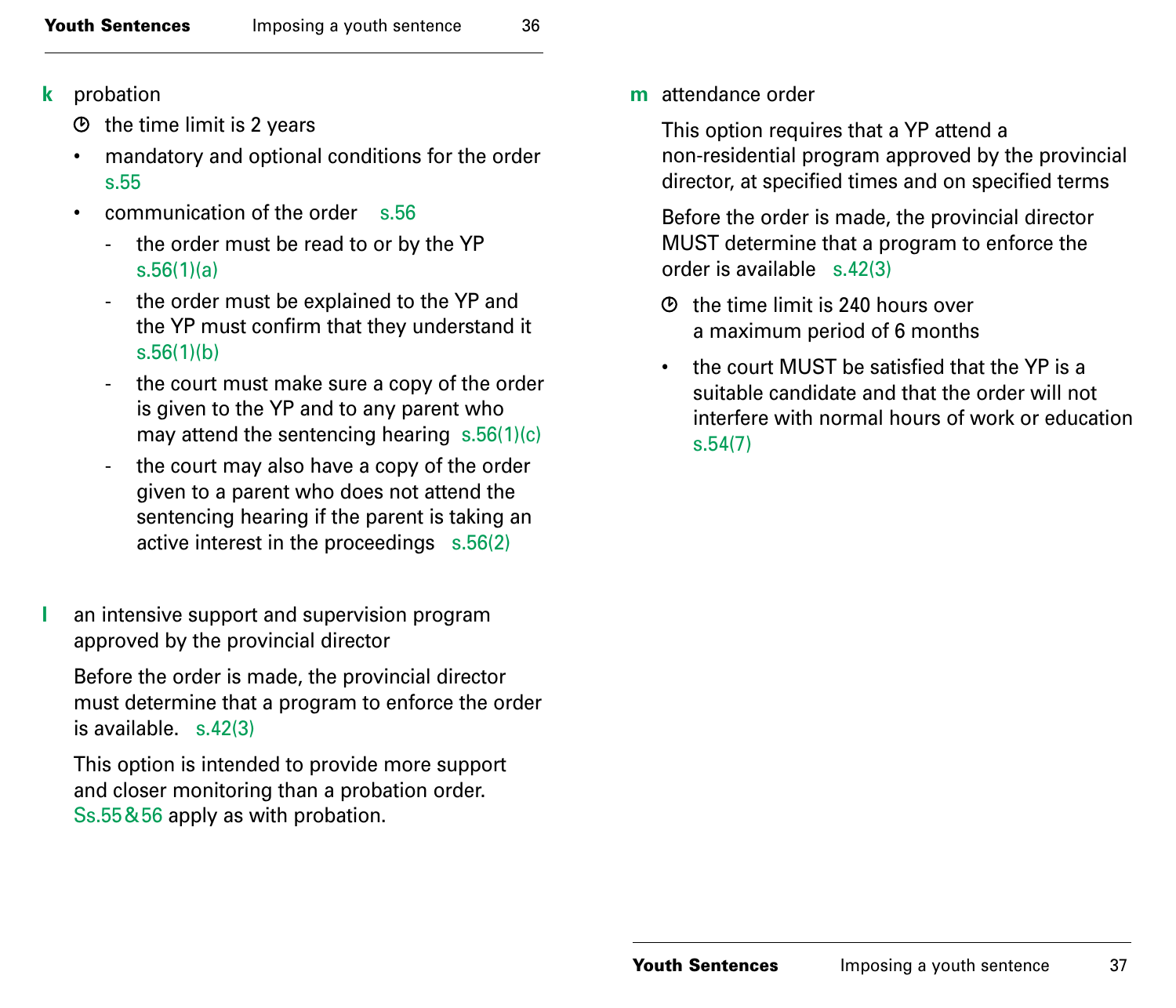**k** probation

- ⏱ the time limit is 2 years
- mandatory and optional conditions for the order s.55
- communication of the order s.56
  - the order must be read to or by the YP s.56(1)(a)
  - the order must be explained to the YP and the YP must confirm that they understand it s.56(1)(b)
  - the court must make sure a copy of the order is given to the YP and to any parent who may attend the sentencing hearing s.56(1)(c)
  - the court may also have a copy of the order given to a parent who does not attend the sentencing hearing if the parent is taking an active interest in the proceedings s.56(2)

**l** an intensive support and supervision program approved by the provincial director

Before the order is made, the provincial director must determine that a program to enforce the order is available. s.42(3)

This option is intended to provide more support and closer monitoring than a probation order. Ss.55 & 56 apply as with probation.

**m** attendance order

This option requires that a YP attend a non-residential program approved by the provincial director, at specified times and on specified terms

Before the order is made, the provincial director MUST determine that a program to enforce the order is available s.42(3)

- ⏱ the time limit is 240 hours over a maximum period of 6 months
- the court MUST be satisfied that the YP is a suitable candidate and that the order will not interfere with normal hours of work or education s.54(7)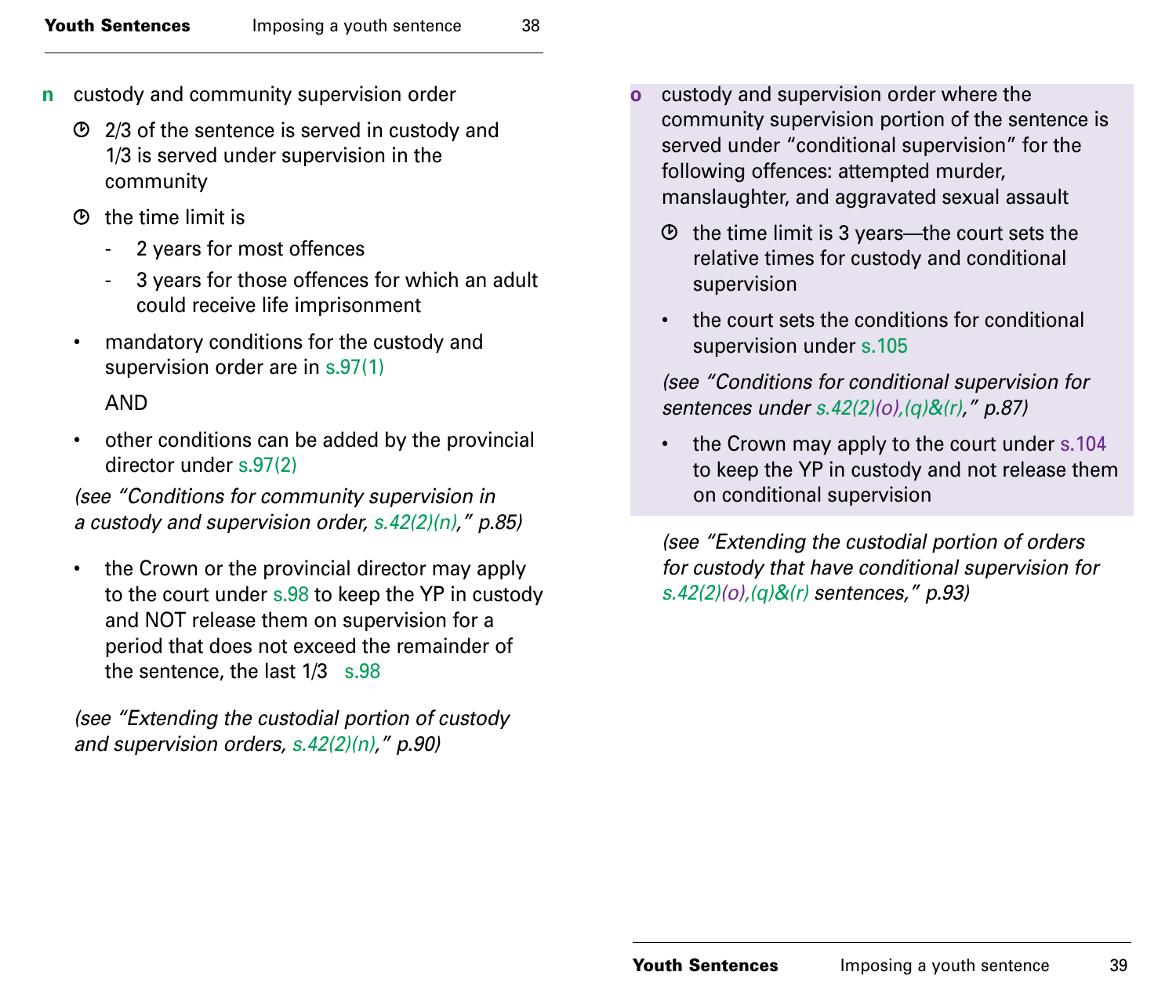**n** custody and community supervision order

- ⏱ 2/3 of the sentence is served in custody and 1/3 is served under supervision in the community
- ⏱ the time limit is
  - 2 years for most offences
  - 3 years for those offences for which an adult could receive life imprisonment
- mandatory conditions for the custody and supervision order are in s.97(1)

  AND

- other conditions can be added by the provincial director under s.97(2)

*(see "Conditions for community supervision in a custody and supervision order, s.42(2)(n)," p.85)*

- the Crown or the provincial director may apply to the court under s.98 to keep the YP in custody and NOT release them on supervision for a period that does not exceed the remainder of the sentence, the last 1/3 s.98

*(see "Extending the custodial portion of custody and supervision orders, s.42(2)(n)," p.90)*

**o** custody and supervision order where the community supervision portion of the sentence is served under "conditional supervision" for the following offences: attempted murder, manslaughter, and aggravated sexual assault

- ⏱ the time limit is 3 years—the court sets the relative times for custody and conditional supervision
- the court sets the conditions for conditional supervision under s.105

*(see "Conditions for conditional supervision for sentences under s.42(2)(o),(q)&(r)," p.87)*

- the Crown may apply to the court under s.104 to keep the YP in custody and not release them on conditional supervision

*(see "Extending the custodial portion of orders for custody that have conditional supervision for s.42(2)(o),(q)&(r) sentences," p.93)*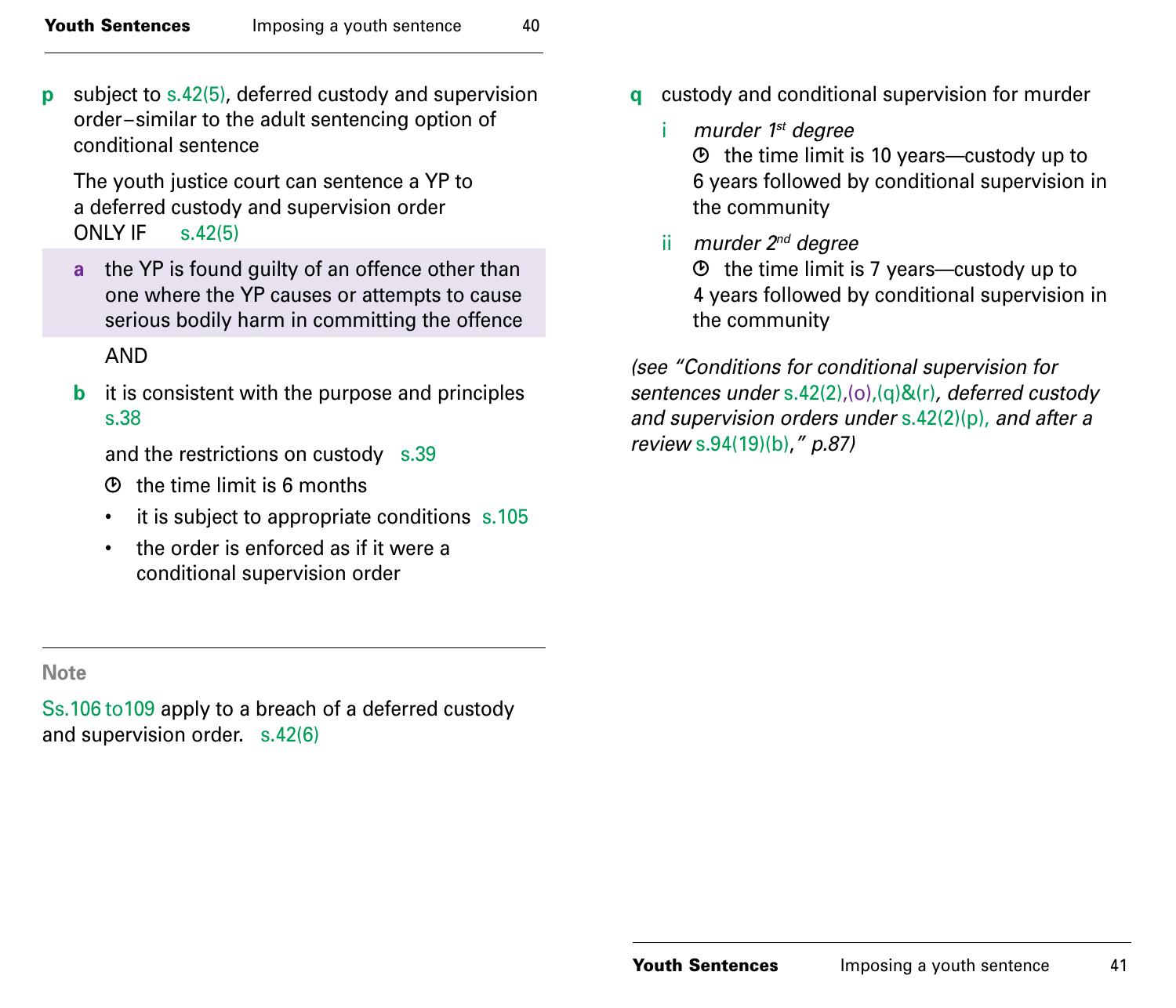**p** subject to s.42(5), deferred custody and supervision order–similar to the adult sentencing option of conditional sentence

The youth justice court can sentence a YP to a deferred custody and supervision order ONLY IF s.42(5)

**a** the YP is found guilty of an offence other than one where the YP causes or attempts to cause serious bodily harm in committing the offence

AND

**b** it is consistent with the purpose and principles s.38

and the restrictions on custody s.39

⏱ the time limit is 6 months

- it is subject to appropriate conditions s.105
- the order is enforced as if it were a conditional supervision order

**Note**

Ss.106 to109 apply to a breach of a deferred custody and supervision order. s.42(6)

**q** custody and conditional supervision for murder

i *murder 1st degree*
⏱ the time limit is 10 years—custody up to 6 years followed by conditional supervision in the community

ii *murder 2nd degree*
⏱ the time limit is 7 years—custody up to 4 years followed by conditional supervision in the community

*(see "Conditions for conditional supervision for sentences under s.42(2),(o),(q)&(r), deferred custody and supervision orders under s.42(2)(p), and after a review s.94(19)(b)," p.87)*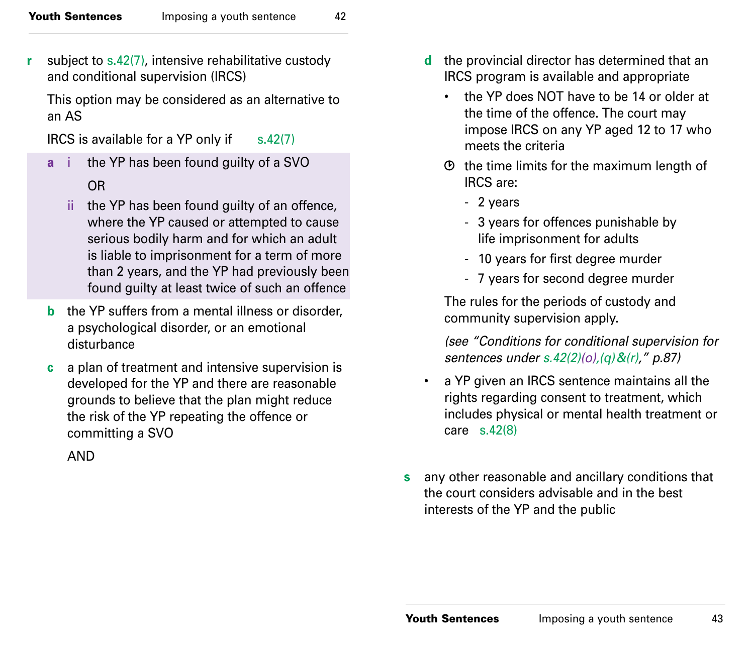**r** subject to s.42(7), intensive rehabilitative custody and conditional supervision (IRCS)

This option may be considered as an alternative to an AS

IRCS is available for a YP only if s.42(7)

**a** i the YP has been found guilty of a SVO

OR

ii the YP has been found guilty of an offence, where the YP caused or attempted to cause serious bodily harm and for which an adult is liable to imprisonment for a term of more than 2 years, and the YP had previously been found guilty at least twice of such an offence

**b** the YP suffers from a mental illness or disorder, a psychological disorder, or an emotional disturbance

**c** a plan of treatment and intensive supervision is developed for the YP and there are reasonable grounds to believe that the plan might reduce the risk of the YP repeating the offence or committing a SVO

AND

**d** the provincial director has determined that an IRCS program is available and appropriate

- the YP does NOT have to be 14 or older at the time of the offence. The court may impose IRCS on any YP aged 12 to 17 who meets the criteria
- the time limits for the maximum length of IRCS are:
  - 2 years
  - 3 years for offences punishable by life imprisonment for adults
  - 10 years for first degree murder
  - 7 years for second degree murder

The rules for the periods of custody and community supervision apply.

*(see "Conditions for conditional supervision for sentences under s.42(2)(o),(q)&(r)," p.87)*

- a YP given an IRCS sentence maintains all the rights regarding consent to treatment, which includes physical or mental health treatment or care s.42(8)

**s** any other reasonable and ancillary conditions that the court considers advisable and in the best interests of the YP and the public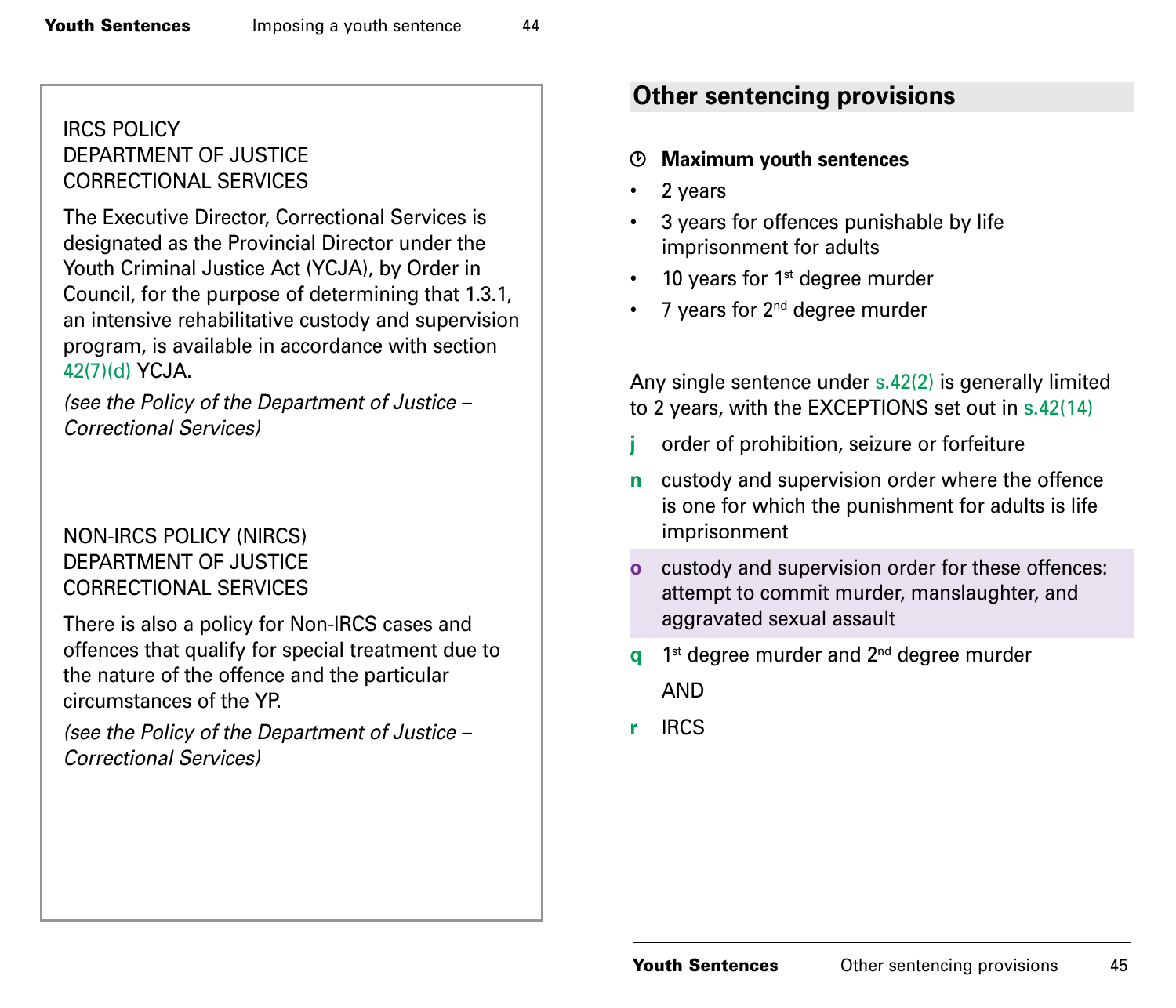IRCS POLICY
DEPARTMENT OF JUSTICE
CORRECTIONAL SERVICES

The Executive Director, Correctional Services is designated as the Provincial Director under the Youth Criminal Justice Act (YCJA), by Order in Council, for the purpose of determining that 1.3.1, an intensive rehabilitative custody and supervision program, is available in accordance with section 42(7)(d) YCJA.

*(see the Policy of the Department of Justice – Correctional Services)*

NON-IRCS POLICY (NIRCS)
DEPARTMENT OF JUSTICE
CORRECTIONAL SERVICES

There is also a policy for Non-IRCS cases and offences that qualify for special treatment due to the nature of the offence and the particular circumstances of the YP.

*(see the Policy of the Department of Justice – Correctional Services)*

## Other sentencing provisions

**Maximum youth sentences**

- 2 years
- 3 years for offences punishable by life imprisonment for adults
- 10 years for 1st degree murder
- 7 years for 2nd degree murder

Any single sentence under s.42(2) is generally limited to 2 years, with the EXCEPTIONS set out in s.42(14)

**j** order of prohibition, seizure or forfeiture

**n** custody and supervision order where the offence is one for which the punishment for adults is life imprisonment

**o** custody and supervision order for these offences: attempt to commit murder, manslaughter, and aggravated sexual assault

**q** 1st degree murder and 2nd degree murder

AND

**r** IRCS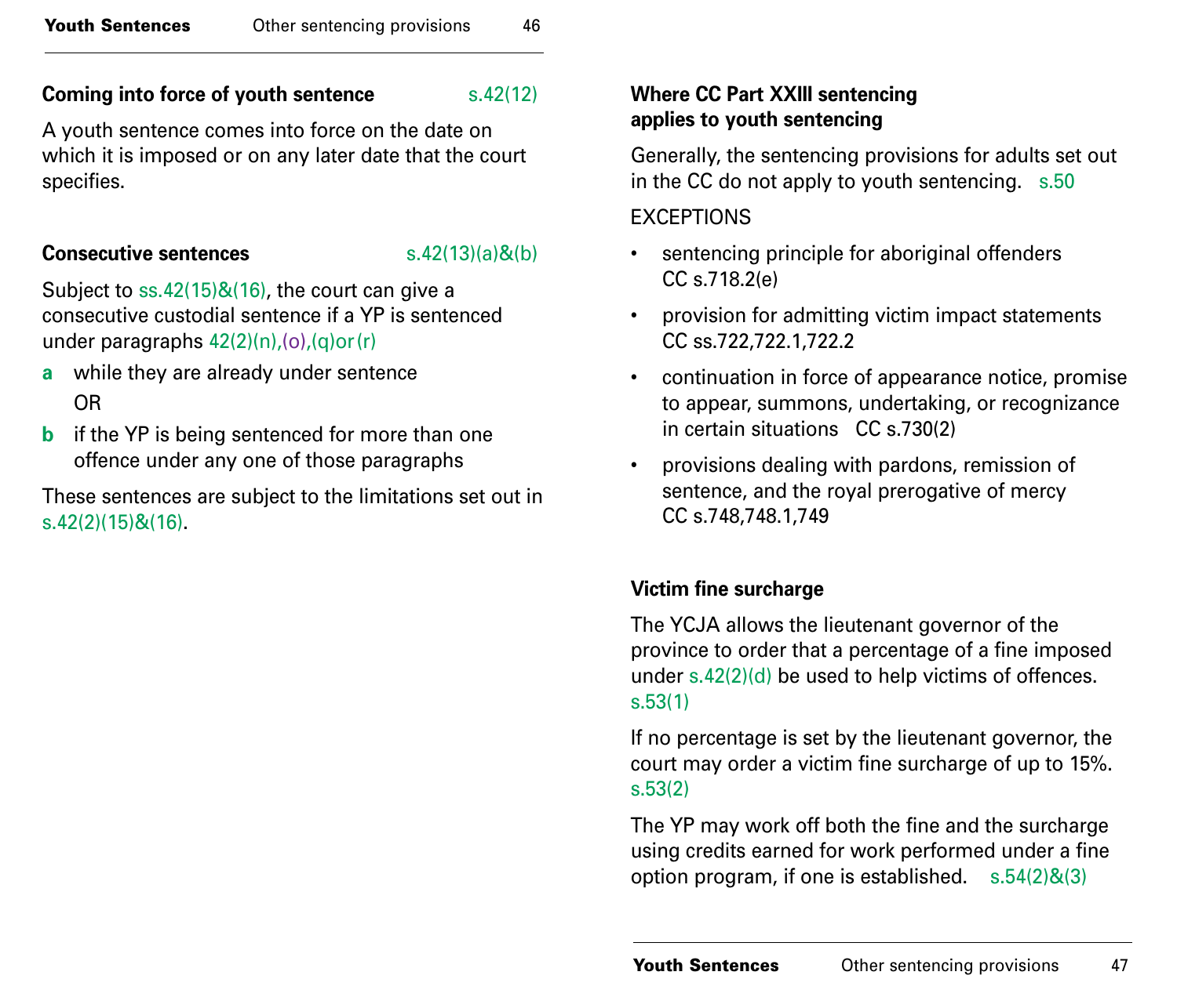## Coming into force of youth sentence s.42(12)

A youth sentence comes into force on the date on which it is imposed or on any later date that the court specifies.

## Consecutive sentences s.42(13)(a)&(b)

Subject to ss.42(15)&(16), the court can give a consecutive custodial sentence if a YP is sentenced under paragraphs 42(2)(n),(o),(q)or(r)

**a** while they are already under sentence

OR

**b** if the YP is being sentenced for more than one offence under any one of those paragraphs

These sentences are subject to the limitations set out in s.42(2)(15)&(16).

## Where CC Part XXIII sentencing applies to youth sentencing

Generally, the sentencing provisions for adults set out in the CC do not apply to youth sentencing. s.50

EXCEPTIONS

- sentencing principle for aboriginal offenders CC s.718.2(e)
- provision for admitting victim impact statements CC ss.722,722.1,722.2
- continuation in force of appearance notice, promise to appear, summons, undertaking, or recognizance in certain situations CC s.730(2)
- provisions dealing with pardons, remission of sentence, and the royal prerogative of mercy CC s.748,748.1,749

## Victim fine surcharge

The YCJA allows the lieutenant governor of the province to order that a percentage of a fine imposed under s.42(2)(d) be used to help victims of offences. s.53(1)

If no percentage is set by the lieutenant governor, the court may order a victim fine surcharge of up to 15%. s.53(2)

The YP may work off both the fine and the surcharge using credits earned for work performed under a fine option program, if one is established. s.54(2)&(3)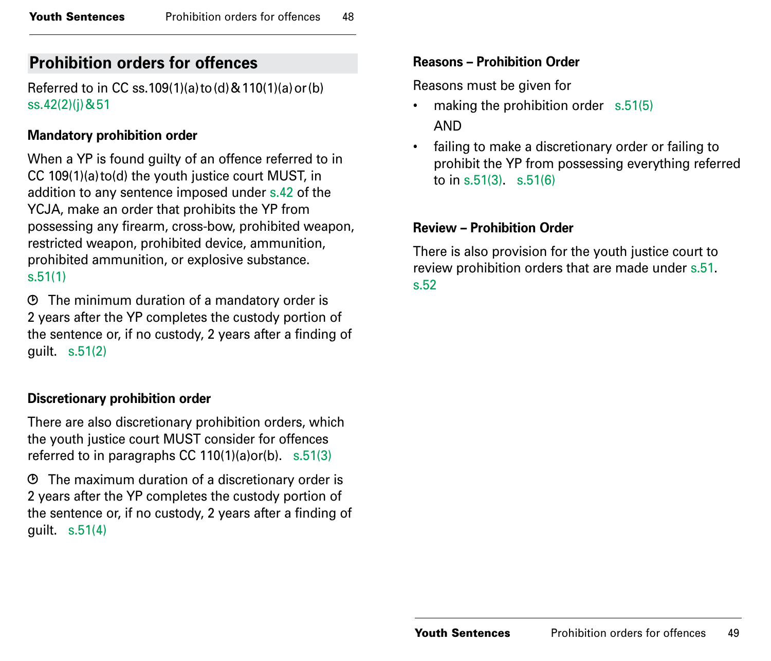## Prohibition orders for offences

Referred to in CC ss.109(1)(a) to (d) & 110(1)(a) or (b)
ss.42(2)(j) & 51

### Mandatory prohibition order

When a YP is found guilty of an offence referred to in CC 109(1)(a) to (d) the youth justice court MUST, in addition to any sentence imposed under s.42 of the YCJA, make an order that prohibits the YP from possessing any firearm, cross-bow, prohibited weapon, restricted weapon, prohibited device, ammunition, prohibited ammunition, or explosive substance.
s.51(1)

⏱ The minimum duration of a mandatory order is 2 years after the YP completes the custody portion of the sentence or, if no custody, 2 years after a finding of guilt. s.51(2)

### Discretionary prohibition order

There are also discretionary prohibition orders, which the youth justice court MUST consider for offences referred to in paragraphs CC 110(1)(a)or(b). s.51(3)

⏱ The maximum duration of a discretionary order is 2 years after the YP completes the custody portion of the sentence or, if no custody, 2 years after a finding of guilt. s.51(4)

### Reasons – Prohibition Order

Reasons must be given for

- making the prohibition order s.51(5)

  AND

- failing to make a discretionary order or failing to prohibit the YP from possessing everything referred to in s.51(3). s.51(6)

### Review – Prohibition Order

There is also provision for the youth justice court to review prohibition orders that are made under s.51.
s.52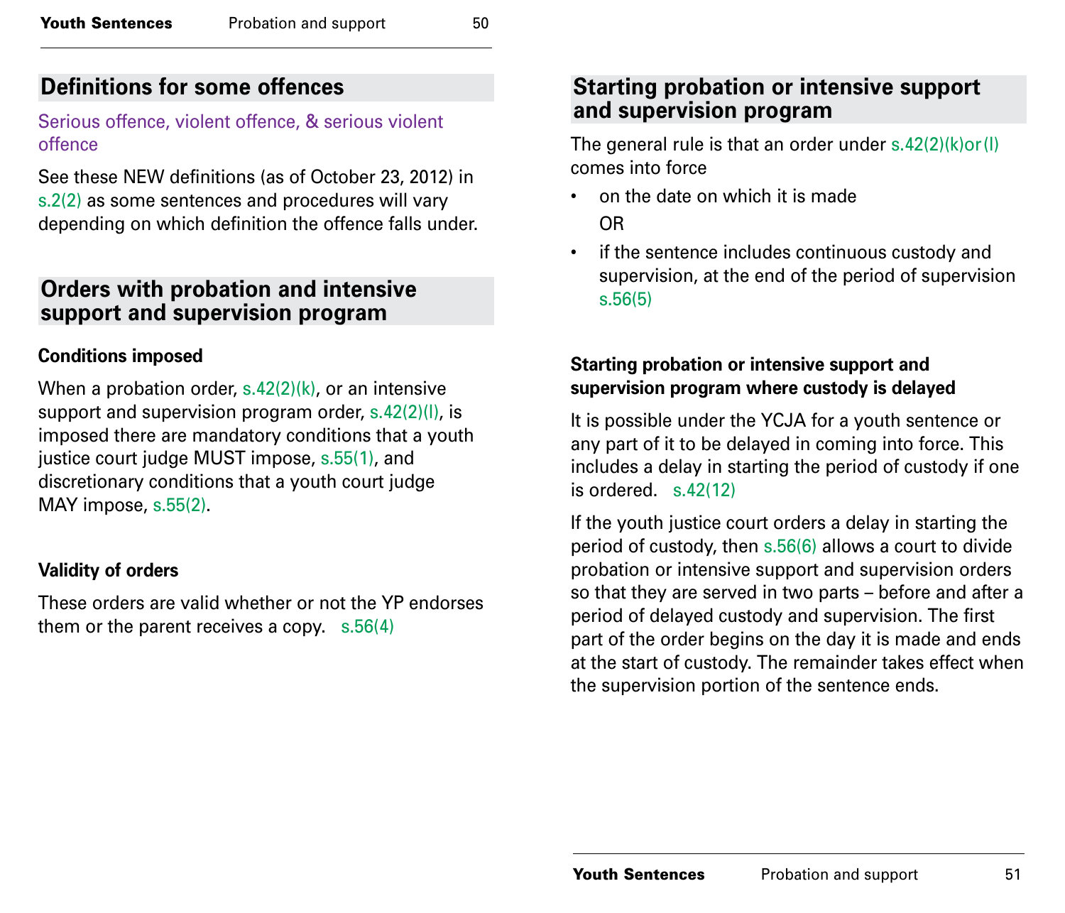## Definitions for some offences

### Serious offence, violent offence, & serious violent offence

See these NEW definitions (as of October 23, 2012) in s.2(2) as some sentences and procedures will vary depending on which definition the offence falls under.

## Orders with probation and intensive support and supervision program

**Conditions imposed**

When a probation order, s.42(2)(k), or an intensive support and supervision program order, s.42(2)(l), is imposed there are mandatory conditions that a youth justice court judge MUST impose, s.55(1), and discretionary conditions that a youth court judge MAY impose, s.55(2).

**Validity of orders**

These orders are valid whether or not the YP endorses them or the parent receives a copy. s.56(4)

## Starting probation or intensive support and supervision program

The general rule is that an order under s.42(2)(k)or(l) comes into force

- on the date on which it is made

  OR

- if the sentence includes continuous custody and supervision, at the end of the period of supervision s.56(5)

**Starting probation or intensive support and supervision program where custody is delayed**

It is possible under the YCJA for a youth sentence or any part of it to be delayed in coming into force. This includes a delay in starting the period of custody if one is ordered. s.42(12)

If the youth justice court orders a delay in starting the period of custody, then s.56(6) allows a court to divide probation or intensive support and supervision orders so that they are served in two parts – before and after a period of delayed custody and supervision. The first part of the order begins on the day it is made and ends at the start of custody. The remainder takes effect when the supervision portion of the sentence ends.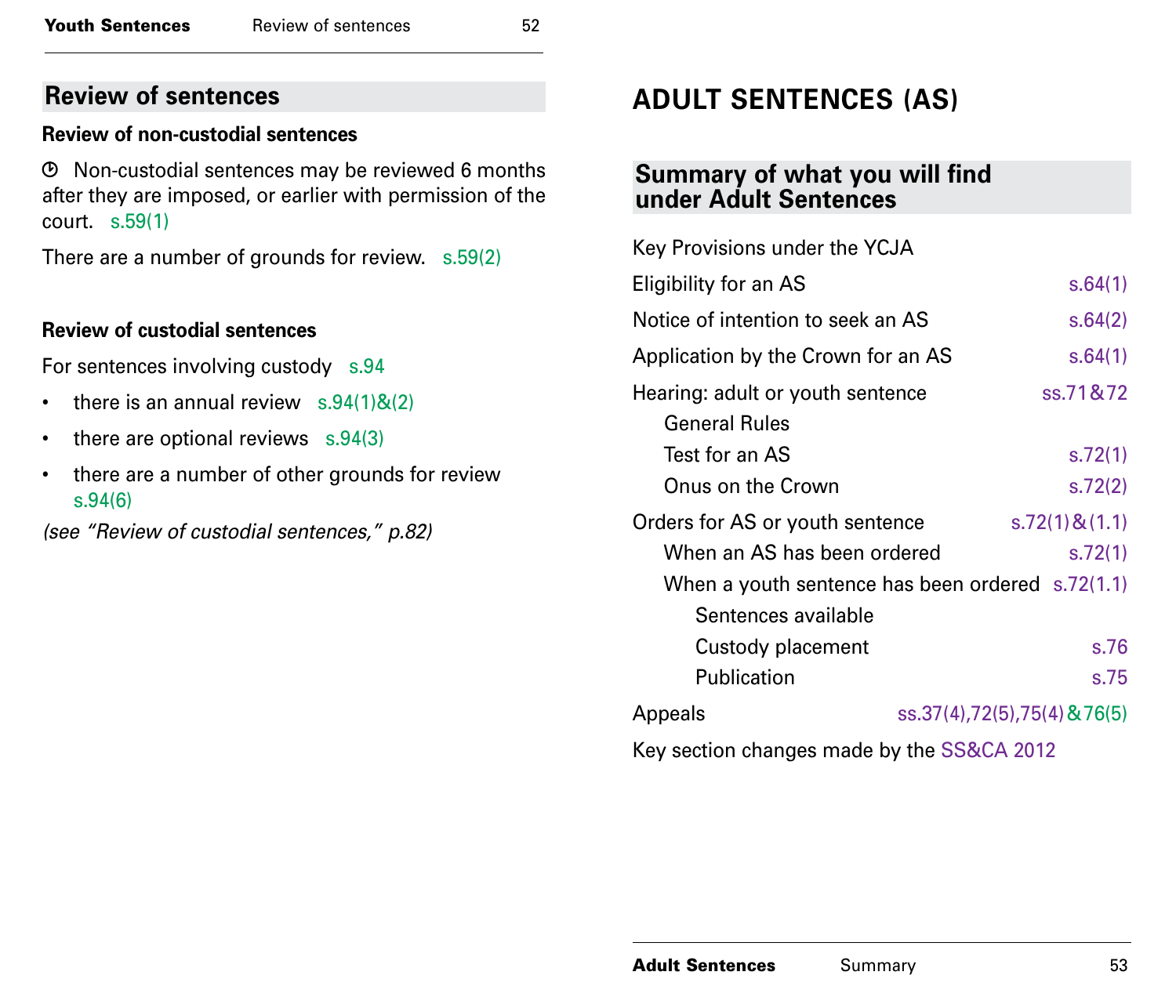## Review of sentences

### Review of non-custodial sentences

⏱ Non-custodial sentences may be reviewed 6 months after they are imposed, or earlier with permission of the court. s.59(1)

There are a number of grounds for review. s.59(2)

### Review of custodial sentences

For sentences involving custody s.94

- there is an annual review s.94(1)&(2)
- there are optional reviews s.94(3)
- there are a number of other grounds for review s.94(6)

*(see "Review of custodial sentences," p.82)*

# ADULT SENTENCES (AS)

## Summary of what you will find under Adult Sentences

Key Provisions under the YCJA

| | |
|---|---|
| Eligibility for an AS | s.64(1) |
| Notice of intention to seek an AS | s.64(2) |
| Application by the Crown for an AS | s.64(1) |
| Hearing: adult or youth sentence | ss.71&72 |
| General Rules | |
| Test for an AS | s.72(1) |
| Onus on the Crown | s.72(2) |
| Orders for AS or youth sentence | s.72(1)&(1.1) |
| When an AS has been ordered | s.72(1) |
| When a youth sentence has been ordered | s.72(1.1) |
| Sentences available | |
| Custody placement | s.76 |
| Publication | s.75 |
| Appeals | ss.37(4),72(5),75(4)&76(5) |

Key section changes made by the SS&CA 2012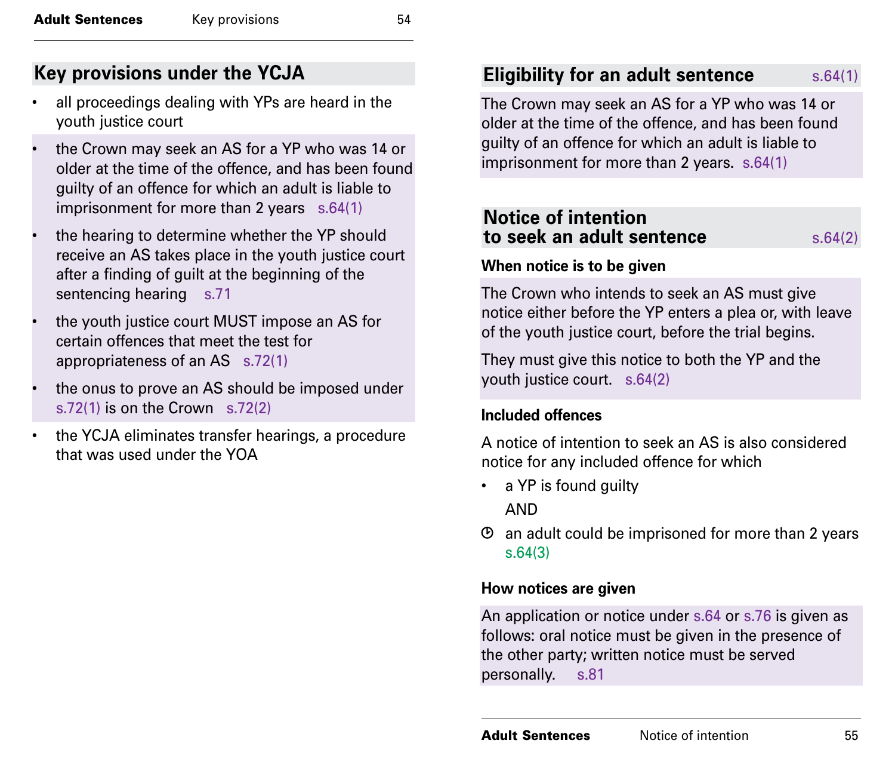## Key provisions under the YCJA

- all proceedings dealing with YPs are heard in the youth justice court
- the Crown may seek an AS for a YP who was 14 or older at the time of the offence, and has been found guilty of an offence for which an adult is liable to imprisonment for more than 2 years s.64(1)
- the hearing to determine whether the YP should receive an AS takes place in the youth justice court after a finding of guilt at the beginning of the sentencing hearing s.71
- the youth justice court MUST impose an AS for certain offences that meet the test for appropriateness of an AS s.72(1)
- the onus to prove an AS should be imposed under s.72(1) is on the Crown s.72(2)
- the YCJA eliminates transfer hearings, a procedure that was used under the YOA

## Eligibility for an adult sentence s.64(1)

The Crown may seek an AS for a YP who was 14 or older at the time of the offence, and has been found guilty of an offence for which an adult is liable to imprisonment for more than 2 years. s.64(1)

## Notice of intention to seek an adult sentence s.64(2)

### When notice is to be given

The Crown who intends to seek an AS must give notice either before the YP enters a plea or, with leave of the youth justice court, before the trial begins.

They must give this notice to both the YP and the youth justice court. s.64(2)

### Included offences

A notice of intention to seek an AS is also considered notice for any included offence for which

- a YP is found guilty

  AND

- an adult could be imprisoned for more than 2 years s.64(3)

### How notices are given

An application or notice under s.64 or s.76 is given as follows: oral notice must be given in the presence of the other party; written notice must be served personally. s.81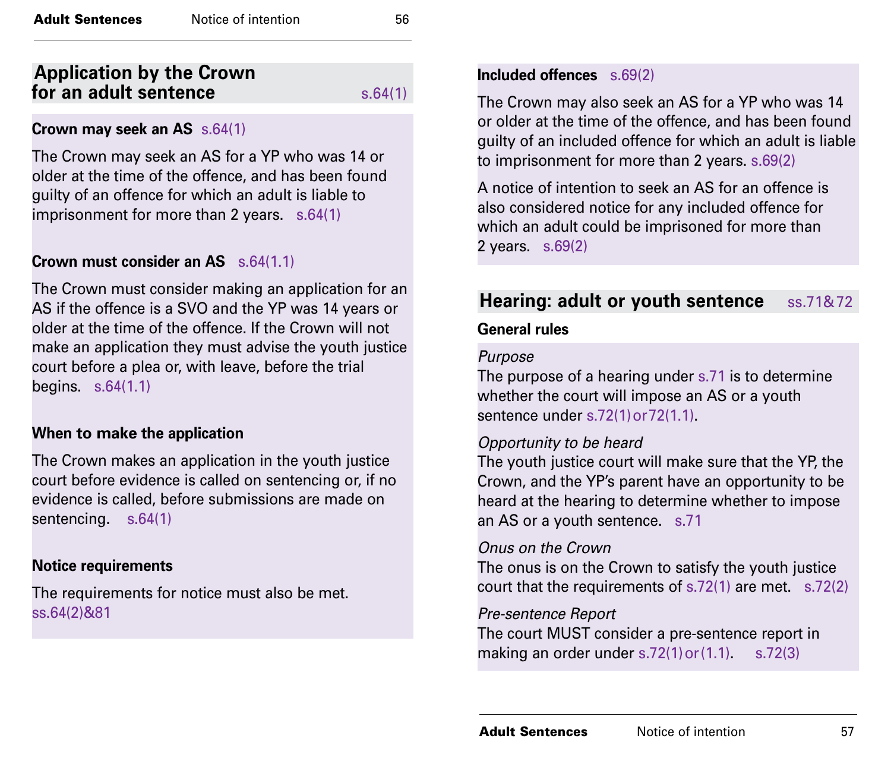## Application by the Crown for an adult sentence s.64(1)

### Crown may seek an AS s.64(1)

The Crown may seek an AS for a YP who was 14 or older at the time of the offence, and has been found guilty of an offence for which an adult is liable to imprisonment for more than 2 years. s.64(1)

### Crown must consider an AS s.64(1.1)

The Crown must consider making an application for an AS if the offence is a SVO and the YP was 14 years or older at the time of the offence. If the Crown will not make an application they must advise the youth justice court before a plea or, with leave, before the trial begins. s.64(1.1)

### When to make the application

The Crown makes an application in the youth justice court before evidence is called on sentencing or, if no evidence is called, before submissions are made on sentencing. s.64(1)

### Notice requirements

The requirements for notice must also be met. ss.64(2)&81

### Included offences s.69(2)

The Crown may also seek an AS for a YP who was 14 or older at the time of the offence, and has been found guilty of an included offence for which an adult is liable to imprisonment for more than 2 years. s.69(2)

A notice of intention to seek an AS for an offence is also considered notice for any included offence for which an adult could be imprisoned for more than 2 years. s.69(2)

## Hearing: adult or youth sentence ss.71&72

### General rules

*Purpose*
The purpose of a hearing under s.71 is to determine whether the court will impose an AS or a youth sentence under s.72(1) or 72(1.1).

*Opportunity to be heard*
The youth justice court will make sure that the YP, the Crown, and the YP's parent have an opportunity to be heard at the hearing to determine whether to impose an AS or a youth sentence. s.71

*Onus on the Crown*
The onus is on the Crown to satisfy the youth justice court that the requirements of s.72(1) are met. s.72(2)

*Pre-sentence Report*
The court MUST consider a pre-sentence report in making an order under s.72(1) or (1.1). s.72(3)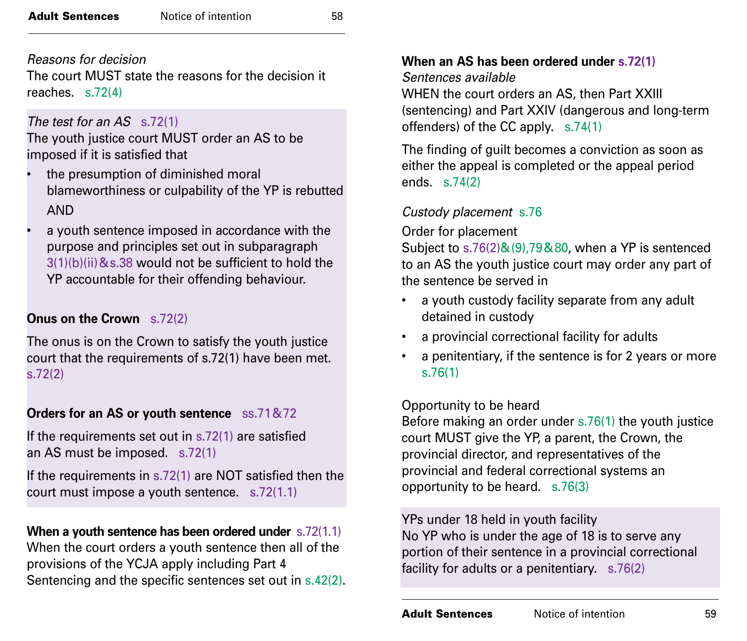*Reasons for decision*
The court MUST state the reasons for the decision it reaches. s.72(4)

*The test for an AS* s.72(1)
The youth justice court MUST order an AS to be imposed if it is satisfied that

- the presumption of diminished moral blameworthiness or culpability of the YP is rebutted

  AND

- a youth sentence imposed in accordance with the purpose and principles set out in subparagraph 3(1)(b)(ii)&s.38 would not be sufficient to hold the YP accountable for their offending behaviour.

**Onus on the Crown** s.72(2)

The onus is on the Crown to satisfy the youth justice court that the requirements of s.72(1) have been met. s.72(2)

**Orders for an AS or youth sentence** ss.71&72

If the requirements set out in s.72(1) are satisfied an AS must be imposed. s.72(1)

If the requirements in s.72(1) are NOT satisfied then the court must impose a youth sentence. s.72(1.1)

**When a youth sentence has been ordered under** s.72(1.1)
When the court orders a youth sentence then all of the provisions of the YCJA apply including Part 4 Sentencing and the specific sentences set out in s.42(2).

**When an AS has been ordered under s.72(1)**
*Sentences available*
WHEN the court orders an AS, then Part XXIII (sentencing) and Part XXIV (dangerous and long-term offenders) of the CC apply. s.74(1)

The finding of guilt becomes a conviction as soon as either the appeal is completed or the appeal period ends. s.74(2)

*Custody placement* s.76

Order for placement
Subject to s.76(2)&(9),79&80, when a YP is sentenced to an AS the youth justice court may order any part of the sentence be served in

- a youth custody facility separate from any adult detained in custody
- a provincial correctional facility for adults
- a penitentiary, if the sentence is for 2 years or more s.76(1)

Opportunity to be heard
Before making an order under s.76(1) the youth justice court MUST give the YP, a parent, the Crown, the provincial director, and representatives of the provincial and federal correctional systems an opportunity to be heard. s.76(3)

YPs under 18 held in youth facility
No YP who is under the age of 18 is to serve any portion of their sentence in a provincial correctional facility for adults or a penitentiary. s.76(2)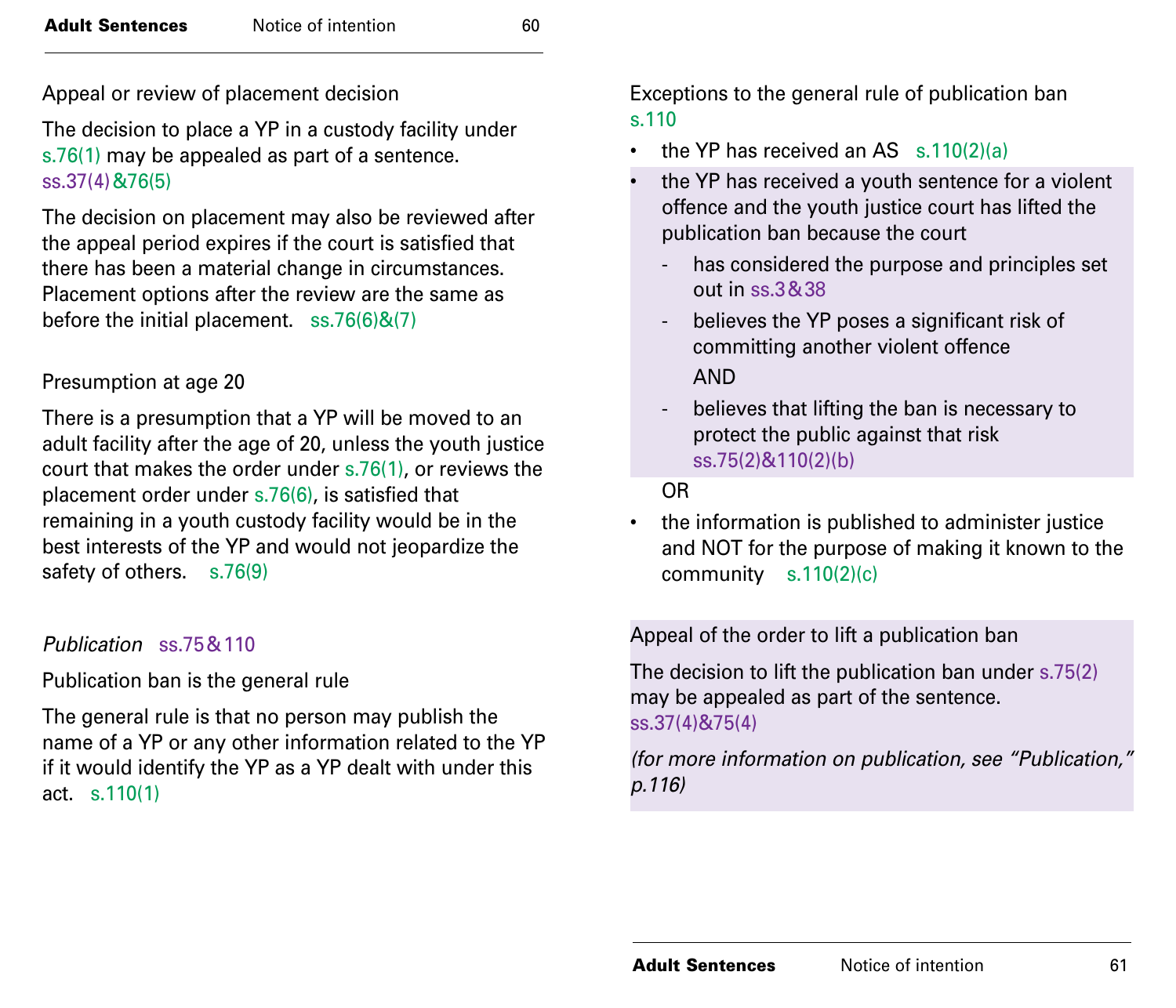Appeal or review of placement decision

The decision to place a YP in a custody facility under s.76(1) may be appealed as part of a sentence. ss.37(4)&76(5)

The decision on placement may also be reviewed after the appeal period expires if the court is satisfied that there has been a material change in circumstances. Placement options after the review are the same as before the initial placement. ss.76(6)&(7)

Presumption at age 20

There is a presumption that a YP will be moved to an adult facility after the age of 20, unless the youth justice court that makes the order under s.76(1), or reviews the placement order under s.76(6), is satisfied that remaining in a youth custody facility would be in the best interests of the YP and would not jeopardize the safety of others. s.76(9)

*Publication* ss.75&110

Publication ban is the general rule

The general rule is that no person may publish the name of a YP or any other information related to the YP if it would identify the YP as a YP dealt with under this act. s.110(1)

Exceptions to the general rule of publication ban s.110

- the YP has received an AS s.110(2)(a)
- the YP has received a youth sentence for a violent offence and the youth justice court has lifted the publication ban because the court
  - has considered the purpose and principles set out in ss.3&38
  - believes the YP poses a significant risk of committing another violent offence

    AND
  - believes that lifting the ban is necessary to protect the public against that risk ss.75(2)&110(2)(b)

  OR
- the information is published to administer justice and NOT for the purpose of making it known to the community s.110(2)(c)

Appeal of the order to lift a publication ban

The decision to lift the publication ban under s.75(2) may be appealed as part of the sentence. ss.37(4)&75(4)

*(for more information on publication, see "Publication," p.116)*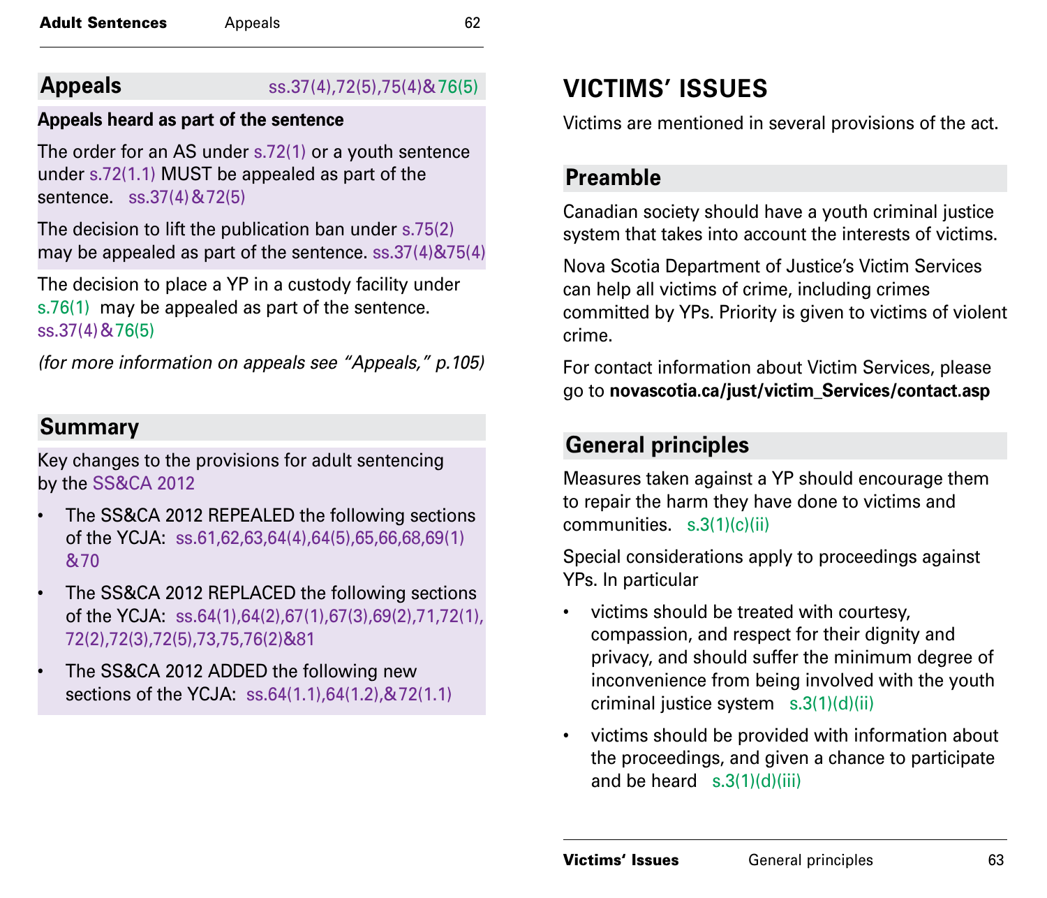## Appeals

ss.37(4),72(5),75(4)&76(5)

**Appeals heard as part of the sentence**

The order for an AS under s.72(1) or a youth sentence under s.72(1.1) MUST be appealed as part of the sentence. ss.37(4)&72(5)

The decision to lift the publication ban under s.75(2) may be appealed as part of the sentence. ss.37(4)&75(4)

The decision to place a YP in a custody facility under s.76(1) may be appealed as part of the sentence. ss.37(4)&76(5)

*(for more information on appeals see "Appeals," p.105)*

## Summary

Key changes to the provisions for adult sentencing by the SS&CA 2012

- The SS&CA 2012 REPEALED the following sections of the YCJA: ss.61,62,63,64(4),64(5),65,66,68,69(1)&70
- The SS&CA 2012 REPLACED the following sections of the YCJA: ss.64(1),64(2),67(1),67(3),69(2),71,72(1),72(2),72(3),72(5),73,75,76(2)&81
- The SS&CA 2012 ADDED the following new sections of the YCJA: ss.64(1.1),64(1.2),&72(1.1)

# VICTIMS' ISSUES

Victims are mentioned in several provisions of the act.

## Preamble

Canadian society should have a youth criminal justice system that takes into account the interests of victims.

Nova Scotia Department of Justice's Victim Services can help all victims of crime, including crimes committed by YPs. Priority is given to victims of violent crime.

For contact information about Victim Services, please go to **novascotia.ca/just/victim_Services/contact.asp**

## General principles

Measures taken against a YP should encourage them to repair the harm they have done to victims and communities. s.3(1)(c)(ii)

Special considerations apply to proceedings against YPs. In particular

- victims should be treated with courtesy, compassion, and respect for their dignity and privacy, and should suffer the minimum degree of inconvenience from being involved with the youth criminal justice system s.3(1)(d)(ii)
- victims should be provided with information about the proceedings, and given a chance to participate and be heard s.3(1)(d)(iii)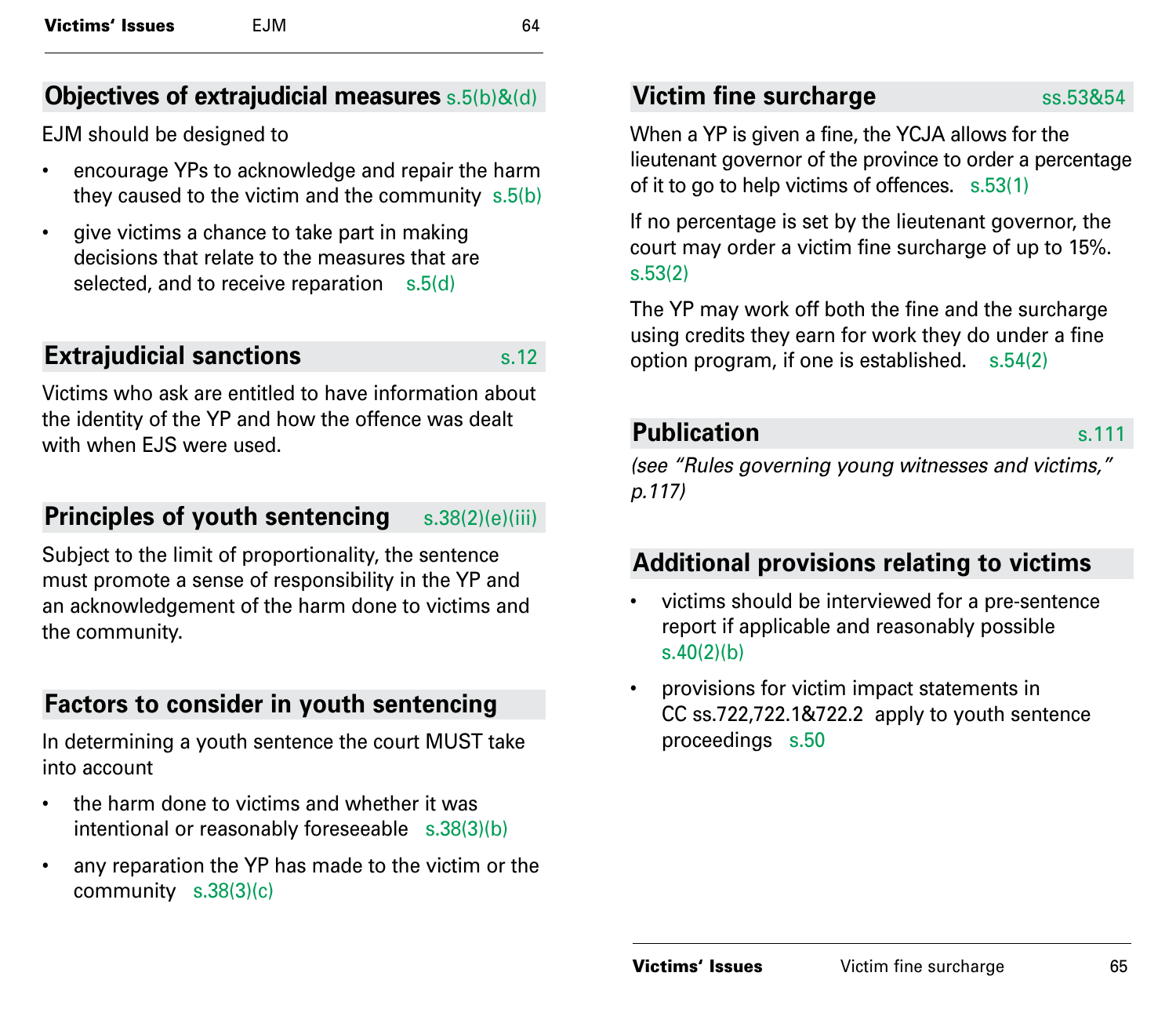## Objectives of extrajudicial measures s.5(b)&(d)

EJM should be designed to

- encourage YPs to acknowledge and repair the harm they caused to the victim and the community s.5(b)
- give victims a chance to take part in making decisions that relate to the measures that are selected, and to receive reparation s.5(d)

## Extrajudicial sanctions s.12

Victims who ask are entitled to have information about the identity of the YP and how the offence was dealt with when EJS were used.

## Principles of youth sentencing s.38(2)(e)(iii)

Subject to the limit of proportionality, the sentence must promote a sense of responsibility in the YP and an acknowledgement of the harm done to victims and the community.

## Factors to consider in youth sentencing

In determining a youth sentence the court MUST take into account

- the harm done to victims and whether it was intentional or reasonably foreseeable s.38(3)(b)
- any reparation the YP has made to the victim or the community s.38(3)(c)

## Victim fine surcharge ss.53&54

When a YP is given a fine, the YCJA allows for the lieutenant governor of the province to order a percentage of it to go to help victims of offences. s.53(1)

If no percentage is set by the lieutenant governor, the court may order a victim fine surcharge of up to 15%. s.53(2)

The YP may work off both the fine and the surcharge using credits they earn for work they do under a fine option program, if one is established. s.54(2)

## Publication s.111

*(see "Rules governing young witnesses and victims," p.117)*

## Additional provisions relating to victims

- victims should be interviewed for a pre-sentence report if applicable and reasonably possible s.40(2)(b)
- provisions for victim impact statements in CC ss.722,722.1&722.2 apply to youth sentence proceedings s.50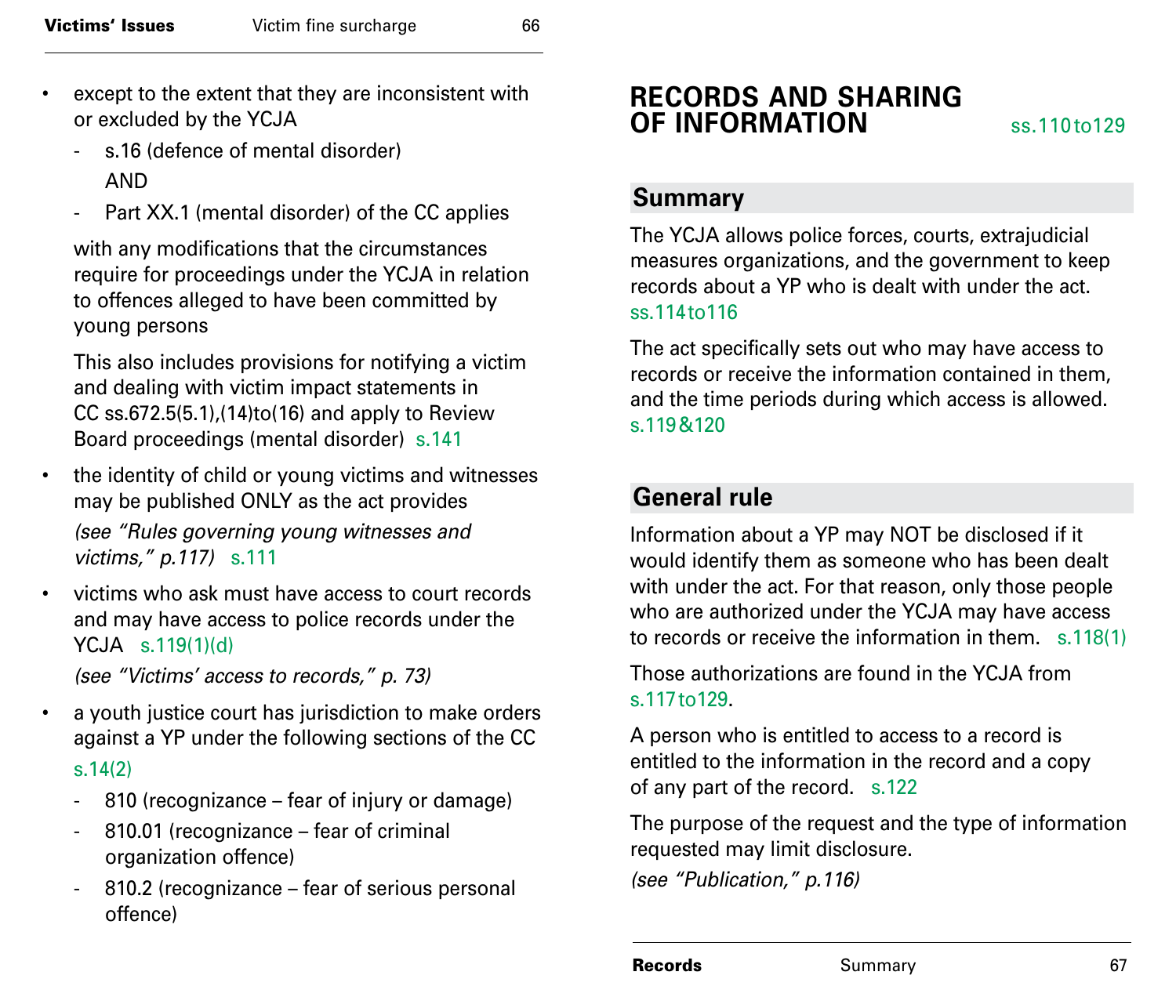- except to the extent that they are inconsistent with or excluded by the YCJA
  - s.16 (defence of mental disorder)
    AND
  - Part XX.1 (mental disorder) of the CC applies

  with any modifications that the circumstances require for proceedings under the YCJA in relation to offences alleged to have been committed by young persons

  This also includes provisions for notifying a victim and dealing with victim impact statements in CC ss.672.5(5.1),(14)to(16) and apply to Review Board proceedings (mental disorder) s.141

- the identity of child or young victims and witnesses may be published ONLY as the act provides

  *(see "Rules governing young witnesses and victims," p.117)* s.111

- victims who ask must have access to court records and may have access to police records under the YCJA s.119(1)(d)

  *(see "Victims' access to records," p. 73)*

- a youth justice court has jurisdiction to make orders against a YP under the following sections of the CC s.14(2)
  - 810 (recognizance – fear of injury or damage)
  - 810.01 (recognizance – fear of criminal organization offence)
  - 810.2 (recognizance – fear of serious personal offence)

# RECORDS AND SHARING OF INFORMATION ss.110 to 129

## Summary

The YCJA allows police forces, courts, extrajudicial measures organizations, and the government to keep records about a YP who is dealt with under the act. ss.114 to 116

The act specifically sets out who may have access to records or receive the information contained in them, and the time periods during which access is allowed. s.119 & 120

## General rule

Information about a YP may NOT be disclosed if it would identify them as someone who has been dealt with under the act. For that reason, only those people who are authorized under the YCJA may have access to records or receive the information in them. s.118(1)

Those authorizations are found in the YCJA from s.117 to 129.

A person who is entitled to access to a record is entitled to the information in the record and a copy of any part of the record. s.122

The purpose of the request and the type of information requested may limit disclosure.

*(see "Publication," p.116)*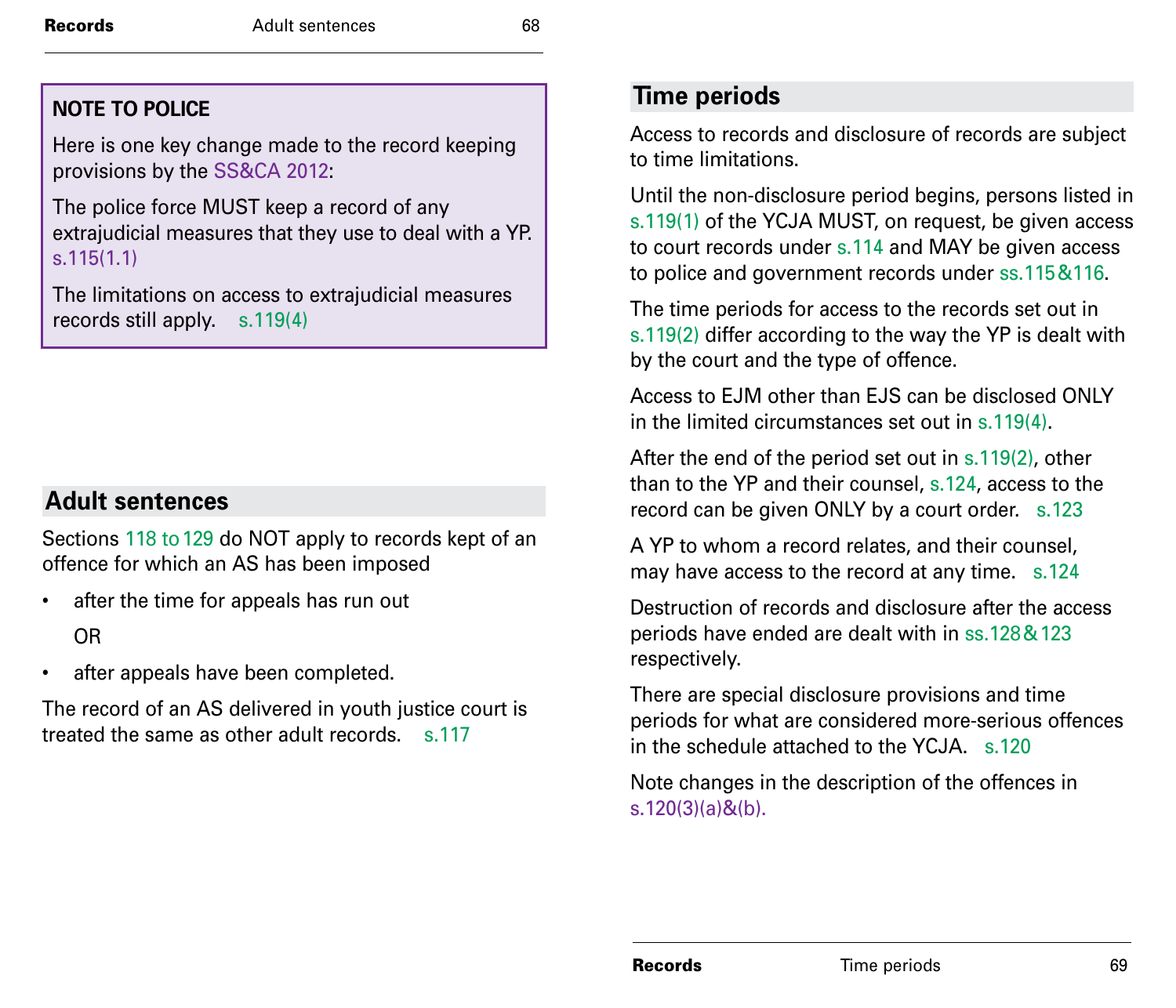**NOTE TO POLICE**

Here is one key change made to the record keeping provisions by the SS&CA 2012:

The police force MUST keep a record of any extrajudicial measures that they use to deal with a YP. s.115(1.1)

The limitations on access to extrajudicial measures records still apply. s.119(4)

## Adult sentences

Sections 118 to 129 do NOT apply to records kept of an offence for which an AS has been imposed

- after the time for appeals has run out

  OR

- after appeals have been completed.

The record of an AS delivered in youth justice court is treated the same as other adult records. s.117

## Time periods

Access to records and disclosure of records are subject to time limitations.

Until the non-disclosure period begins, persons listed in s.119(1) of the YCJA MUST, on request, be given access to court records under s.114 and MAY be given access to police and government records under ss.115&116.

The time periods for access to the records set out in s.119(2) differ according to the way the YP is dealt with by the court and the type of offence.

Access to EJM other than EJS can be disclosed ONLY in the limited circumstances set out in s.119(4).

After the end of the period set out in s.119(2), other than to the YP and their counsel, s.124, access to the record can be given ONLY by a court order. s.123

A YP to whom a record relates, and their counsel, may have access to the record at any time. s.124

Destruction of records and disclosure after the access periods have ended are dealt with in ss.128&123 respectively.

There are special disclosure provisions and time periods for what are considered more-serious offences in the schedule attached to the YCJA. s.120

Note changes in the description of the offences in s.120(3)(a)&(b).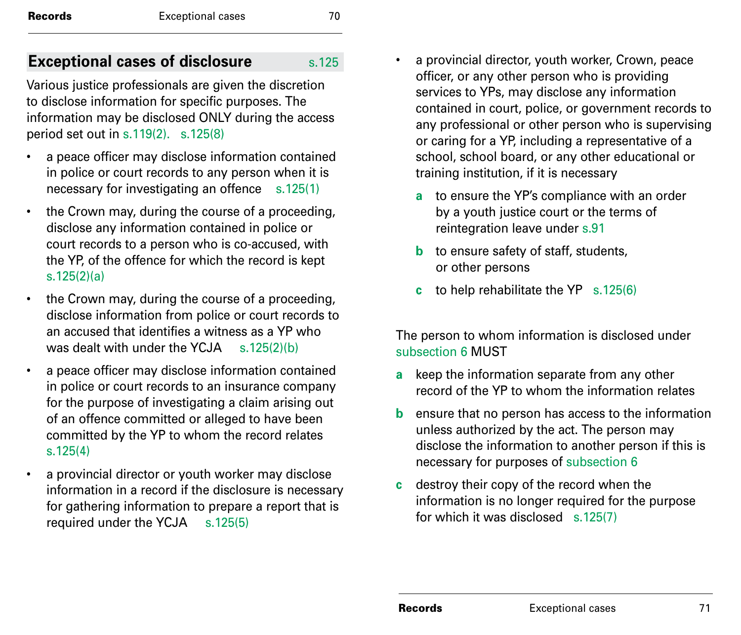## Exceptional cases of disclosure s.125

Various justice professionals are given the discretion to disclose information for specific purposes. The information may be disclosed ONLY during the access period set out in s.119(2). s.125(8)

- a peace officer may disclose information contained in police or court records to any person when it is necessary for investigating an offence s.125(1)
- the Crown may, during the course of a proceeding, disclose any information contained in police or court records to a person who is co-accused, with the YP, of the offence for which the record is kept s.125(2)(a)
- the Crown may, during the course of a proceeding, disclose information from police or court records to an accused that identifies a witness as a YP who was dealt with under the YCJA s.125(2)(b)
- a peace officer may disclose information contained in police or court records to an insurance company for the purpose of investigating a claim arising out of an offence committed or alleged to have been committed by the YP to whom the record relates s.125(4)
- a provincial director or youth worker may disclose information in a record if the disclosure is necessary for gathering information to prepare a report that is required under the YCJA s.125(5)
- a provincial director, youth worker, Crown, peace officer, or any other person who is providing services to YPs, may disclose any information contained in court, police, or government records to any professional or other person who is supervising or caring for a YP, including a representative of a school, school board, or any other educational or training institution, if it is necessary
  - **a** to ensure the YP's compliance with an order by a youth justice court or the terms of reintegration leave under s.91
  - **b** to ensure safety of staff, students, or other persons
  - **c** to help rehabilitate the YP s.125(6)

The person to whom information is disclosed under subsection 6 MUST

- **a** keep the information separate from any other record of the YP to whom the information relates
- **b** ensure that no person has access to the information unless authorized by the act. The person may disclose the information to another person if this is necessary for purposes of subsection 6
- **c** destroy their copy of the record when the information is no longer required for the purpose for which it was disclosed s.125(7)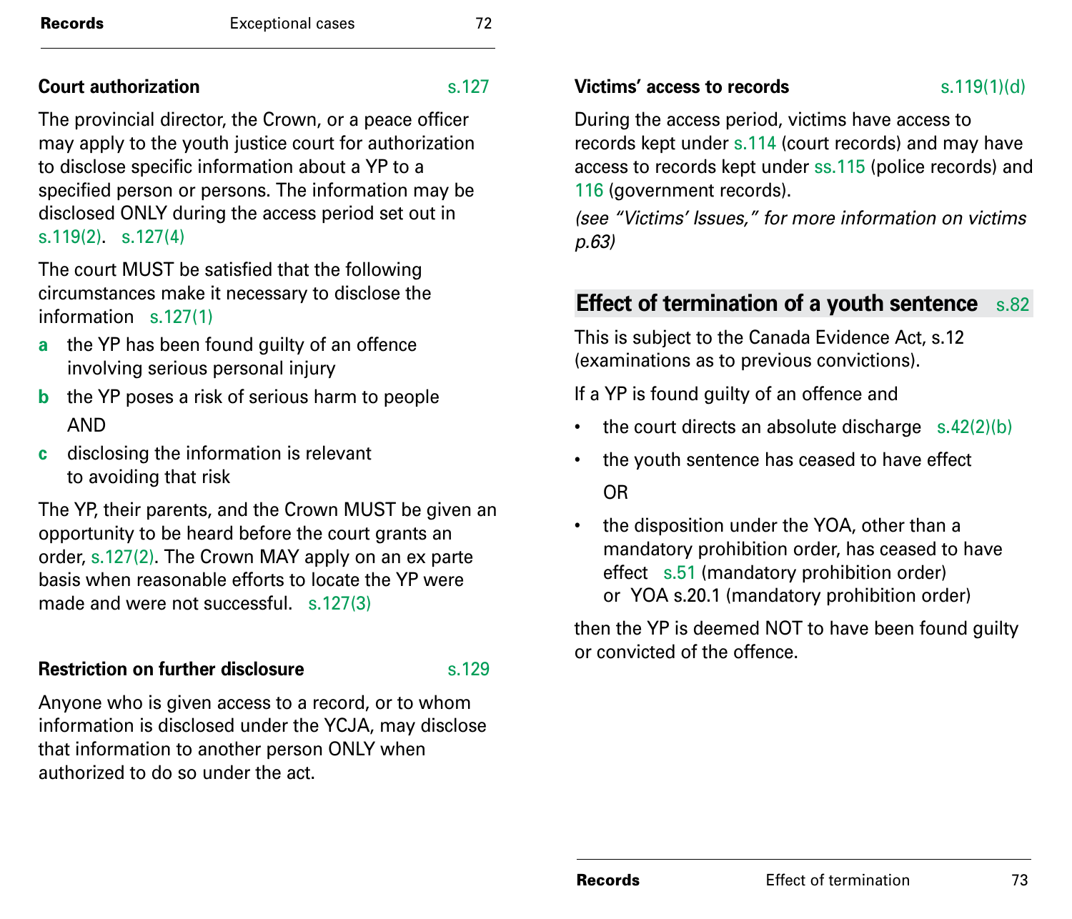### Court authorization s.127

The provincial director, the Crown, or a peace officer may apply to the youth justice court for authorization to disclose specific information about a YP to a specified person or persons. The information may be disclosed ONLY during the access period set out in s.119(2). s.127(4)

The court MUST be satisfied that the following circumstances make it necessary to disclose the information s.127(1)

- **a** the YP has been found guilty of an offence involving serious personal injury
- **b** the YP poses a risk of serious harm to people

  AND
- **c** disclosing the information is relevant to avoiding that risk

The YP, their parents, and the Crown MUST be given an opportunity to be heard before the court grants an order, s.127(2). The Crown MAY apply on an ex parte basis when reasonable efforts to locate the YP were made and were not successful. s.127(3)

### Restriction on further disclosure s.129

Anyone who is given access to a record, or to whom information is disclosed under the YCJA, may disclose that information to another person ONLY when authorized to do so under the act.

### Victims' access to records s.119(1)(d)

During the access period, victims have access to records kept under s.114 (court records) and may have access to records kept under ss.115 (police records) and 116 (government records).

*(see "Victims' Issues," for more information on victims p.63)*

## Effect of termination of a youth sentence s.82

This is subject to the Canada Evidence Act, s.12 (examinations as to previous convictions).

If a YP is found guilty of an offence and

- the court directs an absolute discharge s.42(2)(b)
- the youth sentence has ceased to have effect

  OR
- the disposition under the YOA, other than a mandatory prohibition order, has ceased to have effect s.51 (mandatory prohibition order) or YOA s.20.1 (mandatory prohibition order)

then the YP is deemed NOT to have been found guilty or convicted of the offence.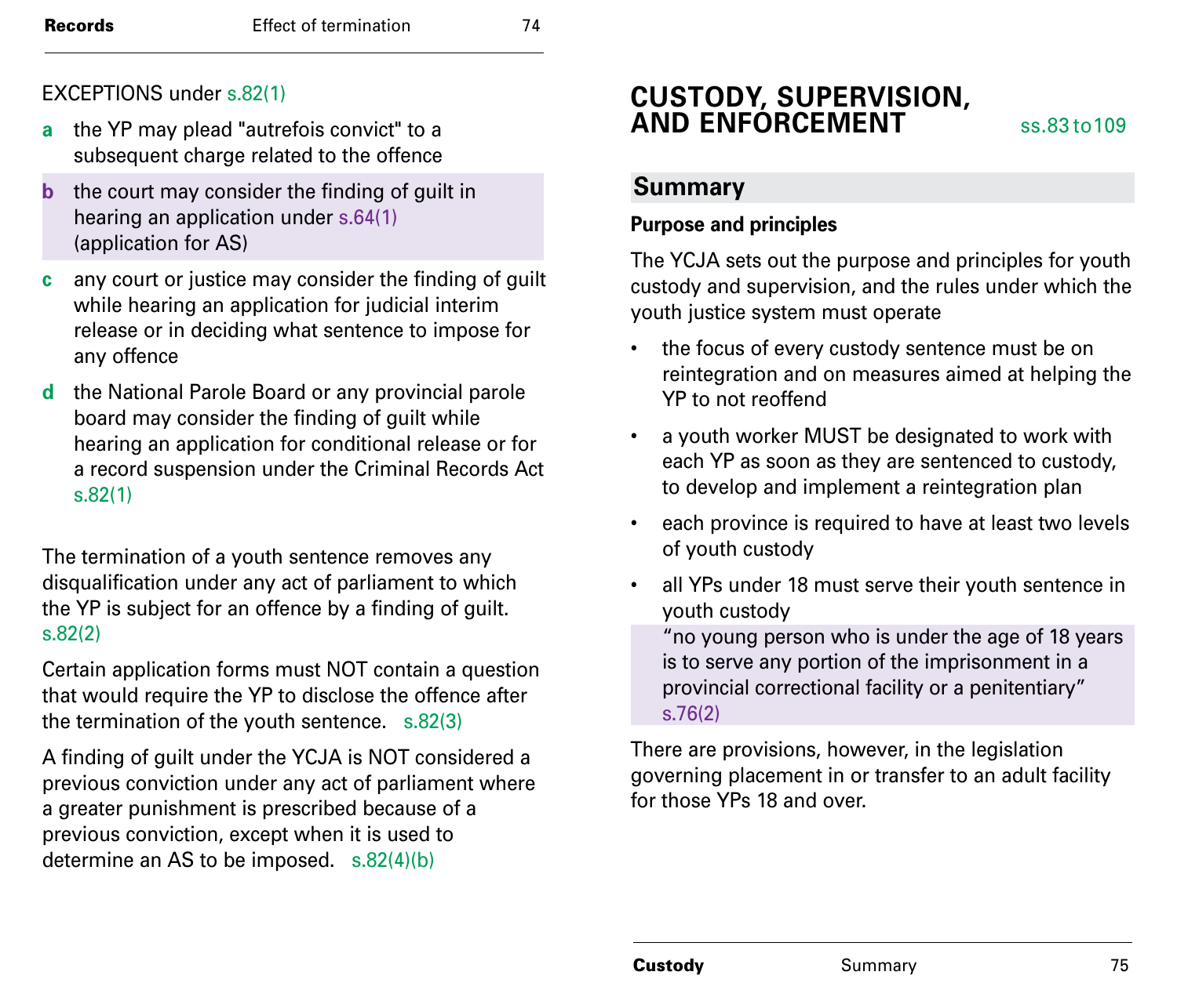EXCEPTIONS under s.82(1)

- **a** the YP may plead "autrefois convict" to a subsequent charge related to the offence
- **b** the court may consider the finding of guilt in hearing an application under s.64(1) (application for AS)
- **c** any court or justice may consider the finding of guilt while hearing an application for judicial interim release or in deciding what sentence to impose for any offence
- **d** the National Parole Board or any provincial parole board may consider the finding of guilt while hearing an application for conditional release or for a record suspension under the Criminal Records Act s.82(1)

The termination of a youth sentence removes any disqualification under any act of parliament to which the YP is subject for an offence by a finding of guilt. s.82(2)

Certain application forms must NOT contain a question that would require the YP to disclose the offence after the termination of the youth sentence. s.82(3)

A finding of guilt under the YCJA is NOT considered a previous conviction under any act of parliament where a greater punishment is prescribed because of a previous conviction, except when it is used to determine an AS to be imposed. s.82(4)(b)

# CUSTODY, SUPERVISION, AND ENFORCEMENT

ss.83 to 109

## Summary

### Purpose and principles

The YCJA sets out the purpose and principles for youth custody and supervision, and the rules under which the youth justice system must operate

- the focus of every custody sentence must be on reintegration and on measures aimed at helping the YP to not reoffend
- a youth worker MUST be designated to work with each YP as soon as they are sentenced to custody, to develop and implement a reintegration plan
- each province is required to have at least two levels of youth custody
- all YPs under 18 must serve their youth sentence in youth custody

  "no young person who is under the age of 18 years is to serve any portion of the imprisonment in a provincial correctional facility or a penitentiary" s.76(2)

There are provisions, however, in the legislation governing placement in or transfer to an adult facility for those YPs 18 and over.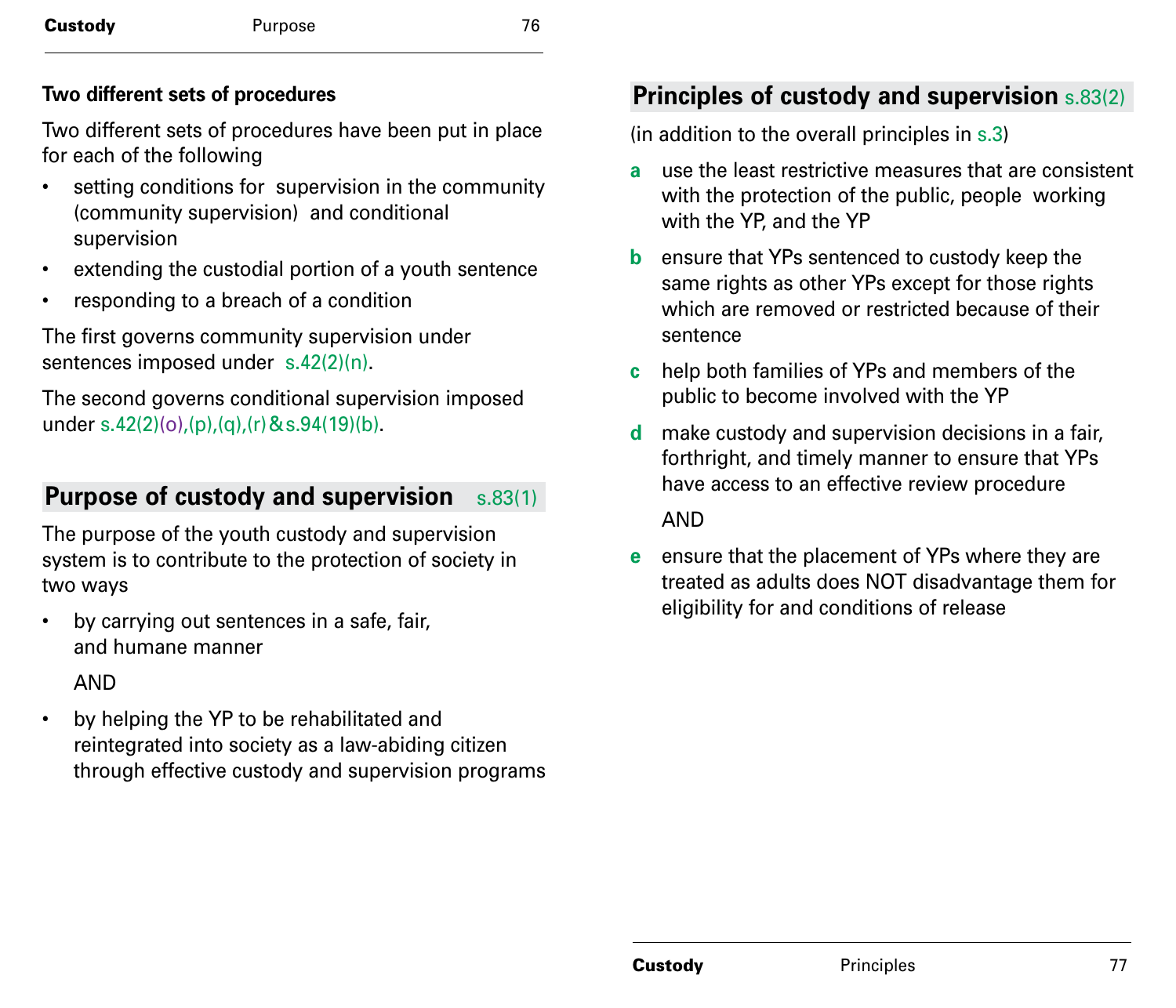**Two different sets of procedures**

Two different sets of procedures have been put in place for each of the following

- setting conditions for supervision in the community (community supervision) and conditional supervision
- extending the custodial portion of a youth sentence
- responding to a breach of a condition

The first governs community supervision under sentences imposed under s.42(2)(n).

The second governs conditional supervision imposed under s.42(2)(o),(p),(q),(r)&s.94(19)(b).

## Purpose of custody and supervision s.83(1)

The purpose of the youth custody and supervision system is to contribute to the protection of society in two ways

- by carrying out sentences in a safe, fair, and humane manner

  AND

- by helping the YP to be rehabilitated and reintegrated into society as a law-abiding citizen through effective custody and supervision programs

## Principles of custody and supervision s.83(2)

(in addition to the overall principles in s.3)

**a** use the least restrictive measures that are consistent with the protection of the public, people working with the YP, and the YP

**b** ensure that YPs sentenced to custody keep the same rights as other YPs except for those rights which are removed or restricted because of their sentence

**c** help both families of YPs and members of the public to become involved with the YP

**d** make custody and supervision decisions in a fair, forthright, and timely manner to ensure that YPs have access to an effective review procedure

AND

**e** ensure that the placement of YPs where they are treated as adults does NOT disadvantage them for eligibility for and conditions of release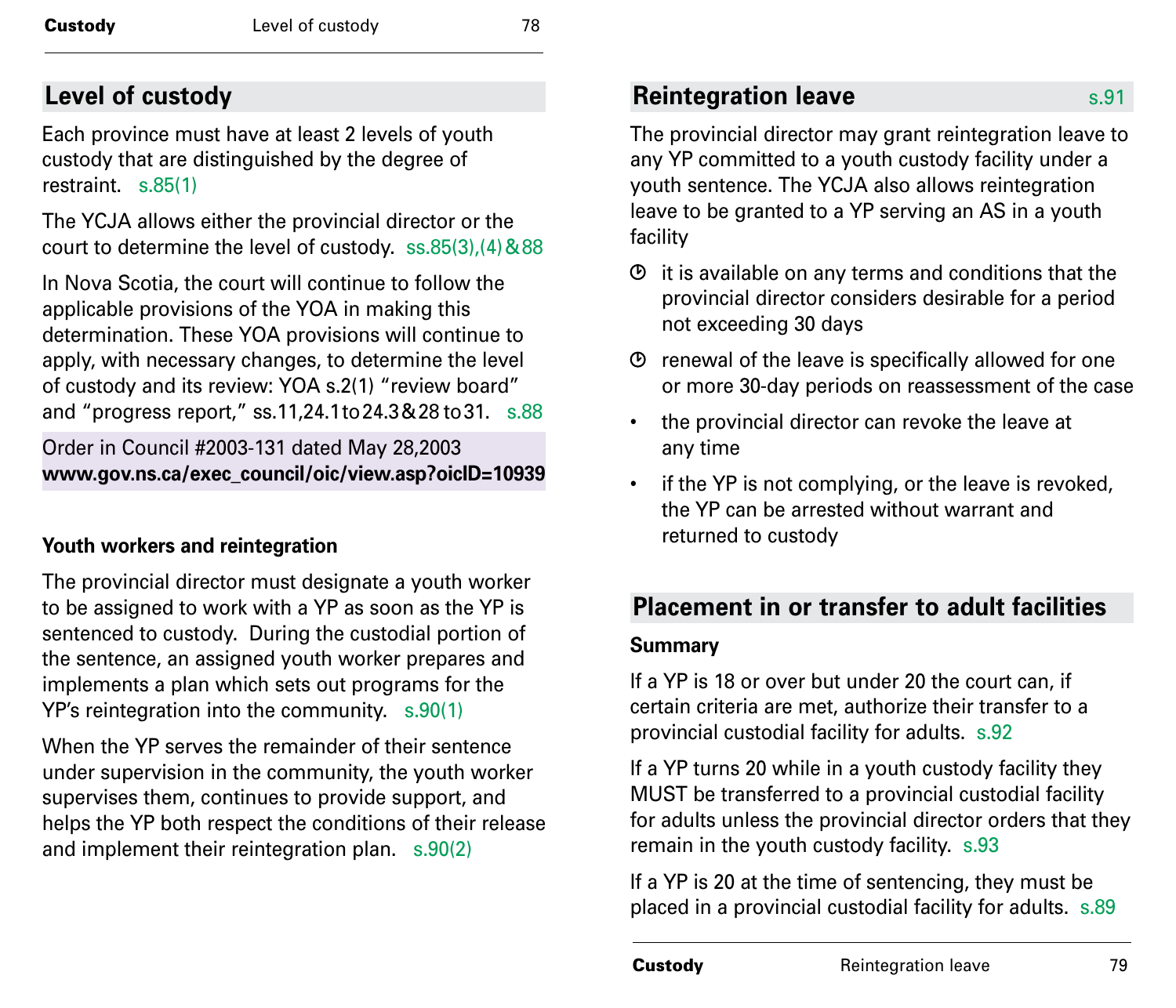## Level of custody

Each province must have at least 2 levels of youth custody that are distinguished by the degree of restraint. s.85(1)

The YCJA allows either the provincial director or the court to determine the level of custody. ss.85(3),(4)&88

In Nova Scotia, the court will continue to follow the applicable provisions of the YOA in making this determination. These YOA provisions will continue to apply, with necessary changes, to determine the level of custody and its review: YOA s.2(1) "review board" and "progress report," ss.11,24.1to24.3&28to31. s.88

Order in Council #2003-131 dated May 28,2003
**www.gov.ns.ca/exec_council/oic/view.asp?oicID=10939**

### Youth workers and reintegration

The provincial director must designate a youth worker to be assigned to work with a YP as soon as the YP is sentenced to custody. During the custodial portion of the sentence, an assigned youth worker prepares and implements a plan which sets out programs for the YP's reintegration into the community. s.90(1)

When the YP serves the remainder of their sentence under supervision in the community, the youth worker supervises them, continues to provide support, and helps the YP both respect the conditions of their release and implement their reintegration plan. s.90(2)

## Reintegration leave s.91

The provincial director may grant reintegration leave to any YP committed to a youth custody facility under a youth sentence. The YCJA also allows reintegration leave to be granted to a YP serving an AS in a youth facility

- it is available on any terms and conditions that the provincial director considers desirable for a period not exceeding 30 days
- renewal of the leave is specifically allowed for one or more 30-day periods on reassessment of the case
- the provincial director can revoke the leave at any time
- if the YP is not complying, or the leave is revoked, the YP can be arrested without warrant and returned to custody

## Placement in or transfer to adult facilities

### Summary

If a YP is 18 or over but under 20 the court can, if certain criteria are met, authorize their transfer to a provincial custodial facility for adults. s.92

If a YP turns 20 while in a youth custody facility they MUST be transferred to a provincial custodial facility for adults unless the provincial director orders that they remain in the youth custody facility. s.93

If a YP is 20 at the time of sentencing, they must be placed in a provincial custodial facility for adults. s.89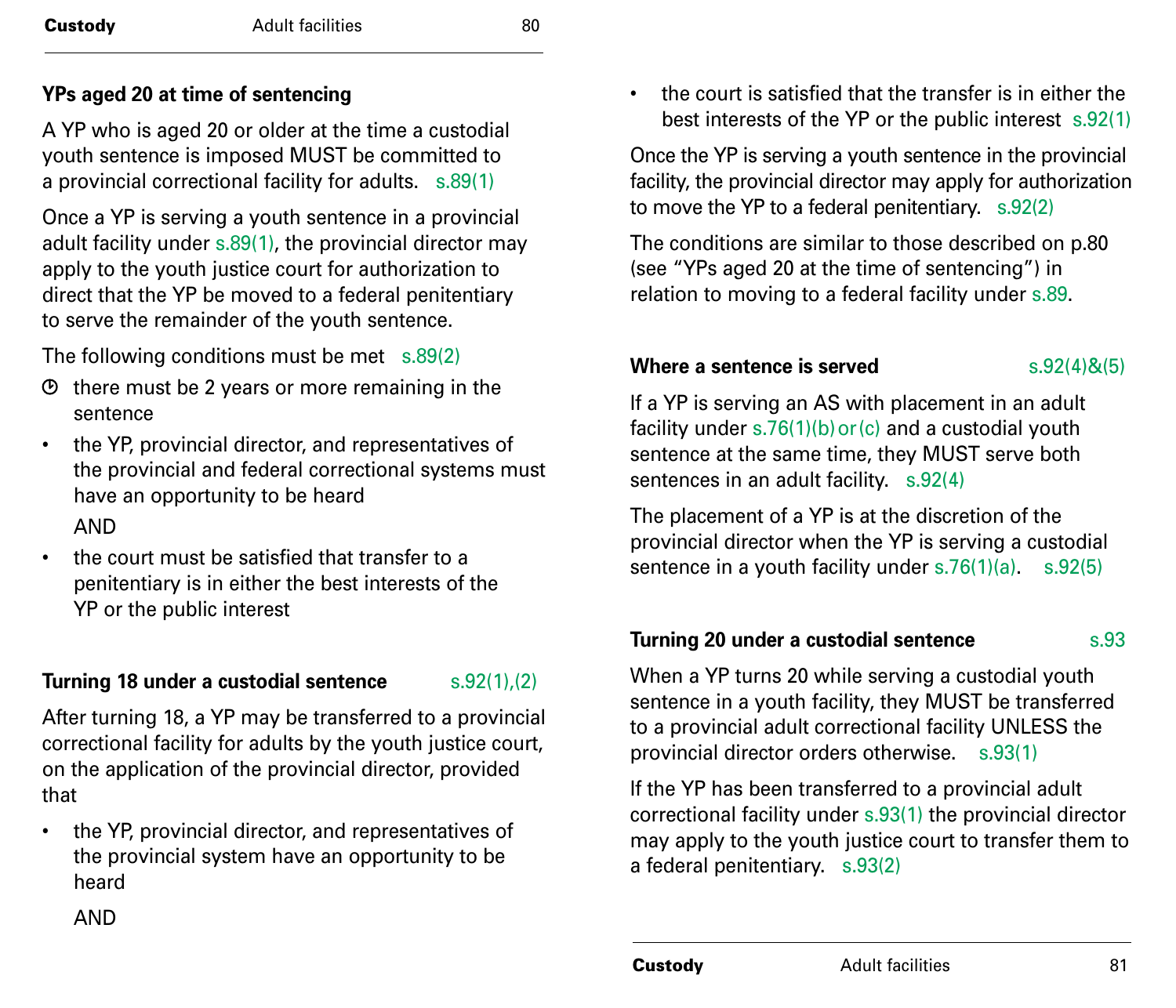### YPs aged 20 at time of sentencing

A YP who is aged 20 or older at the time a custodial youth sentence is imposed MUST be committed to a provincial correctional facility for adults. s.89(1)

Once a YP is serving a youth sentence in a provincial adult facility under s.89(1), the provincial director may apply to the youth justice court for authorization to direct that the YP be moved to a federal penitentiary to serve the remainder of the youth sentence.

The following conditions must be met s.89(2)

- there must be 2 years or more remaining in the sentence
- the YP, provincial director, and representatives of the provincial and federal correctional systems must have an opportunity to be heard

  AND
- the court must be satisfied that transfer to a penitentiary is in either the best interests of the YP or the public interest

### Turning 18 under a custodial sentence s.92(1),(2)

After turning 18, a YP may be transferred to a provincial correctional facility for adults by the youth justice court, on the application of the provincial director, provided that

- the YP, provincial director, and representatives of the provincial system have an opportunity to be heard

  AND
- the court is satisfied that the transfer is in either the best interests of the YP or the public interest s.92(1)

Once the YP is serving a youth sentence in the provincial facility, the provincial director may apply for authorization to move the YP to a federal penitentiary. s.92(2)

The conditions are similar to those described on p.80 (see "YPs aged 20 at the time of sentencing") in relation to moving to a federal facility under s.89.

### Where a sentence is served s.92(4)&(5)

If a YP is serving an AS with placement in an adult facility under s.76(1)(b) or (c) and a custodial youth sentence at the same time, they MUST serve both sentences in an adult facility. s.92(4)

The placement of a YP is at the discretion of the provincial director when the YP is serving a custodial sentence in a youth facility under s.76(1)(a). s.92(5)

### Turning 20 under a custodial sentence s.93

When a YP turns 20 while serving a custodial youth sentence in a youth facility, they MUST be transferred to a provincial adult correctional facility UNLESS the provincial director orders otherwise. s.93(1)

If the YP has been transferred to a provincial adult correctional facility under s.93(1) the provincial director may apply to the youth justice court to transfer them to a federal penitentiary. s.93(2)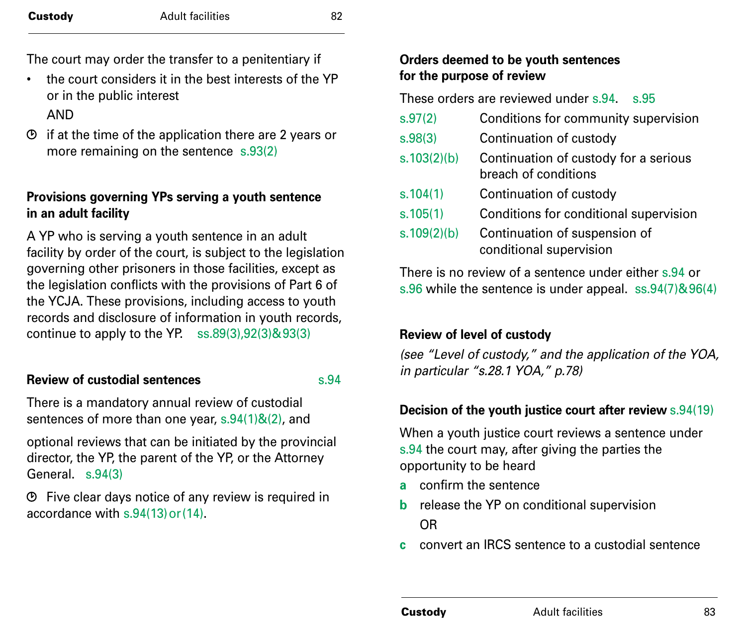The court may order the transfer to a penitentiary if

- the court considers it in the best interests of the YP or in the public interest

  AND

- ⏱ if at the time of the application there are 2 years or more remaining on the sentence s.93(2)

### Provisions governing YPs serving a youth sentence in an adult facility

A YP who is serving a youth sentence in an adult facility by order of the court, is subject to the legislation governing other prisoners in those facilities, except as the legislation conflicts with the provisions of Part 6 of the YCJA. These provisions, including access to youth records and disclosure of information in youth records, continue to apply to the YP. ss.89(3),92(3)&93(3)

### Review of custodial sentences s.94

There is a mandatory annual review of custodial sentences of more than one year, s.94(1)&(2), and

optional reviews that can be initiated by the provincial director, the YP, the parent of the YP, or the Attorney General. s.94(3)

⏱ Five clear days notice of any review is required in accordance with s.94(13) or (14).

### Orders deemed to be youth sentences for the purpose of review

These orders are reviewed under s.94. s.95

| | |
|---|---|
| s.97(2) | Conditions for community supervision |
| s.98(3) | Continuation of custody |
| s.103(2)(b) | Continuation of custody for a serious breach of conditions |
| s.104(1) | Continuation of custody |
| s.105(1) | Conditions for conditional supervision |
| s.109(2)(b) | Continuation of suspension of conditional supervision |

There is no review of a sentence under either s.94 or s.96 while the sentence is under appeal. ss.94(7)&96(4)

### Review of level of custody

*(see "Level of custody," and the application of the YOA, in particular "s.28.1 YOA," p.78)*

### Decision of the youth justice court after review s.94(19)

When a youth justice court reviews a sentence under s.94 the court may, after giving the parties the opportunity to be heard

**a** confirm the sentence

**b** release the YP on conditional supervision

OR

**c** convert an IRCS sentence to a custodial sentence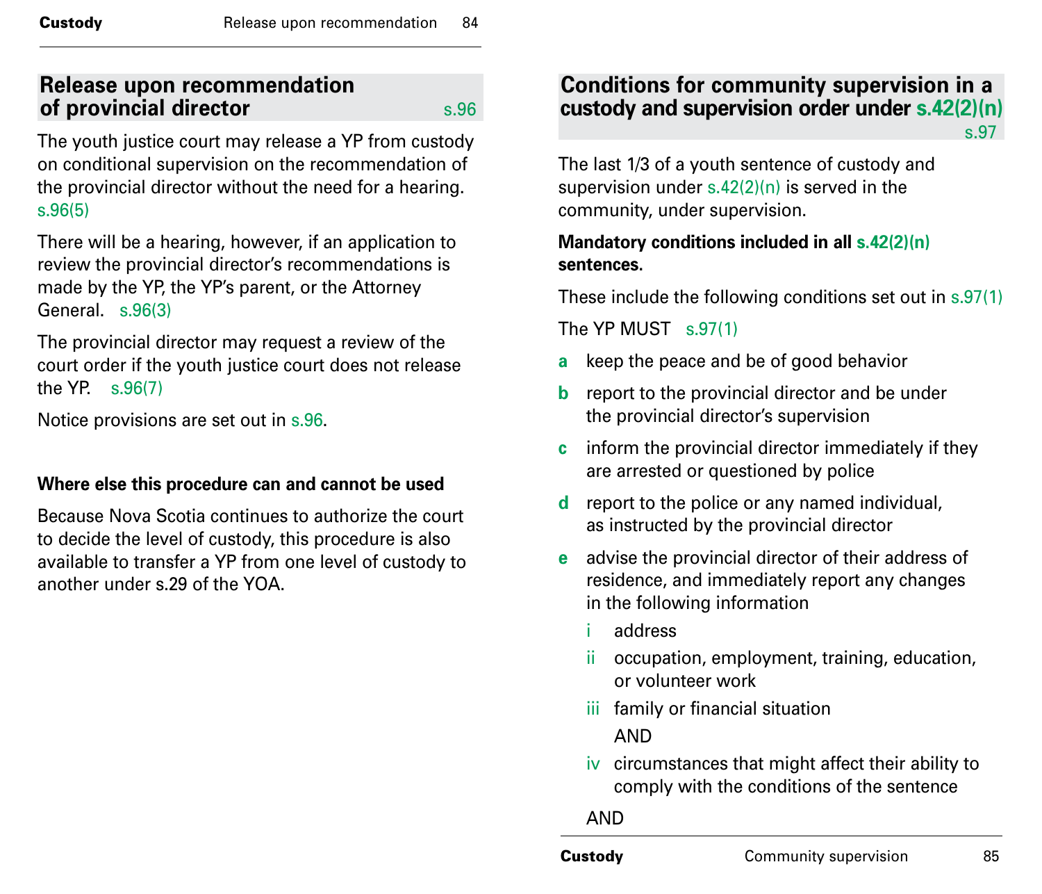## Release upon recommendation of provincial director s.96

The youth justice court may release a YP from custody on conditional supervision on the recommendation of the provincial director without the need for a hearing. s.96(5)

There will be a hearing, however, if an application to review the provincial director's recommendations is made by the YP, the YP's parent, or the Attorney General. s.96(3)

The provincial director may request a review of the court order if the youth justice court does not release the YP. s.96(7)

Notice provisions are set out in s.96.

**Where else this procedure can and cannot be used**

Because Nova Scotia continues to authorize the court to decide the level of custody, this procedure is also available to transfer a YP from one level of custody to another under s.29 of the YOA.

## Conditions for community supervision in a custody and supervision order under s.42(2)(n) s.97

The last 1/3 of a youth sentence of custody and supervision under s.42(2)(n) is served in the community, under supervision.

**Mandatory conditions included in all s.42(2)(n) sentences.**

These include the following conditions set out in s.97(1)

The YP MUST s.97(1)

- **a** keep the peace and be of good behavior
- **b** report to the provincial director and be under the provincial director's supervision
- **c** inform the provincial director immediately if they are arrested or questioned by police
- **d** report to the police or any named individual, as instructed by the provincial director
- **e** advise the provincial director of their address of residence, and immediately report any changes in the following information
  - i address
  - ii occupation, employment, training, education, or volunteer work
  - iii family or financial situation

    AND
  - iv circumstances that might affect their ability to comply with the conditions of the sentence

  AND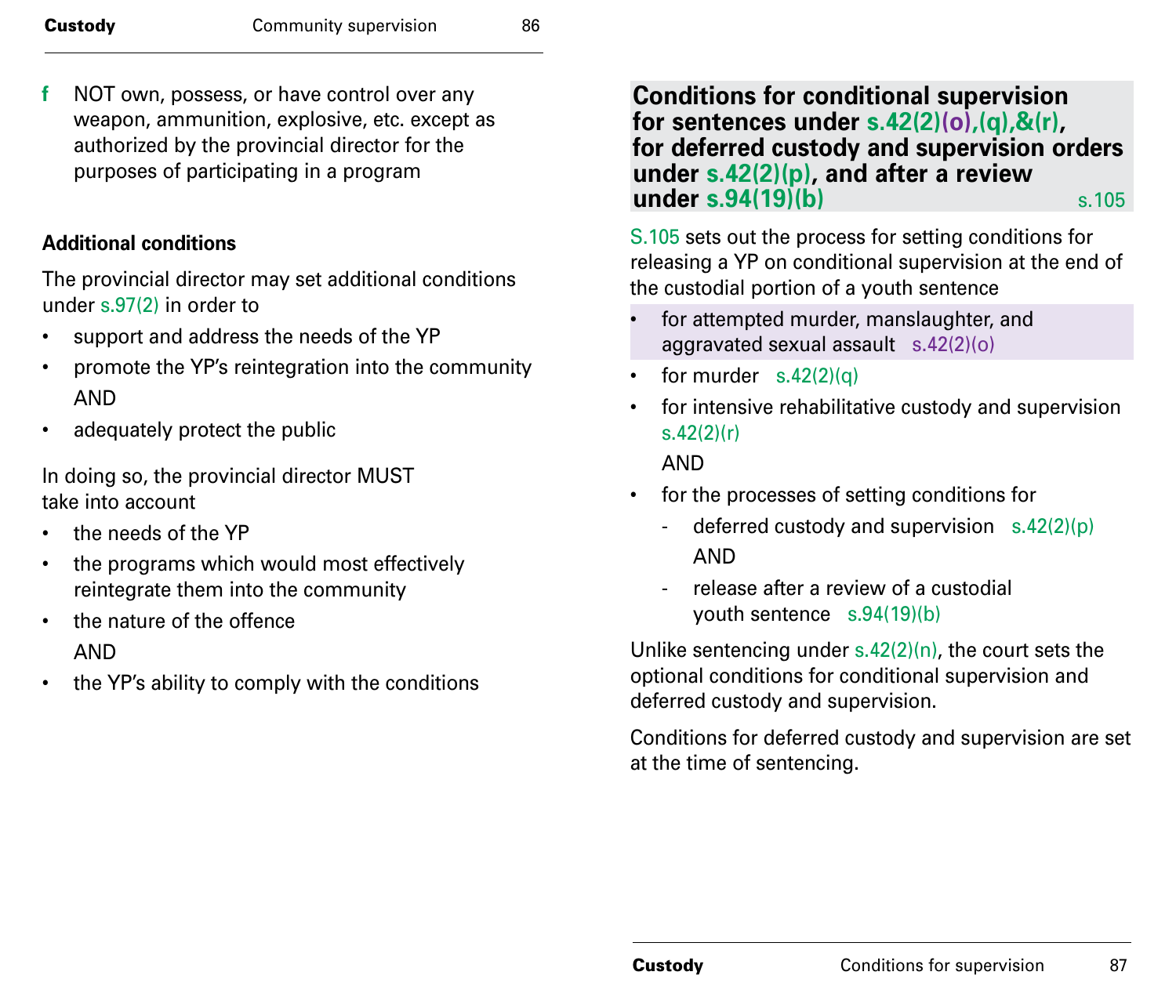**f** NOT own, possess, or have control over any weapon, ammunition, explosive, etc. except as authorized by the provincial director for the purposes of participating in a program

### Additional conditions

The provincial director may set additional conditions under s.97(2) in order to

- support and address the needs of the YP
- promote the YP's reintegration into the community AND
- adequately protect the public

In doing so, the provincial director MUST take into account

- the needs of the YP
- the programs which would most effectively reintegrate them into the community
- the nature of the offence AND
- the YP's ability to comply with the conditions

## Conditions for conditional supervision for sentences under s.42(2)(o),(q),&(r), for deferred custody and supervision orders under s.42(2)(p), and after a review under s.94(19)(b) — s.105

S.105 sets out the process for setting conditions for releasing a YP on conditional supervision at the end of the custodial portion of a youth sentence

- for attempted murder, manslaughter, and aggravated sexual assault s.42(2)(o)
- for murder s.42(2)(q)
- for intensive rehabilitative custody and supervision s.42(2)(r)

  AND
- for the processes of setting conditions for
  - deferred custody and supervision s.42(2)(p)

    AND
  - release after a review of a custodial youth sentence s.94(19)(b)

Unlike sentencing under s.42(2)(n), the court sets the optional conditions for conditional supervision and deferred custody and supervision.

Conditions for deferred custody and supervision are set at the time of sentencing.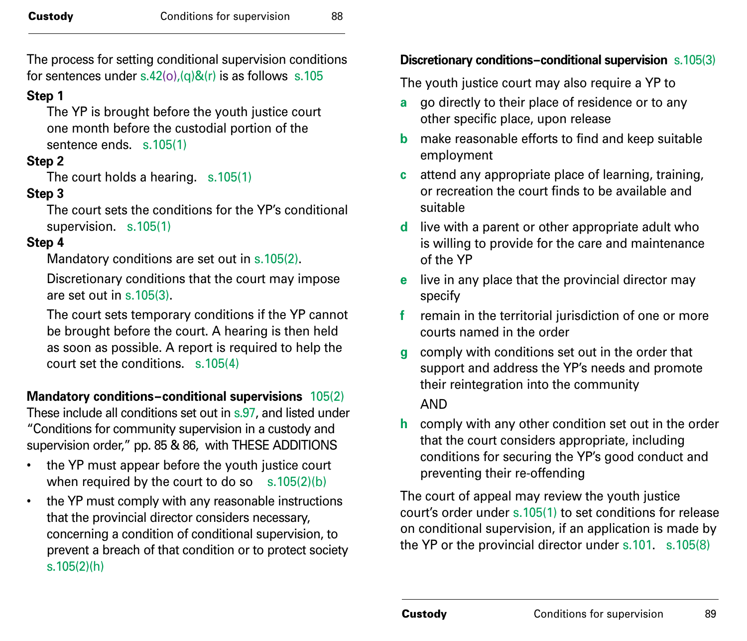The process for setting conditional supervision conditions for sentences under s.42(o),(q)&(r) is as follows s.105

**Step 1**

The YP is brought before the youth justice court one month before the custodial portion of the sentence ends. s.105(1)

**Step 2**

The court holds a hearing. s.105(1)

**Step 3**

The court sets the conditions for the YP's conditional supervision. s.105(1)

**Step 4**

Mandatory conditions are set out in s.105(2).

Discretionary conditions that the court may impose are set out in s.105(3).

The court sets temporary conditions if the YP cannot be brought before the court. A hearing is then held as soon as possible. A report is required to help the court set the conditions. s.105(4)

**Mandatory conditions–conditional supervisions** 105(2)

These include all conditions set out in s.97, and listed under "Conditions for community supervision in a custody and supervision order," pp. 85 & 86, with THESE ADDITIONS

- the YP must appear before the youth justice court when required by the court to do so s.105(2)(b)
- the YP must comply with any reasonable instructions that the provincial director considers necessary, concerning a condition of conditional supervision, to prevent a breach of that condition or to protect society s.105(2)(h)

**Discretionary conditions–conditional supervision** s.105(3)

The youth justice court may also require a YP to

- **a** go directly to their place of residence or to any other specific place, upon release
- **b** make reasonable efforts to find and keep suitable employment
- **c** attend any appropriate place of learning, training, or recreation the court finds to be available and suitable
- **d** live with a parent or other appropriate adult who is willing to provide for the care and maintenance of the YP
- **e** live in any place that the provincial director may specify
- **f** remain in the territorial jurisdiction of one or more courts named in the order
- **g** comply with conditions set out in the order that support and address the YP's needs and promote their reintegration into the community

  AND
- **h** comply with any other condition set out in the order that the court considers appropriate, including conditions for securing the YP's good conduct and preventing their re-offending

The court of appeal may review the youth justice court's order under s.105(1) to set conditions for release on conditional supervision, if an application is made by the YP or the provincial director under s.101. s.105(8)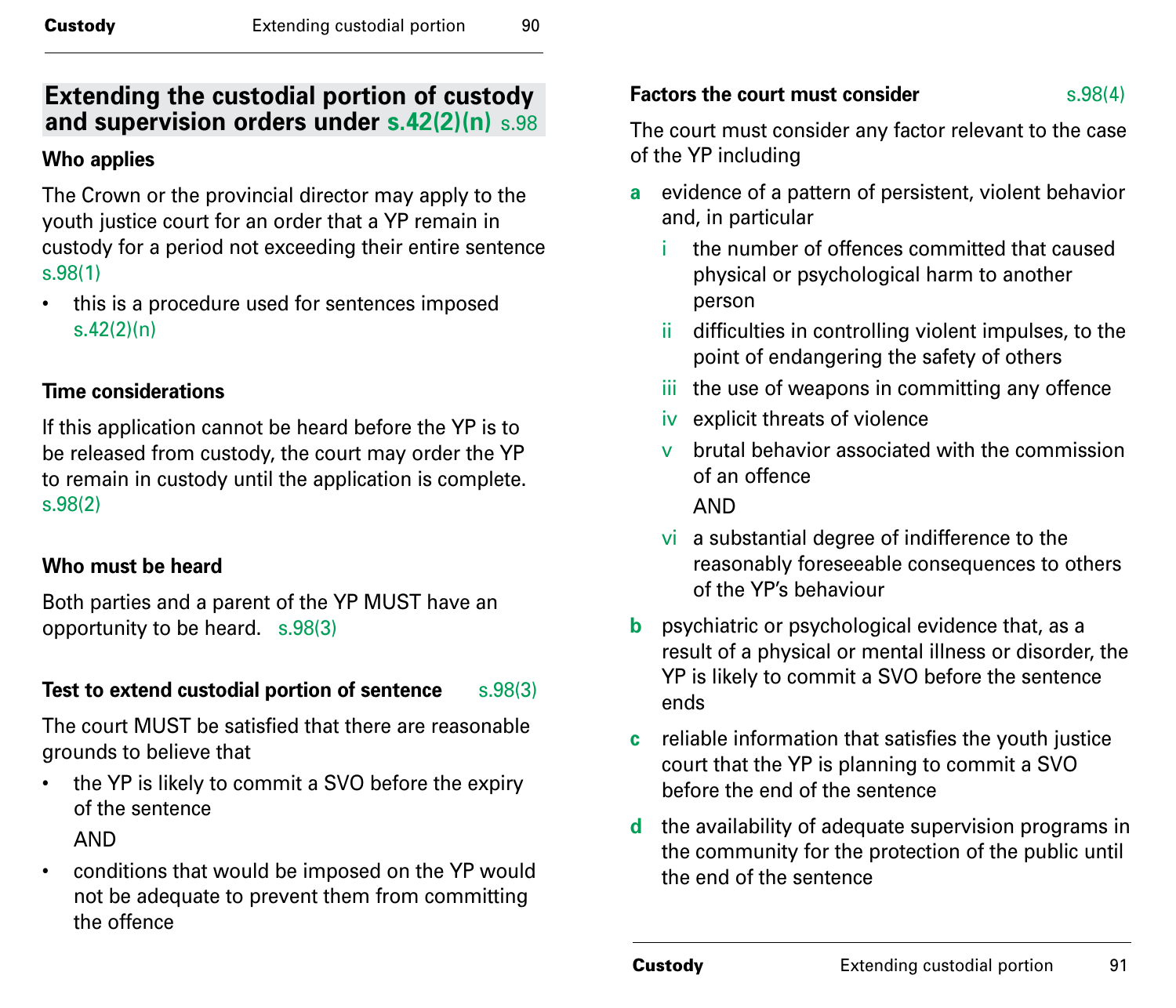## Extending the custodial portion of custody and supervision orders under s.42(2)(n) s.98

**Who applies**

The Crown or the provincial director may apply to the youth justice court for an order that a YP remain in custody for a period not exceeding their entire sentence s.98(1)

- this is a procedure used for sentences imposed s.42(2)(n)

**Time considerations**

If this application cannot be heard before the YP is to be released from custody, the court may order the YP to remain in custody until the application is complete. s.98(2)

**Who must be heard**

Both parties and a parent of the YP MUST have an opportunity to be heard. s.98(3)

**Test to extend custodial portion of sentence** s.98(3)

The court MUST be satisfied that there are reasonable grounds to believe that

- the YP is likely to commit a SVO before the expiry of the sentence

  AND

- conditions that would be imposed on the YP would not be adequate to prevent them from committing the offence

**Factors the court must consider** s.98(4)

The court must consider any factor relevant to the case of the YP including

a. evidence of a pattern of persistent, violent behavior and, in particular
   i. the number of offences committed that caused physical or psychological harm to another person
   ii. difficulties in controlling violent impulses, to the point of endangering the safety of others
   iii. the use of weapons in committing any offence
   iv. explicit threats of violence
   v. brutal behavior associated with the commission of an offence

      AND

   vi. a substantial degree of indifference to the reasonably foreseeable consequences to others of the YP's behaviour
b. psychiatric or psychological evidence that, as a result of a physical or mental illness or disorder, the YP is likely to commit a SVO before the sentence ends
c. reliable information that satisfies the youth justice court that the YP is planning to commit a SVO before the end of the sentence
d. the availability of adequate supervision programs in the community for the protection of the public until the end of the sentence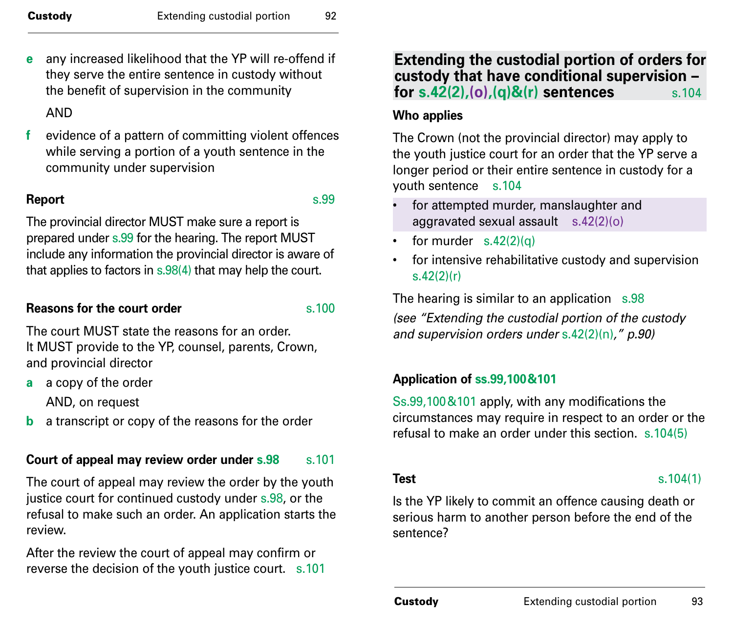**e** any increased likelihood that the YP will re-offend if they serve the entire sentence in custody without the benefit of supervision in the community

AND

**f** evidence of a pattern of committing violent offences while serving a portion of a youth sentence in the community under supervision

### Report s.99

The provincial director MUST make sure a report is prepared under s.99 for the hearing. The report MUST include any information the provincial director is aware of that applies to factors in s.98(4) that may help the court.

### Reasons for the court order s.100

The court MUST state the reasons for an order. It MUST provide to the YP, counsel, parents, Crown, and provincial director

**a** a copy of the order

AND, on request

**b** a transcript or copy of the reasons for the order

### Court of appeal may review order under s.98 s.101

The court of appeal may review the order by the youth justice court for continued custody under s.98, or the refusal to make such an order. An application starts the review.

After the review the court of appeal may confirm or reverse the decision of the youth justice court. s.101

## Extending the custodial portion of orders for custody that have conditional supervision – for s.42(2),(o),(q)&(r) sentences s.104

### Who applies

The Crown (not the provincial director) may apply to the youth justice court for an order that the YP serve a longer period or their entire sentence in custody for a youth sentence s.104

- for attempted murder, manslaughter and aggravated sexual assault s.42(2)(o)
- for murder s.42(2)(q)
- for intensive rehabilitative custody and supervision s.42(2)(r)

The hearing is similar to an application s.98
*(see "Extending the custodial portion of the custody and supervision orders under s.42(2)(n)," p.90)*

### Application of ss.99,100&101

Ss.99,100&101 apply, with any modifications the circumstances may require in respect to an order or the refusal to make an order under this section. s.104(5)

### Test s.104(1)

Is the YP likely to commit an offence causing death or serious harm to another person before the end of the sentence?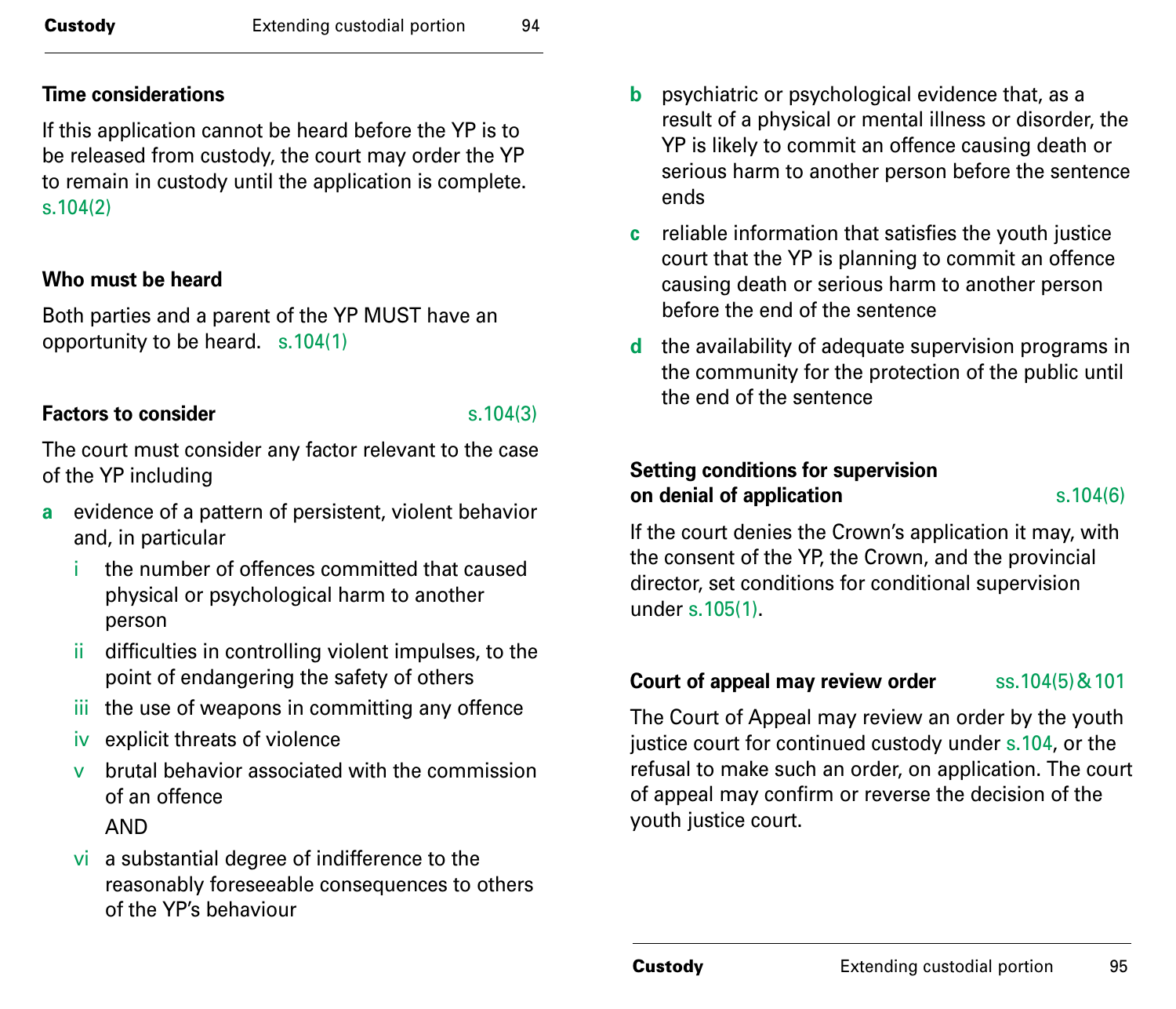### Time considerations

If this application cannot be heard before the YP is to be released from custody, the court may order the YP to remain in custody until the application is complete. s.104(2)

### Who must be heard

Both parties and a parent of the YP MUST have an opportunity to be heard. s.104(1)

### Factors to consider s.104(3)

The court must consider any factor relevant to the case of the YP including

- **a** evidence of a pattern of persistent, violent behavior and, in particular
  - i the number of offences committed that caused physical or psychological harm to another person
  - ii difficulties in controlling violent impulses, to the point of endangering the safety of others
  - iii the use of weapons in committing any offence
  - iv explicit threats of violence
  - v brutal behavior associated with the commission of an offence

    AND
  - vi a substantial degree of indifference to the reasonably foreseeable consequences to others of the YP's behaviour
- **b** psychiatric or psychological evidence that, as a result of a physical or mental illness or disorder, the YP is likely to commit an offence causing death or serious harm to another person before the sentence ends
- **c** reliable information that satisfies the youth justice court that the YP is planning to commit an offence causing death or serious harm to another person before the end of the sentence
- **d** the availability of adequate supervision programs in the community for the protection of the public until the end of the sentence

### Setting conditions for supervision on denial of application s.104(6)

If the court denies the Crown's application it may, with the consent of the YP, the Crown, and the provincial director, set conditions for conditional supervision under s.105(1).

### Court of appeal may review order ss.104(5) & 101

The Court of Appeal may review an order by the youth justice court for continued custody under s.104, or the refusal to make such an order, on application. The court of appeal may confirm or reverse the decision of the youth justice court.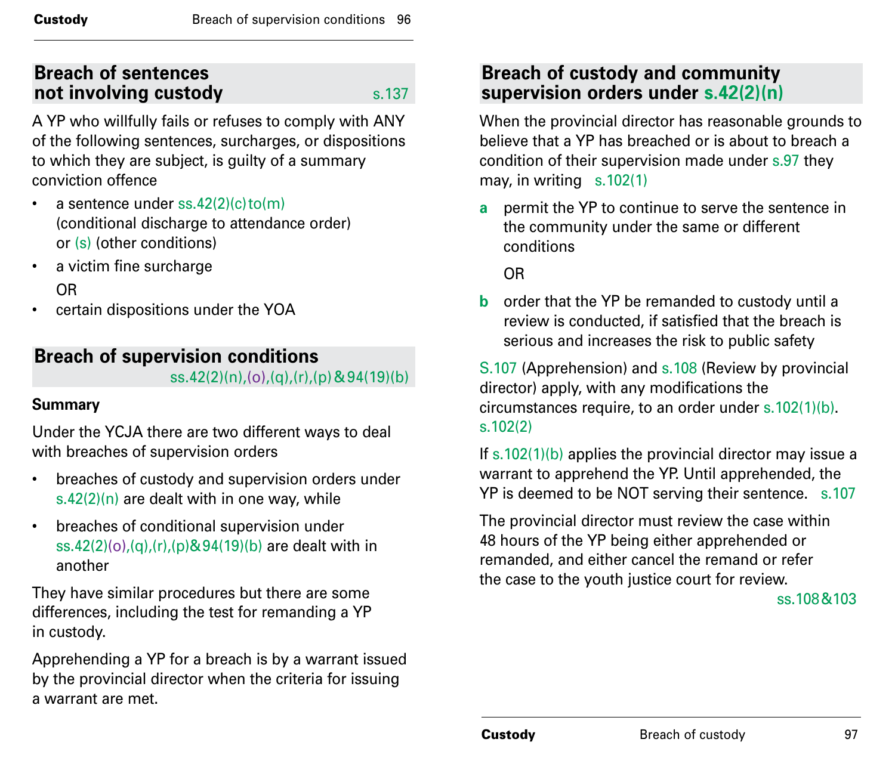## Breach of sentences not involving custody s.137

A YP who willfully fails or refuses to comply with ANY of the following sentences, surcharges, or dispositions to which they are subject, is guilty of a summary conviction offence

- a sentence under ss.42(2)(c) to (m) (conditional discharge to attendance order) or (s) (other conditions)
- a victim fine surcharge

  OR
- certain dispositions under the YOA

## Breach of supervision conditions ss.42(2)(n),(o),(q),(r),(p) & 94(19)(b)

**Summary**

Under the YCJA there are two different ways to deal with breaches of supervision orders

- breaches of custody and supervision orders under s.42(2)(n) are dealt with in one way, while
- breaches of conditional supervision under ss.42(2)(o),(q),(r),(p) & 94(19)(b) are dealt with in another

They have similar procedures but there are some differences, including the test for remanding a YP in custody.

Apprehending a YP for a breach is by a warrant issued by the provincial director when the criteria for issuing a warrant are met.

## Breach of custody and community supervision orders under s.42(2)(n)

When the provincial director has reasonable grounds to believe that a YP has breached or is about to breach a condition of their supervision made under s.97 they may, in writing s.102(1)

**a** permit the YP to continue to serve the sentence in the community under the same or different conditions

OR

**b** order that the YP be remanded to custody until a review is conducted, if satisfied that the breach is serious and increases the risk to public safety

S.107 (Apprehension) and s.108 (Review by provincial director) apply, with any modifications the circumstances require, to an order under s.102(1)(b). s.102(2)

If s.102(1)(b) applies the provincial director may issue a warrant to apprehend the YP. Until apprehended, the YP is deemed to be NOT serving their sentence. s.107

The provincial director must review the case within 48 hours of the YP being either apprehended or remanded, and either cancel the remand or refer the case to the youth justice court for review. ss.108 & 103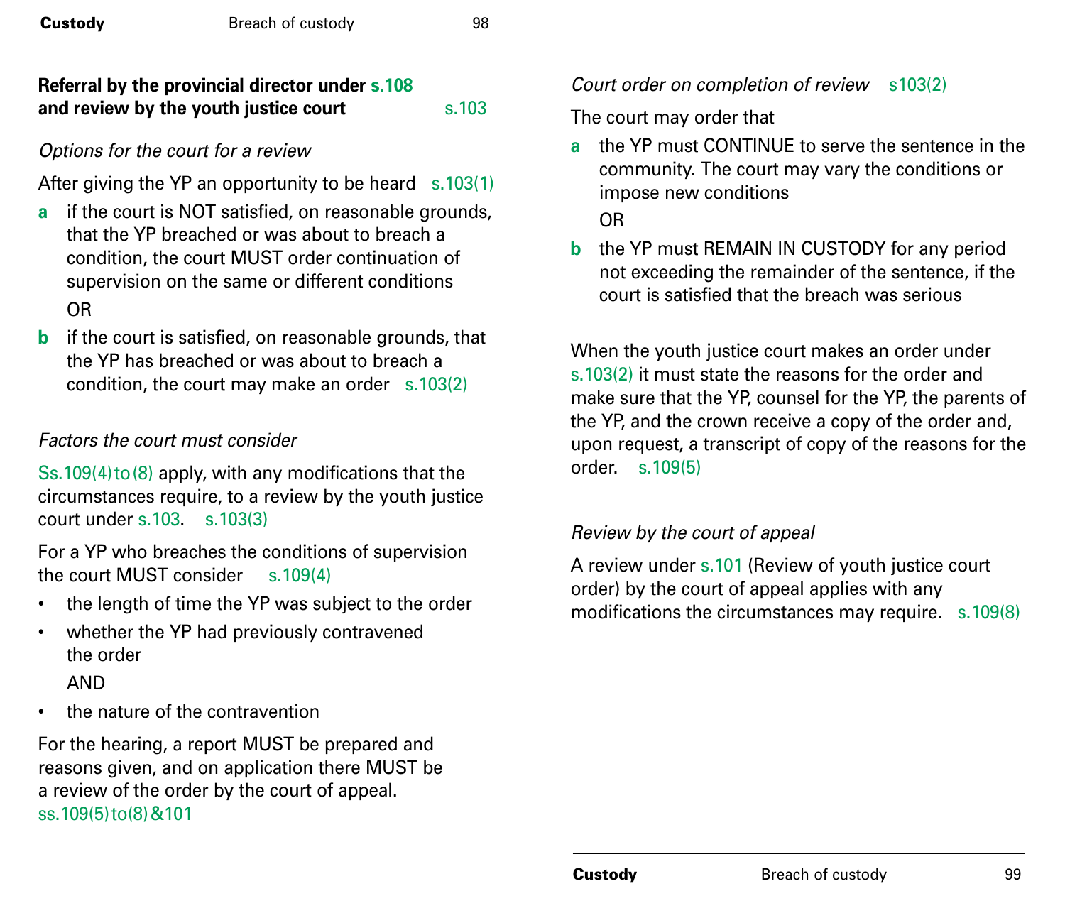## Referral by the provincial director under s.108 and review by the youth justice court s.103

*Options for the court for a review*

After giving the YP an opportunity to be heard s.103(1)

- **a** if the court is NOT satisfied, on reasonable grounds, that the YP breached or was about to breach a condition, the court MUST order continuation of supervision on the same or different conditions

  OR

- **b** if the court is satisfied, on reasonable grounds, that the YP has breached or was about to breach a condition, the court may make an order s.103(2)

*Factors the court must consider*

Ss.109(4) to (8) apply, with any modifications that the circumstances require, to a review by the youth justice court under s.103. s.103(3)

For a YP who breaches the conditions of supervision the court MUST consider s.109(4)

- the length of time the YP was subject to the order
- whether the YP had previously contravened the order

  AND

- the nature of the contravention

For the hearing, a report MUST be prepared and reasons given, and on application there MUST be a review of the order by the court of appeal. ss.109(5) to (8) & 101

*Court order on completion of review* s103(2)

The court may order that

- **a** the YP must CONTINUE to serve the sentence in the community. The court may vary the conditions or impose new conditions

  OR

- **b** the YP must REMAIN IN CUSTODY for any period not exceeding the remainder of the sentence, if the court is satisfied that the breach was serious

When the youth justice court makes an order under s.103(2) it must state the reasons for the order and make sure that the YP, counsel for the YP, the parents of the YP, and the crown receive a copy of the order and, upon request, a transcript of copy of the reasons for the order. s.109(5)

*Review by the court of appeal*

A review under s.101 (Review of youth justice court order) by the court of appeal applies with any modifications the circumstances may require. s.109(8)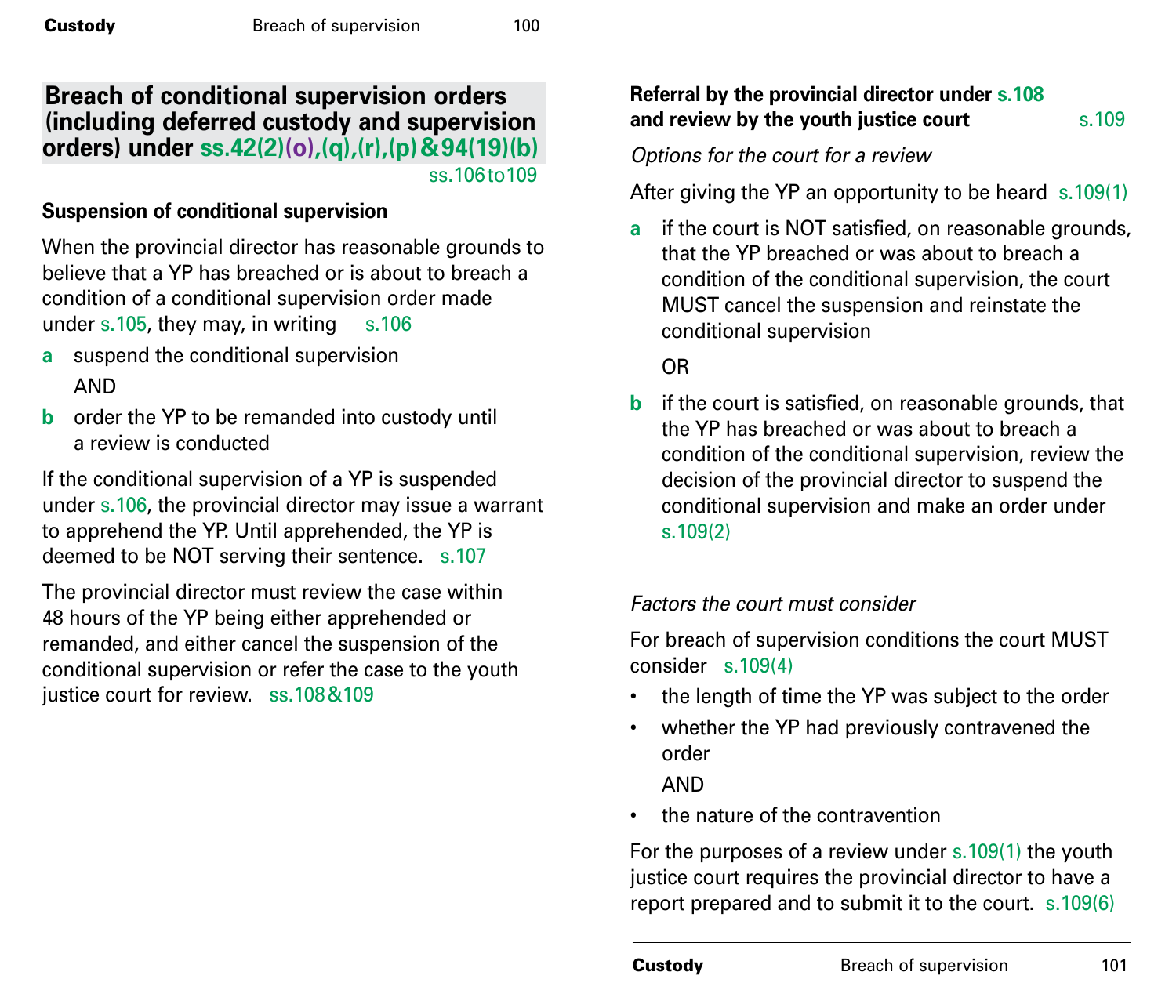## Breach of conditional supervision orders (including deferred custody and supervision orders) under ss.42(2)(o),(q),(r),(p) & 94(19)(b)

ss.106 to 109

**Suspension of conditional supervision**

When the provincial director has reasonable grounds to believe that a YP has breached or is about to breach a condition of a conditional supervision order made under s.105, they may, in writing s.106

- **a** suspend the conditional supervision

  AND

- **b** order the YP to be remanded into custody until a review is conducted

If the conditional supervision of a YP is suspended under s.106, the provincial director may issue a warrant to apprehend the YP. Until apprehended, the YP is deemed to be NOT serving their sentence. s.107

The provincial director must review the case within 48 hours of the YP being either apprehended or remanded, and either cancel the suspension of the conditional supervision or refer the case to the youth justice court for review. ss.108 & 109

**Referral by the provincial director under s.108 and review by the youth justice court** s.109

*Options for the court for a review*

After giving the YP an opportunity to be heard s.109(1)

- **a** if the court is NOT satisfied, on reasonable grounds, that the YP breached or was about to breach a condition of the conditional supervision, the court MUST cancel the suspension and reinstate the conditional supervision

  OR

- **b** if the court is satisfied, on reasonable grounds, that the YP has breached or was about to breach a condition of the conditional supervision, review the decision of the provincial director to suspend the conditional supervision and make an order under s.109(2)

*Factors the court must consider*

For breach of supervision conditions the court MUST consider s.109(4)

- the length of time the YP was subject to the order
- whether the YP had previously contravened the order

  AND

- the nature of the contravention

For the purposes of a review under s.109(1) the youth justice court requires the provincial director to have a report prepared and to submit it to the court. s.109(6)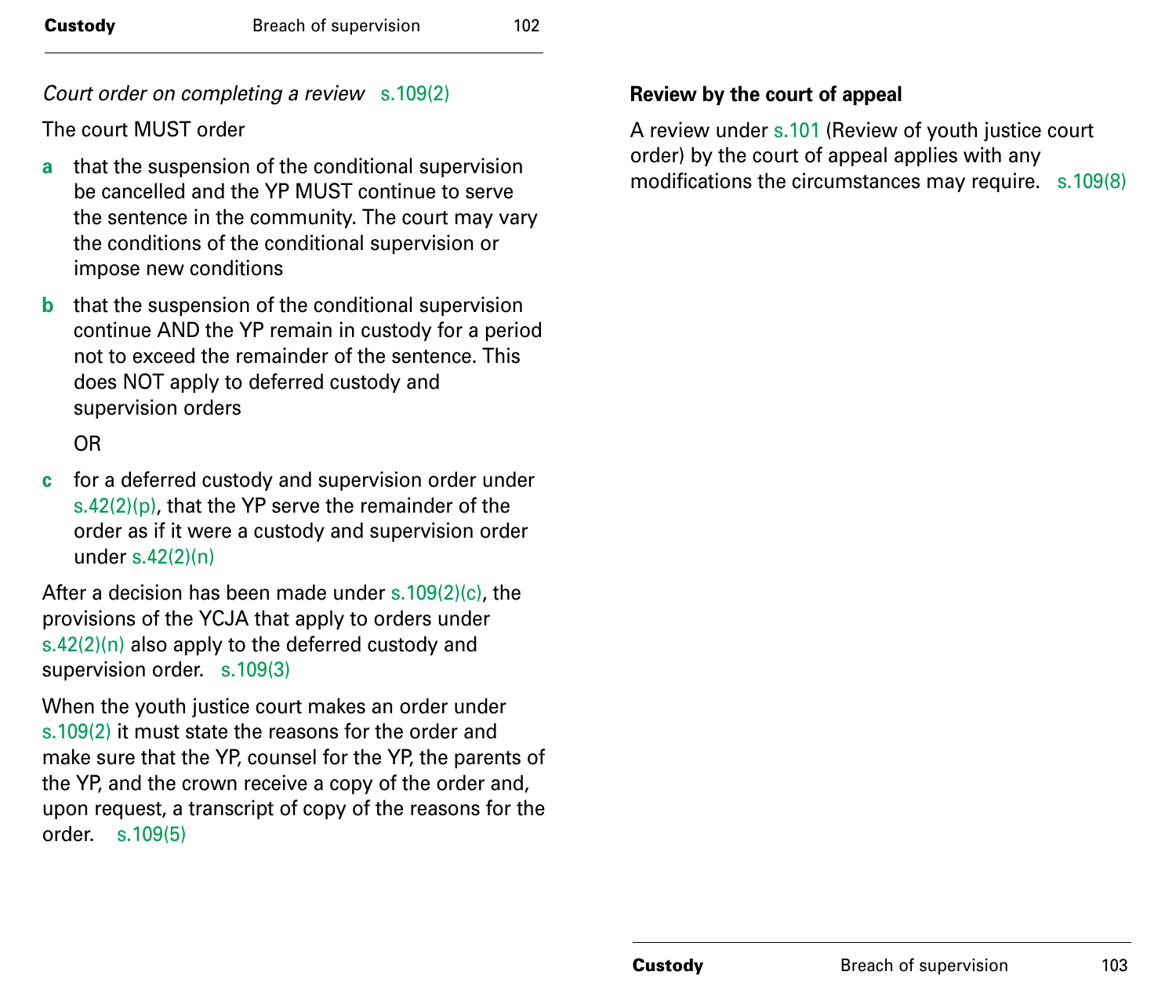*Court order on completing a review* s.109(2)

The court MUST order

**a** that the suspension of the conditional supervision be cancelled and the YP MUST continue to serve the sentence in the community. The court may vary the conditions of the conditional supervision or impose new conditions

**b** that the suspension of the conditional supervision continue AND the YP remain in custody for a period not to exceed the remainder of the sentence. This does NOT apply to deferred custody and supervision orders

OR

**c** for a deferred custody and supervision order under s.42(2)(p), that the YP serve the remainder of the order as if it were a custody and supervision order under s.42(2)(n)

After a decision has been made under s.109(2)(c), the provisions of the YCJA that apply to orders under s.42(2)(n) also apply to the deferred custody and supervision order. s.109(3)

When the youth justice court makes an order under s.109(2) it must state the reasons for the order and make sure that the YP, counsel for the YP, the parents of the YP, and the crown receive a copy of the order and, upon request, a transcript of copy of the reasons for the order. s.109(5)

**Review by the court of appeal**

A review under s.101 (Review of youth justice court order) by the court of appeal applies with any modifications the circumstances may require. s.109(8)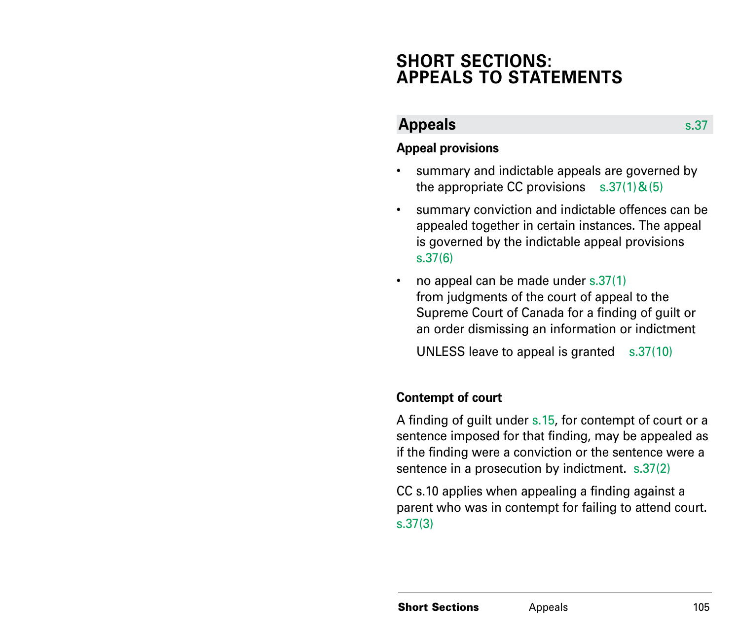# SHORT SECTIONS: APPEALS TO STATEMENTS

## Appeals s.37

### Appeal provisions

- summary and indictable appeals are governed by the appropriate CC provisions s.37(1)&(5)
- summary conviction and indictable offences can be appealed together in certain instances. The appeal is governed by the indictable appeal provisions s.37(6)
- no appeal can be made under s.37(1) from judgments of the court of appeal to the Supreme Court of Canada for a finding of guilt or an order dismissing an information or indictment

  UNLESS leave to appeal is granted s.37(10)

### Contempt of court

A finding of guilt under s.15, for contempt of court or a sentence imposed for that finding, may be appealed as if the finding were a conviction or the sentence were a sentence in a prosecution by indictment. s.37(2)

CC s.10 applies when appealing a finding against a parent who was in contempt for failing to attend court. s.37(3)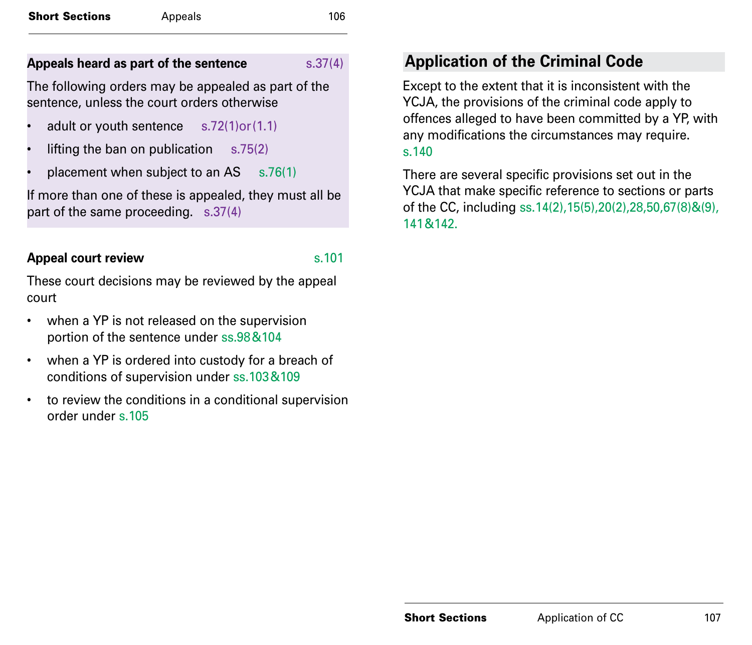### Appeals heard as part of the sentence s.37(4)

The following orders may be appealed as part of the sentence, unless the court orders otherwise

- adult or youth sentence s.72(1)or(1.1)
- lifting the ban on publication s.75(2)
- placement when subject to an AS s.76(1)

If more than one of these is appealed, they must all be part of the same proceeding. s.37(4)

### Appeal court review s.101

These court decisions may be reviewed by the appeal court

- when a YP is not released on the supervision portion of the sentence under ss.98&104
- when a YP is ordered into custody for a breach of conditions of supervision under ss.103&109
- to review the conditions in a conditional supervision order under s.105

## Application of the Criminal Code

Except to the extent that it is inconsistent with the YCJA, the provisions of the criminal code apply to offences alleged to have been committed by a YP, with any modifications the circumstances may require. s.140

There are several specific provisions set out in the YCJA that make specific reference to sections or parts of the CC, including ss.14(2),15(5),20(2),28,50,67(8)&(9), 141&142.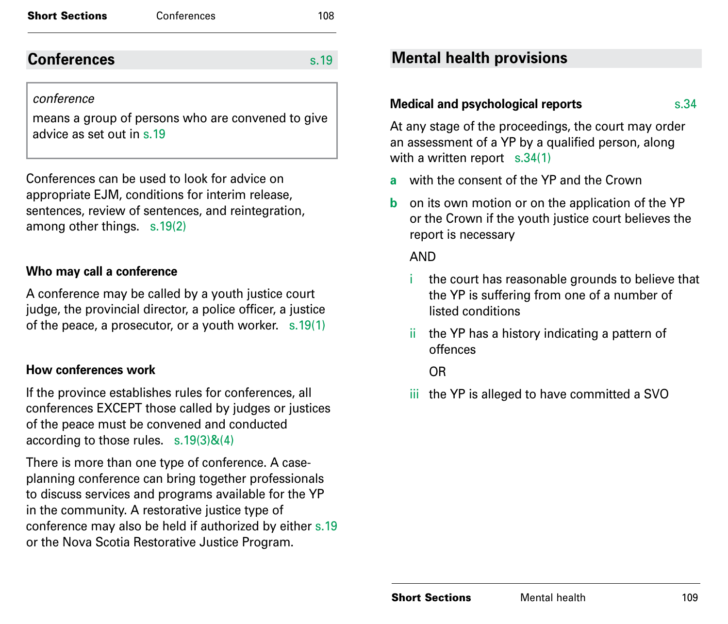## Conferences s.19

> *conference*
>
> means a group of persons who are convened to give advice as set out in s.19

Conferences can be used to look for advice on appropriate EJM, conditions for interim release, sentences, review of sentences, and reintegration, among other things. s.19(2)

### Who may call a conference

A conference may be called by a youth justice court judge, the provincial director, a police officer, a justice of the peace, a prosecutor, or a youth worker. s.19(1)

### How conferences work

If the province establishes rules for conferences, all conferences EXCEPT those called by judges or justices of the peace must be convened and conducted according to those rules. s.19(3)&(4)

There is more than one type of conference. A case-planning conference can bring together professionals to discuss services and programs available for the YP in the community. A restorative justice type of conference may also be held if authorized by either s.19 or the Nova Scotia Restorative Justice Program.

## Mental health provisions

### Medical and psychological reports s.34

At any stage of the proceedings, the court may order an assessment of a YP by a qualified person, along with a written report s.34(1)

**a** with the consent of the YP and the Crown

**b** on its own motion or on the application of the YP or the Crown if the youth justice court believes the report is necessary

AND

- i the court has reasonable grounds to believe that the YP is suffering from one of a number of listed conditions
- ii the YP has a history indicating a pattern of offences

  OR

- iii the YP is alleged to have committed a SVO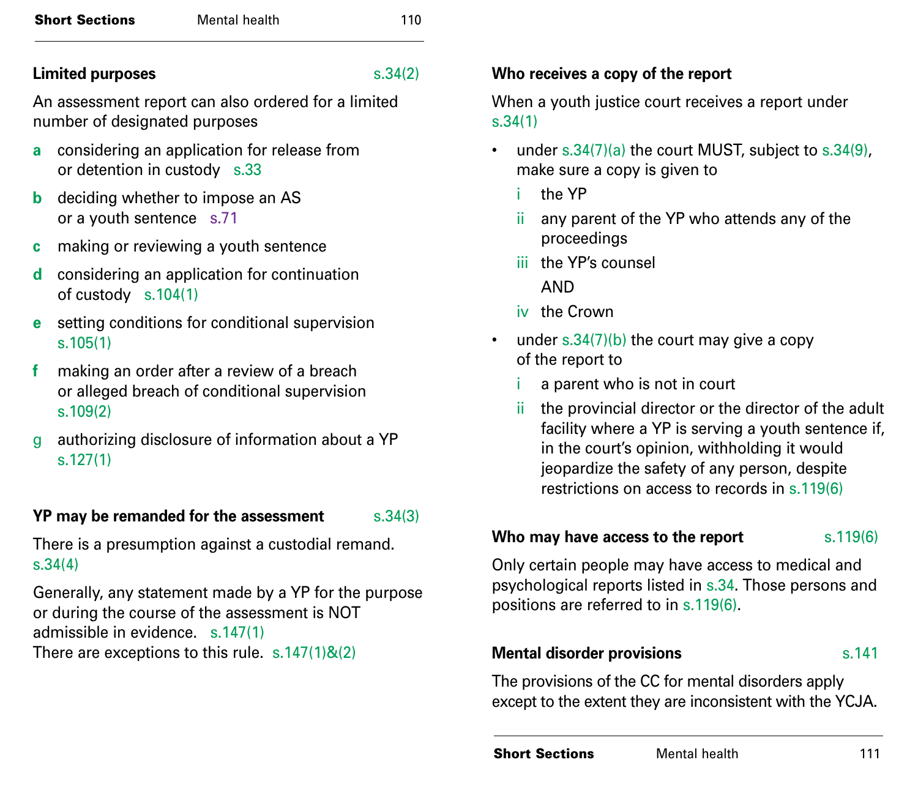### Limited purposes s.34(2)

An assessment report can also ordered for a limited number of designated purposes

- **a** considering an application for release from or detention in custody s.33
- **b** deciding whether to impose an AS or a youth sentence s.71
- **c** making or reviewing a youth sentence
- **d** considering an application for continuation of custody s.104(1)
- **e** setting conditions for conditional supervision s.105(1)
- **f** making an order after a review of a breach or alleged breach of conditional supervision s.109(2)
- g authorizing disclosure of information about a YP s.127(1)

### YP may be remanded for the assessment s.34(3)

There is a presumption against a custodial remand. s.34(4)

Generally, any statement made by a YP for the purpose or during the course of the assessment is NOT admissible in evidence. s.147(1)
There are exceptions to this rule. s.147(1)&(2)

### Who receives a copy of the report

When a youth justice court receives a report under s.34(1)

- under s.34(7)(a) the court MUST, subject to s.34(9), make sure a copy is given to
  - i the YP
  - ii any parent of the YP who attends any of the proceedings
  - iii the YP's counsel

    AND
  - iv the Crown
- under s.34(7)(b) the court may give a copy of the report to
  - i a parent who is not in court
  - ii the provincial director or the director of the adult facility where a YP is serving a youth sentence if, in the court's opinion, withholding it would jeopardize the safety of any person, despite restrictions on access to records in s.119(6)

### Who may have access to the report s.119(6)

Only certain people may have access to medical and psychological reports listed in s.34. Those persons and positions are referred to in s.119(6).

### Mental disorder provisions s.141

The provisions of the CC for mental disorders apply except to the extent they are inconsistent with the YCJA.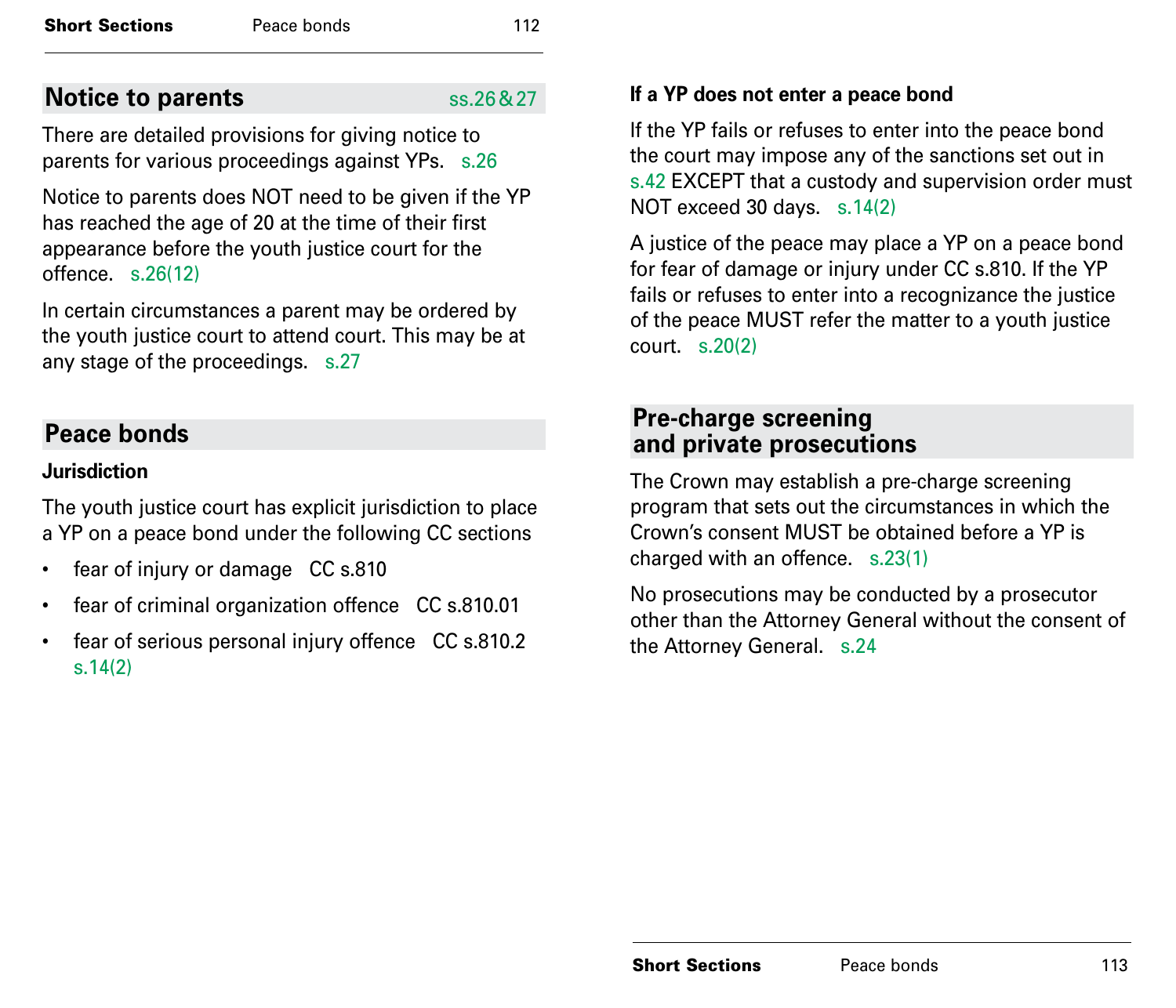## Notice to parents ss.26 & 27

There are detailed provisions for giving notice to parents for various proceedings against YPs. s.26

Notice to parents does NOT need to be given if the YP has reached the age of 20 at the time of their first appearance before the youth justice court for the offence. s.26(12)

In certain circumstances a parent may be ordered by the youth justice court to attend court. This may be at any stage of the proceedings. s.27

## Peace bonds

### Jurisdiction

The youth justice court has explicit jurisdiction to place a YP on a peace bond under the following CC sections

- fear of injury or damage CC s.810
- fear of criminal organization offence CC s.810.01
- fear of serious personal injury offence CC s.810.2 s.14(2)

### If a YP does not enter a peace bond

If the YP fails or refuses to enter into the peace bond the court may impose any of the sanctions set out in s.42 EXCEPT that a custody and supervision order must NOT exceed 30 days. s.14(2)

A justice of the peace may place a YP on a peace bond for fear of damage or injury under CC s.810. If the YP fails or refuses to enter into a recognizance the justice of the peace MUST refer the matter to a youth justice court. s.20(2)

## Pre-charge screening and private prosecutions

The Crown may establish a pre-charge screening program that sets out the circumstances in which the Crown's consent MUST be obtained before a YP is charged with an offence. s.23(1)

No prosecutions may be conducted by a prosecutor other than the Attorney General without the consent of the Attorney General. s.24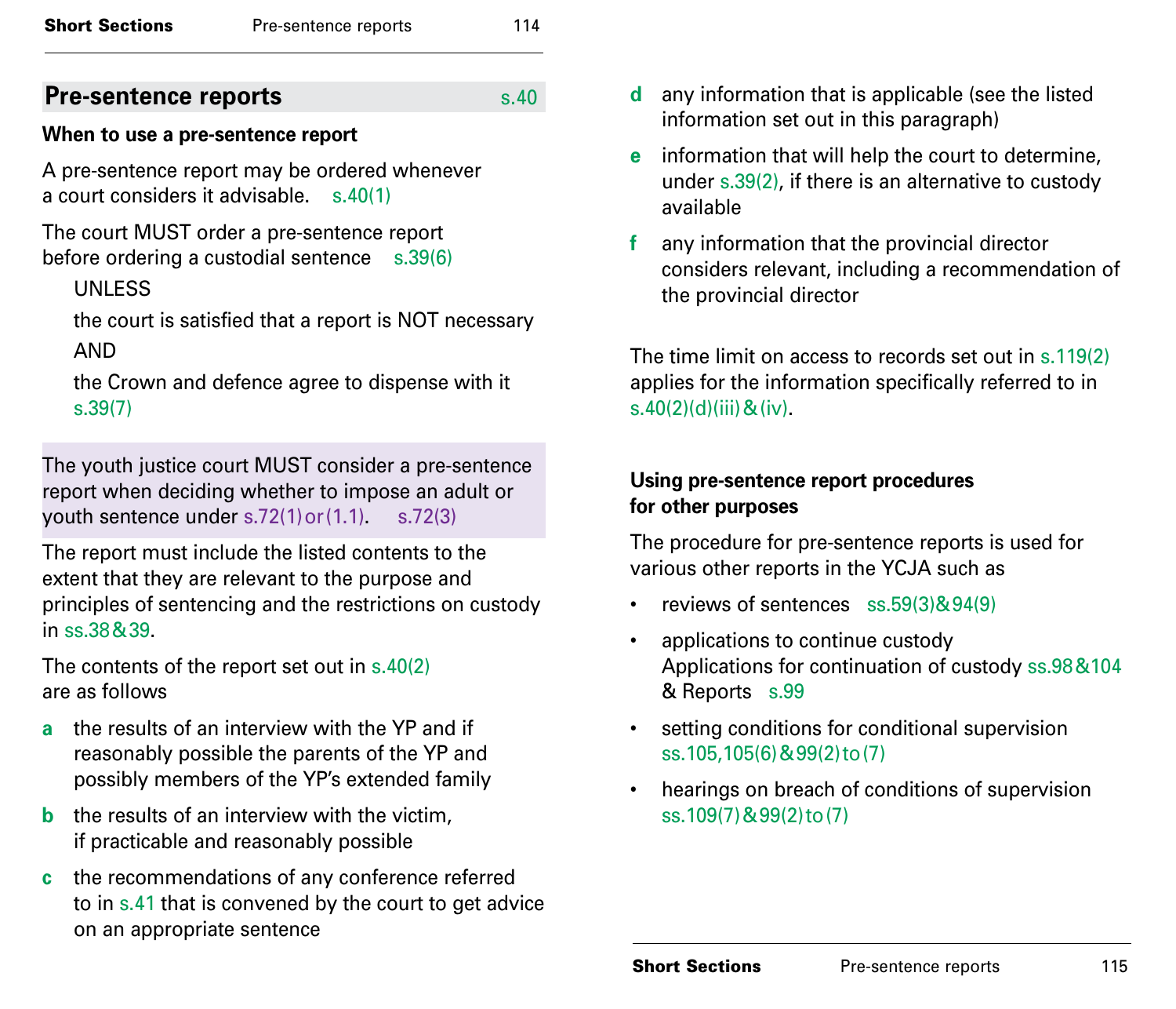## Pre-sentence reports s.40

### When to use a pre-sentence report

A pre-sentence report may be ordered whenever a court considers it advisable. s.40(1)

The court MUST order a pre-sentence report before ordering a custodial sentence s.39(6)

UNLESS

the court is satisfied that a report is NOT necessary

AND

the Crown and defence agree to dispense with it s.39(7)

The youth justice court MUST consider a pre-sentence report when deciding whether to impose an adult or youth sentence under s.72(1) or (1.1). s.72(3)

The report must include the listed contents to the extent that they are relevant to the purpose and principles of sentencing and the restrictions on custody in ss.38 & 39.

The contents of the report set out in s.40(2) are as follows

- **a** the results of an interview with the YP and if reasonably possible the parents of the YP and possibly members of the YP's extended family
- **b** the results of an interview with the victim, if practicable and reasonably possible
- **c** the recommendations of any conference referred to in s.41 that is convened by the court to get advice on an appropriate sentence
- **d** any information that is applicable (see the listed information set out in this paragraph)
- **e** information that will help the court to determine, under s.39(2), if there is an alternative to custody available
- **f** any information that the provincial director considers relevant, including a recommendation of the provincial director

The time limit on access to records set out in s.119(2) applies for the information specifically referred to in s.40(2)(d)(iii) & (iv).

### Using pre-sentence report procedures for other purposes

The procedure for pre-sentence reports is used for various other reports in the YCJA such as

- reviews of sentences ss.59(3) & 94(9)
- applications to continue custody
  Applications for continuation of custody ss.98 & 104 & Reports s.99
- setting conditions for conditional supervision ss.105, 105(6) & 99(2) to (7)
- hearings on breach of conditions of supervision ss.109(7) & 99(2) to (7)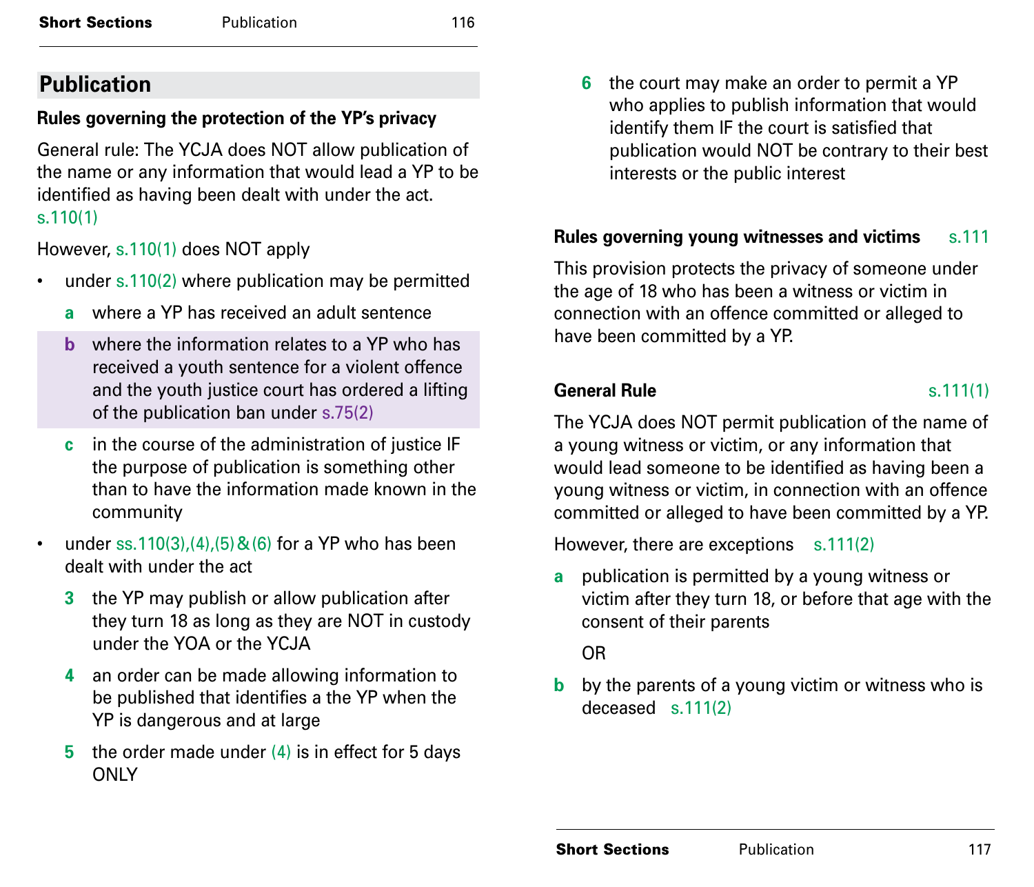## Publication

### Rules governing the protection of the YP's privacy

General rule: The YCJA does NOT allow publication of the name or any information that would lead a YP to be identified as having been dealt with under the act. s.110(1)

However, s.110(1) does NOT apply

- under s.110(2) where publication may be permitted
  - **a** where a YP has received an adult sentence
  - **b** where the information relates to a YP who has received a youth sentence for a violent offence and the youth justice court has ordered a lifting of the publication ban under s.75(2)
  - **c** in the course of the administration of justice IF the purpose of publication is something other than to have the information made known in the community
- under ss.110(3),(4),(5)&(6) for a YP who has been dealt with under the act
  - **3** the YP may publish or allow publication after they turn 18 as long as they are NOT in custody under the YOA or the YCJA
  - **4** an order can be made allowing information to be published that identifies a the YP when the YP is dangerous and at large
  - **5** the order made under (4) is in effect for 5 days ONLY
  - **6** the court may make an order to permit a YP who applies to publish information that would identify them IF the court is satisfied that publication would NOT be contrary to their best interests or the public interest

### Rules governing young witnesses and victims s.111

This provision protects the privacy of someone under the age of 18 who has been a witness or victim in connection with an offence committed or alleged to have been committed by a YP.

### General Rule s.111(1)

The YCJA does NOT permit publication of the name of a young witness or victim, or any information that would lead someone to be identified as having been a young witness or victim, in connection with an offence committed or alleged to have been committed by a YP.

However, there are exceptions s.111(2)

**a** publication is permitted by a young witness or victim after they turn 18, or before that age with the consent of their parents

OR

**b** by the parents of a young victim or witness who is deceased s.111(2)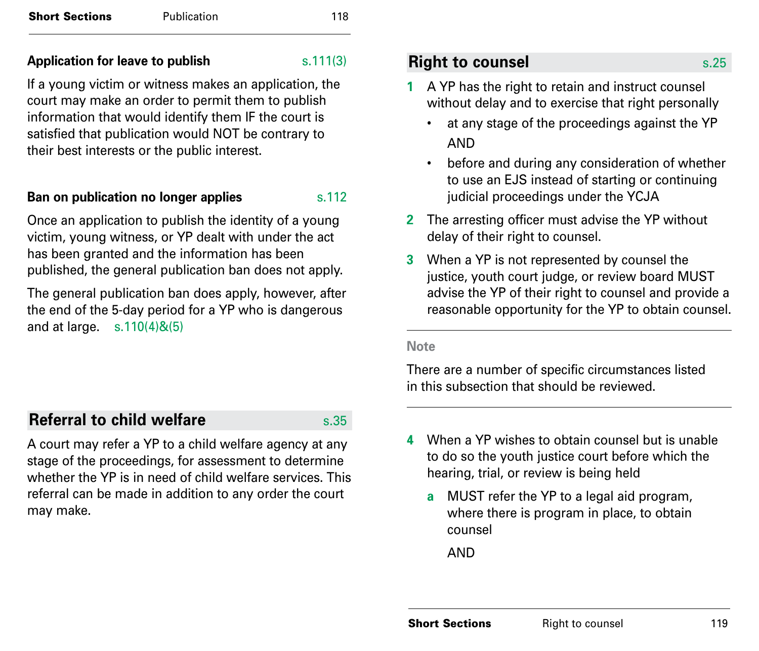### Application for leave to publish — s.111(3)

If a young victim or witness makes an application, the court may make an order to permit them to publish information that would identify them IF the court is satisfied that publication would NOT be contrary to their best interests or the public interest.

### Ban on publication no longer applies — s.112

Once an application to publish the identity of a young victim, young witness, or YP dealt with under the act has been granted and the information has been published, the general publication ban does not apply.

The general publication ban does apply, however, after the end of the 5-day period for a YP who is dangerous and at large. s.110(4)&(5)

## Referral to child welfare — s.35

A court may refer a YP to a child welfare agency at any stage of the proceedings, for assessment to determine whether the YP is in need of child welfare services. This referral can be made in addition to any order the court may make.

## Right to counsel — s.25

1. A YP has the right to retain and instruct counsel without delay and to exercise that right personally
   - at any stage of the proceedings against the YP

     AND
   - before and during any consideration of whether to use an EJS instead of starting or continuing judicial proceedings under the YCJA
2. The arresting officer must advise the YP without delay of their right to counsel.
3. When a YP is not represented by counsel the justice, youth court judge, or review board MUST advise the YP of their right to counsel and provide a reasonable opportunity for the YP to obtain counsel.

---

**Note**

There are a number of specific circumstances listed in this subsection that should be reviewed.

---

4. When a YP wishes to obtain counsel but is unable to do so the youth justice court before which the hearing, trial, or review is being held
   - **a** MUST refer the YP to a legal aid program, where there is program in place, to obtain counsel

     AND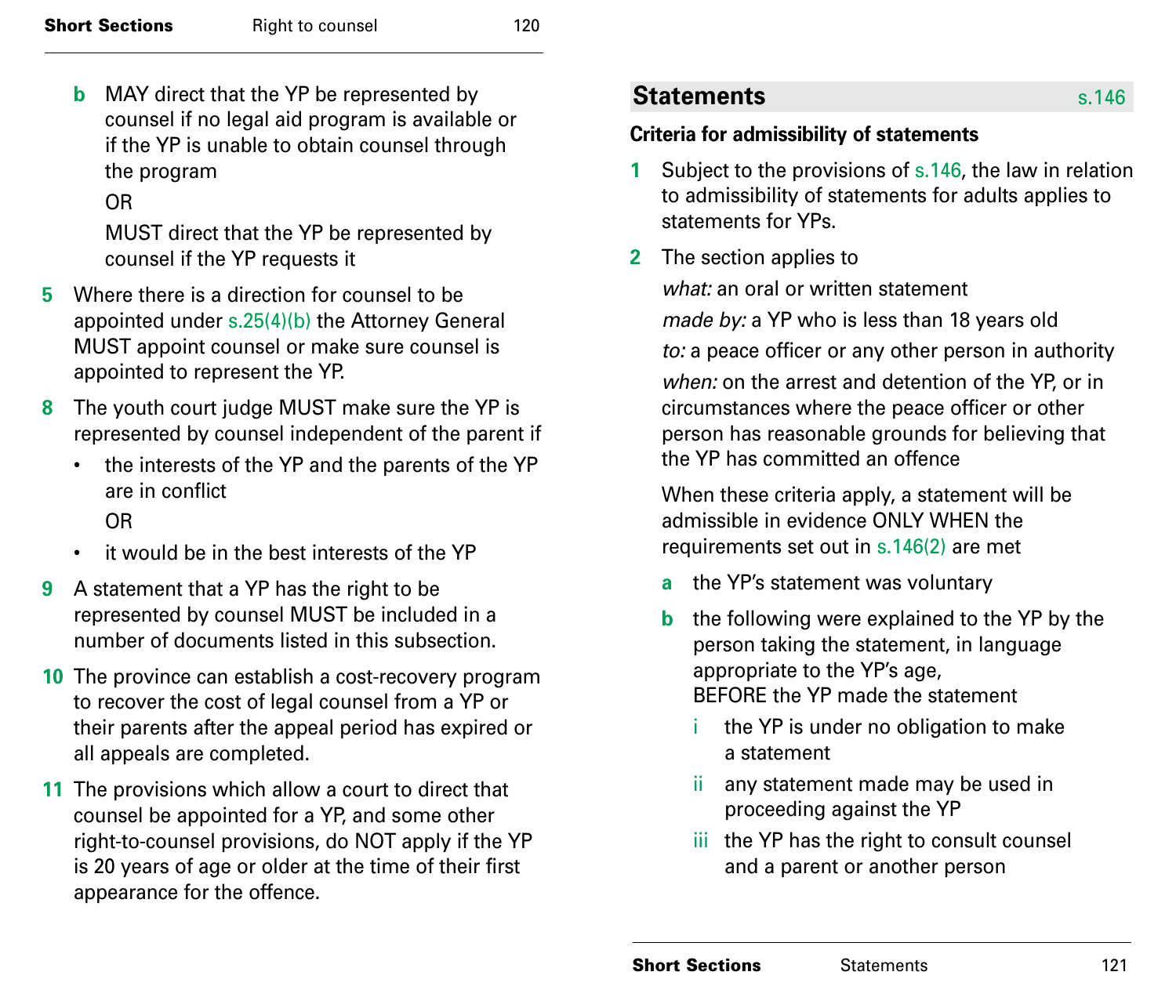b. MAY direct that the YP be represented by counsel if no legal aid program is available or if the YP is unable to obtain counsel through the program

   OR

   MUST direct that the YP be represented by counsel if the YP requests it

5. Where there is a direction for counsel to be appointed under s.25(4)(b) the Attorney General MUST appoint counsel or make sure counsel is appointed to represent the YP.

8. The youth court judge MUST make sure the YP is represented by counsel independent of the parent if
   - the interests of the YP and the parents of the YP are in conflict

     OR

   - it would be in the best interests of the YP

9. A statement that a YP has the right to be represented by counsel MUST be included in a number of documents listed in this subsection.

10. The province can establish a cost-recovery program to recover the cost of legal counsel from a YP or their parents after the appeal period has expired or all appeals are completed.

11. The provisions which allow a court to direct that counsel be appointed for a YP, and some other right-to-counsel provisions, do NOT apply if the YP is 20 years of age or older at the time of their first appearance for the offence.

## Statements — s.146

**Criteria for admissibility of statements**

1. Subject to the provisions of s.146, the law in relation to admissibility of statements for adults applies to statements for YPs.

2. The section applies to

   *what:* an oral or written statement

   *made by:* a YP who is less than 18 years old

   *to:* a peace officer or any other person in authority

   *when:* on the arrest and detention of the YP, or in circumstances where the peace officer or other person has reasonable grounds for believing that the YP has committed an offence

   When these criteria apply, a statement will be admissible in evidence ONLY WHEN the requirements set out in s.146(2) are met

   a. the YP's statement was voluntary

   b. the following were explained to the YP by the person taking the statement, in language appropriate to the YP's age,
      BEFORE the YP made the statement

      i. the YP is under no obligation to make a statement

      ii. any statement made may be used in proceeding against the YP

      iii. the YP has the right to consult counsel and a parent or another person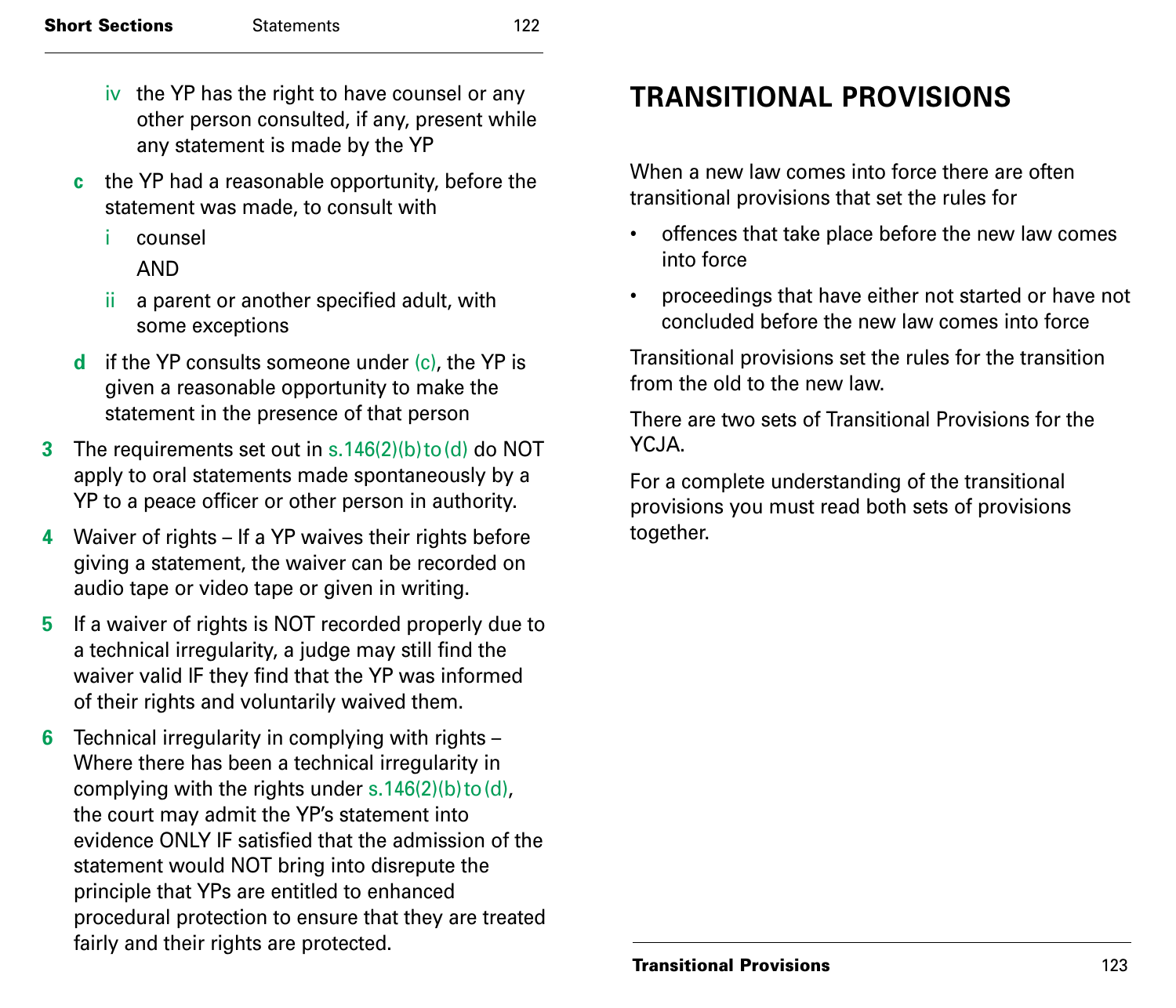iv the YP has the right to have counsel or any other person consulted, if any, present while any statement is made by the YP

- **c** the YP had a reasonable opportunity, before the statement was made, to consult with
   - i counsel

     AND

   - ii a parent or another specified adult, with some exceptions
- **d** if the YP consults someone under (c), the YP is given a reasonable opportunity to make the statement in the presence of that person

**3** The requirements set out in s.146(2)(b) to (d) do NOT apply to oral statements made spontaneously by a YP to a peace officer or other person in authority.

**4** Waiver of rights – If a YP waives their rights before giving a statement, the waiver can be recorded on audio tape or video tape or given in writing.

**5** If a waiver of rights is NOT recorded properly due to a technical irregularity, a judge may still find the waiver valid IF they find that the YP was informed of their rights and voluntarily waived them.

**6** Technical irregularity in complying with rights – Where there has been a technical irregularity in complying with the rights under s.146(2)(b) to (d), the court may admit the YP's statement into evidence ONLY IF satisfied that the admission of the statement would NOT bring into disrepute the principle that YPs are entitled to enhanced procedural protection to ensure that they are treated fairly and their rights are protected.

# TRANSITIONAL PROVISIONS

When a new law comes into force there are often transitional provisions that set the rules for

- offences that take place before the new law comes into force
- proceedings that have either not started or have not concluded before the new law comes into force

Transitional provisions set the rules for the transition from the old to the new law.

There are two sets of Transitional Provisions for the YCJA.

For a complete understanding of the transitional provisions you must read both sets of provisions together.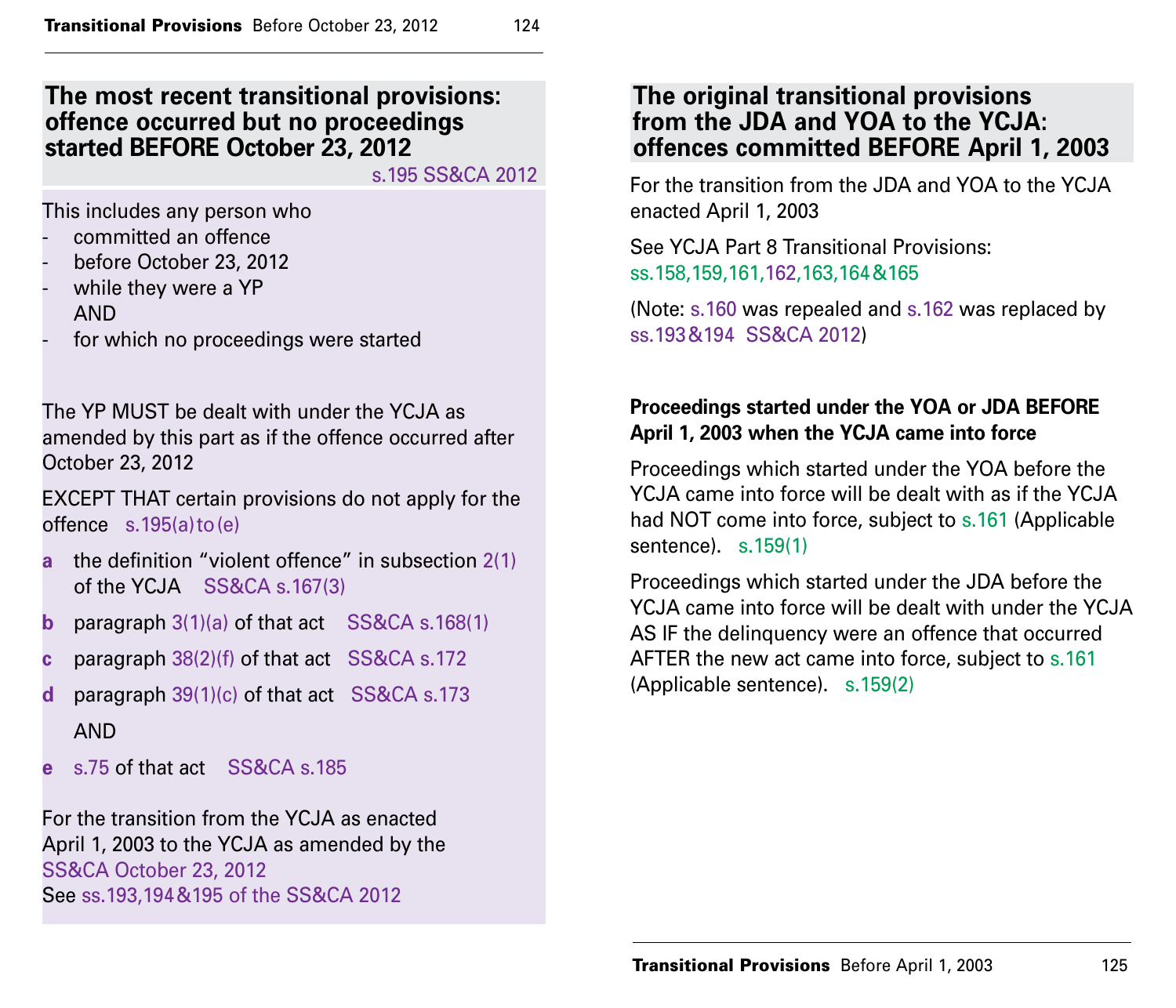## The most recent transitional provisions: offence occurred but no proceedings started BEFORE October 23, 2012

s.195 SS&CA 2012

This includes any person who

- committed an offence
- before October 23, 2012
- while they were a YP
  AND
- for which no proceedings were started

The YP MUST be dealt with under the YCJA as amended by this part as if the offence occurred after October 23, 2012

EXCEPT THAT certain provisions do not apply for the offence s.195(a) to (e)

- **a** the definition "violent offence" in subsection 2(1) of the YCJA SS&CA s.167(3)
- **b** paragraph 3(1)(a) of that act SS&CA s.168(1)
- **c** paragraph 38(2)(f) of that act SS&CA s.172
- **d** paragraph 39(1)(c) of that act SS&CA s.173
  AND
- **e** s.75 of that act SS&CA s.185

For the transition from the YCJA as enacted April 1, 2003 to the YCJA as amended by the SS&CA October 23, 2012
See ss.193,194&195 of the SS&CA 2012

## The original transitional provisions from the JDA and YOA to the YCJA: offences committed BEFORE April 1, 2003

For the transition from the JDA and YOA to the YCJA enacted April 1, 2003

See YCJA Part 8 Transitional Provisions: ss.158,159,161,162,163,164&165

(Note: s.160 was repealed and s.162 was replaced by ss.193&194 SS&CA 2012)

### Proceedings started under the YOA or JDA BEFORE April 1, 2003 when the YCJA came into force

Proceedings which started under the YOA before the YCJA came into force will be dealt with as if the YCJA had NOT come into force, subject to s.161 (Applicable sentence). s.159(1)

Proceedings which started under the JDA before the YCJA came into force will be dealt with under the YCJA AS IF the delinquency were an offence that occurred AFTER the new act came into force, subject to s.161 (Applicable sentence). s.159(2)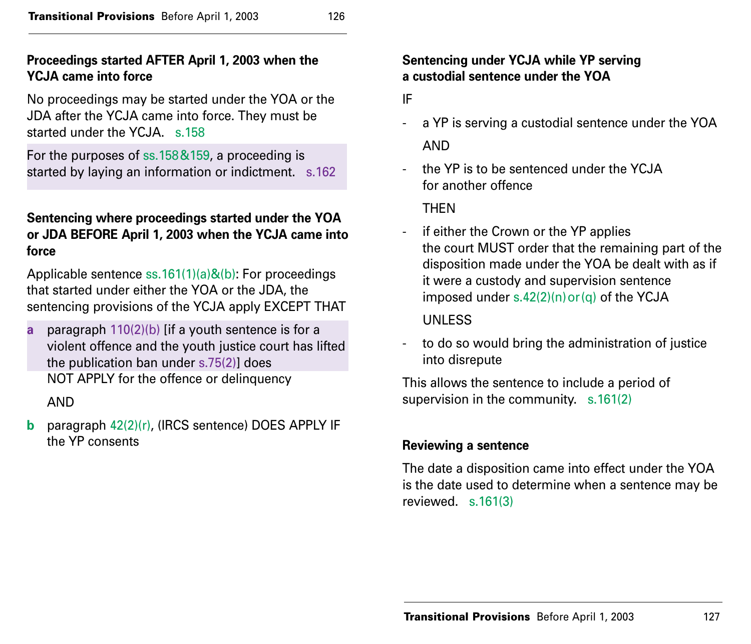### Proceedings started AFTER April 1, 2003 when the YCJA came into force

No proceedings may be started under the YOA or the JDA after the YCJA came into force. They must be started under the YCJA. s.158

For the purposes of ss.158&159, a proceeding is started by laying an information or indictment. s.162

### Sentencing where proceedings started under the YOA or JDA BEFORE April 1, 2003 when the YCJA came into force

Applicable sentence ss.161(1)(a)&(b): For proceedings that started under either the YOA or the JDA, the sentencing provisions of the YCJA apply EXCEPT THAT

**a** paragraph 110(2)(b) [if a youth sentence is for a violent offence and the youth justice court has lifted the publication ban under s.75(2)] does NOT APPLY for the offence or delinquency

AND

**b** paragraph 42(2)(r), (IRCS sentence) DOES APPLY IF the YP consents

### Sentencing under YCJA while YP serving a custodial sentence under the YOA

IF

- a YP is serving a custodial sentence under the YOA

  AND

- the YP is to be sentenced under the YCJA for another offence

  THEN

- if either the Crown or the YP applies the court MUST order that the remaining part of the disposition made under the YOA be dealt with as if it were a custody and supervision sentence imposed under s.42(2)(n) or (q) of the YCJA

  UNLESS

- to do so would bring the administration of justice into disrepute

This allows the sentence to include a period of supervision in the community. s.161(2)

### Reviewing a sentence

The date a disposition came into effect under the YOA is the date used to determine when a sentence may be reviewed. s.161(3)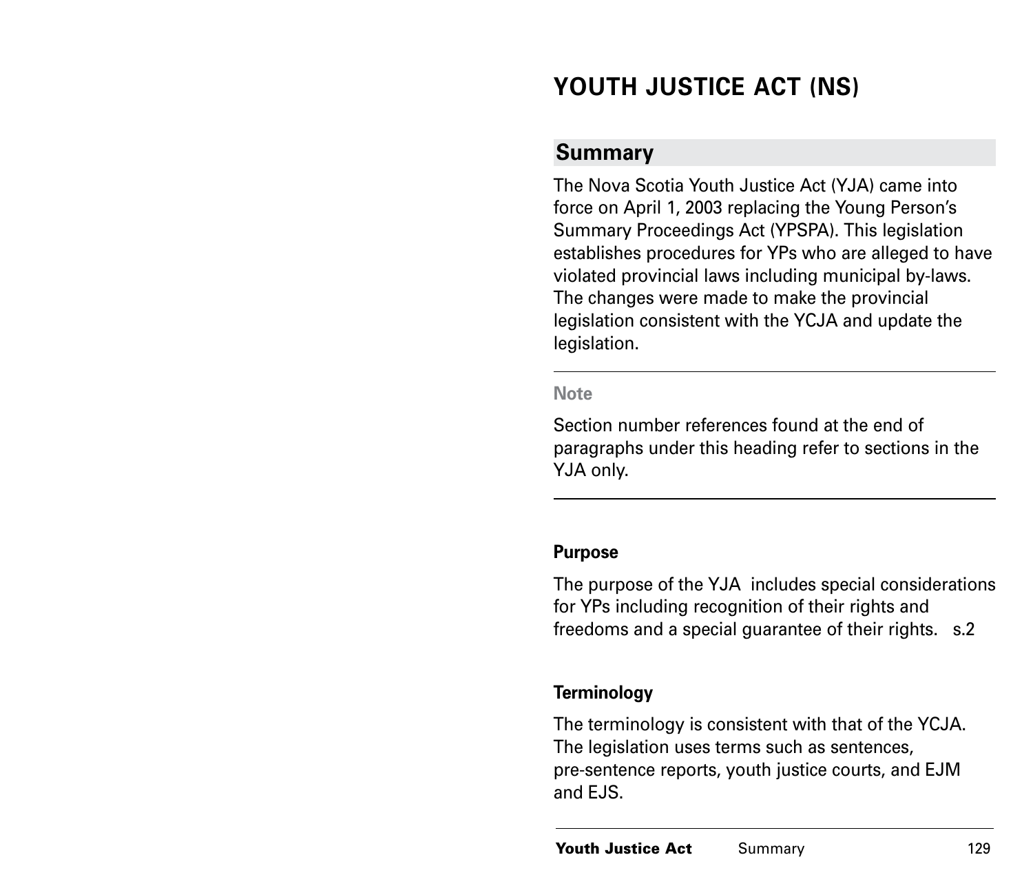# YOUTH JUSTICE ACT (NS)

## Summary

The Nova Scotia Youth Justice Act (YJA) came into force on April 1, 2003 replacing the Young Person's Summary Proceedings Act (YPSPA). This legislation establishes procedures for YPs who are alleged to have violated provincial laws including municipal by-laws. The changes were made to make the provincial legislation consistent with the YCJA and update the legislation.

---

**Note**

Section number references found at the end of paragraphs under this heading refer to sections in the YJA only.

---

### Purpose

The purpose of the YJA includes special considerations for YPs including recognition of their rights and freedoms and a special guarantee of their rights. s.2

### Terminology

The terminology is consistent with that of the YCJA. The legislation uses terms such as sentences, pre-sentence reports, youth justice courts, and EJM and EJS.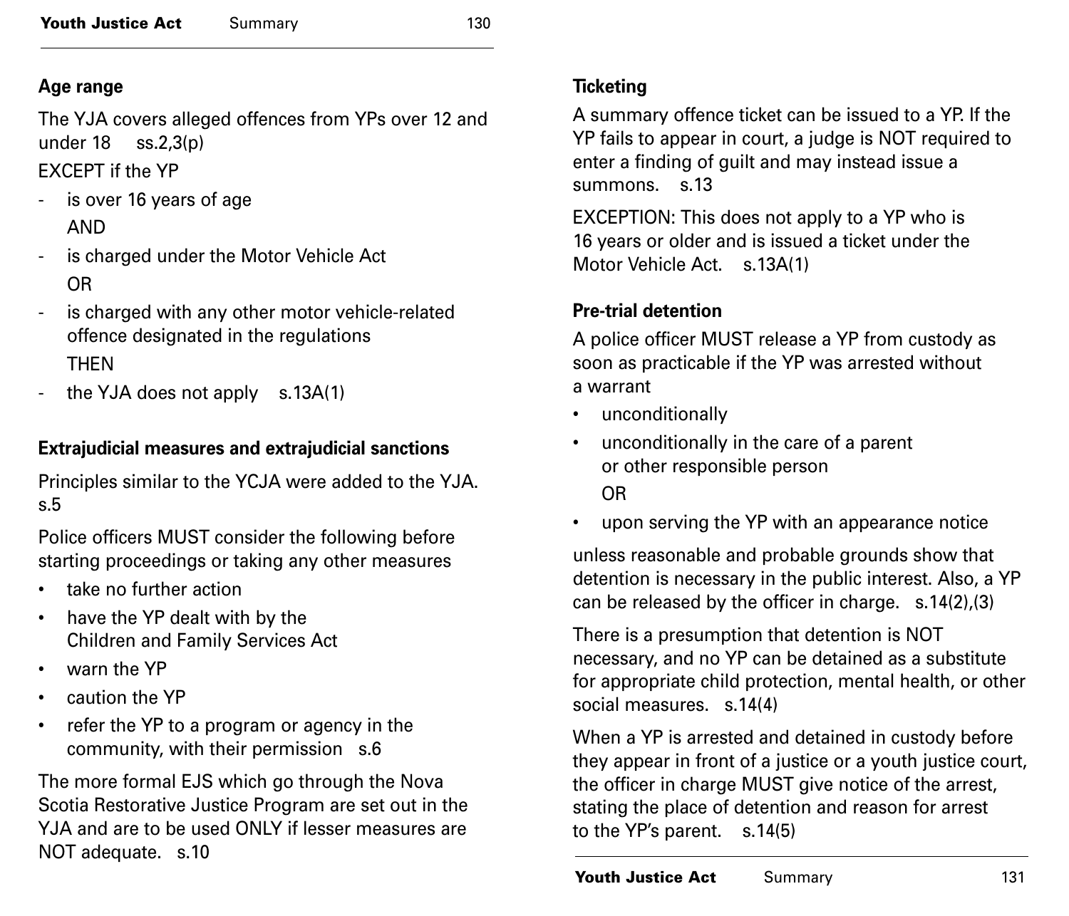### Age range

The YJA covers alleged offences from YPs over 12 and under 18 ss.2,3(p)

EXCEPT if the YP

- is over 16 years of age

  AND

- is charged under the Motor Vehicle Act

  OR

- is charged with any other motor vehicle-related offence designated in the regulations

  THEN

- the YJA does not apply s.13A(1)

### Extrajudicial measures and extrajudicial sanctions

Principles similar to the YCJA were added to the YJA. s.5

Police officers MUST consider the following before starting proceedings or taking any other measures

- take no further action
- have the YP dealt with by the Children and Family Services Act
- warn the YP
- caution the YP
- refer the YP to a program or agency in the community, with their permission s.6

The more formal EJS which go through the Nova Scotia Restorative Justice Program are set out in the YJA and are to be used ONLY if lesser measures are NOT adequate. s.10

### Ticketing

A summary offence ticket can be issued to a YP. If the YP fails to appear in court, a judge is NOT required to enter a finding of guilt and may instead issue a summons. s.13

EXCEPTION: This does not apply to a YP who is 16 years or older and is issued a ticket under the Motor Vehicle Act. s.13A(1)

### Pre-trial detention

A police officer MUST release a YP from custody as soon as practicable if the YP was arrested without a warrant

- unconditionally
- unconditionally in the care of a parent or other responsible person

  OR

- upon serving the YP with an appearance notice

unless reasonable and probable grounds show that detention is necessary in the public interest. Also, a YP can be released by the officer in charge. s.14(2),(3)

There is a presumption that detention is NOT necessary, and no YP can be detained as a substitute for appropriate child protection, mental health, or other social measures. s.14(4)

When a YP is arrested and detained in custody before they appear in front of a justice or a youth justice court, the officer in charge MUST give notice of the arrest, stating the place of detention and reason for arrest to the YP's parent. s.14(5)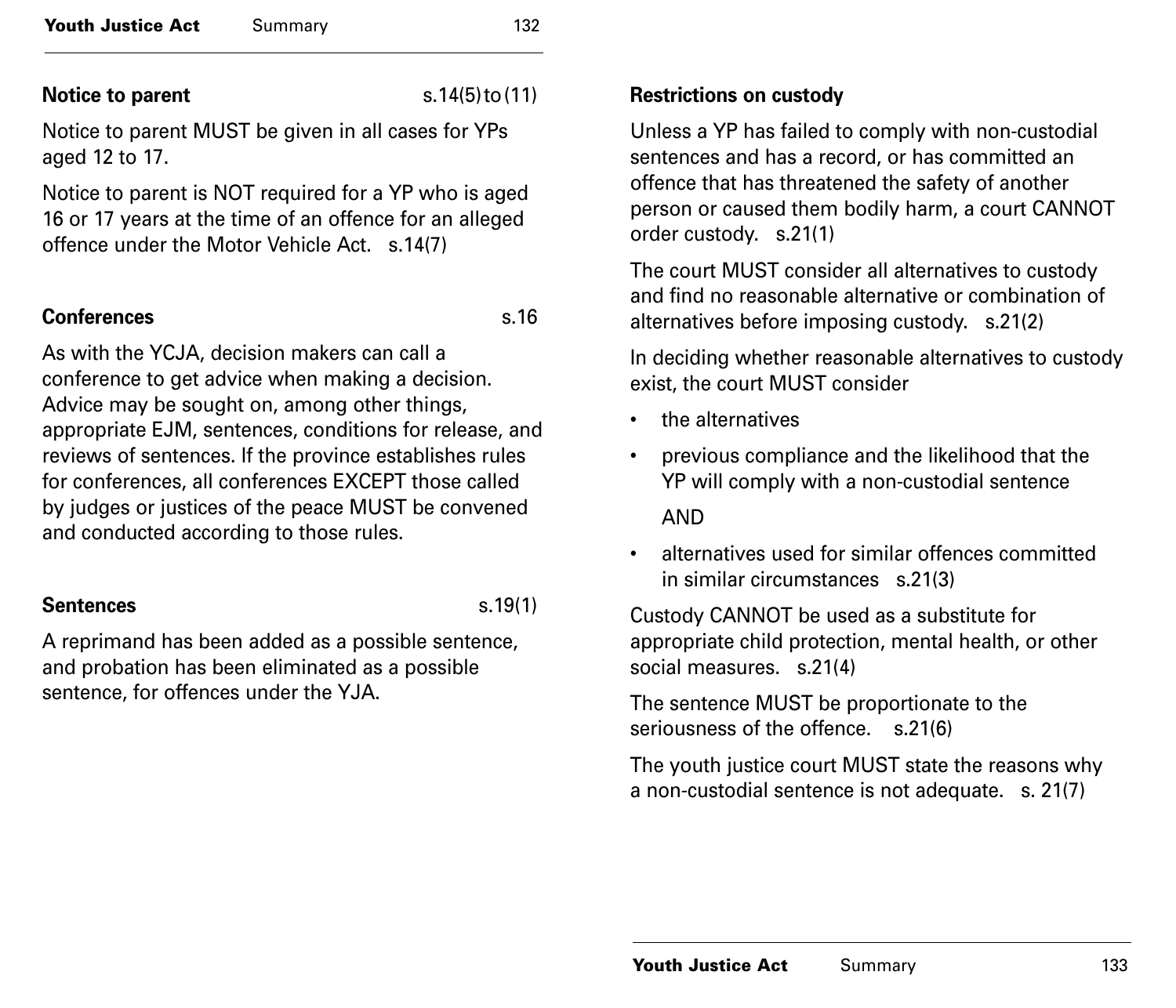### Notice to parent s.14(5) to (11)

Notice to parent MUST be given in all cases for YPs aged 12 to 17.

Notice to parent is NOT required for a YP who is aged 16 or 17 years at the time of an offence for an alleged offence under the Motor Vehicle Act. s.14(7)

### Conferences s.16

As with the YCJA, decision makers can call a conference to get advice when making a decision. Advice may be sought on, among other things, appropriate EJM, sentences, conditions for release, and reviews of sentences. If the province establishes rules for conferences, all conferences EXCEPT those called by judges or justices of the peace MUST be convened and conducted according to those rules.

### Sentences s.19(1)

A reprimand has been added as a possible sentence, and probation has been eliminated as a possible sentence, for offences under the YJA.

### Restrictions on custody

Unless a YP has failed to comply with non-custodial sentences and has a record, or has committed an offence that has threatened the safety of another person or caused them bodily harm, a court CANNOT order custody. s.21(1)

The court MUST consider all alternatives to custody and find no reasonable alternative or combination of alternatives before imposing custody. s.21(2)

In deciding whether reasonable alternatives to custody exist, the court MUST consider

- the alternatives
- previous compliance and the likelihood that the YP will comply with a non-custodial sentence

  AND

- alternatives used for similar offences committed in similar circumstances s.21(3)

Custody CANNOT be used as a substitute for appropriate child protection, mental health, or other social measures. s.21(4)

The sentence MUST be proportionate to the seriousness of the offence. s.21(6)

The youth justice court MUST state the reasons why a non-custodial sentence is not adequate. s. 21(7)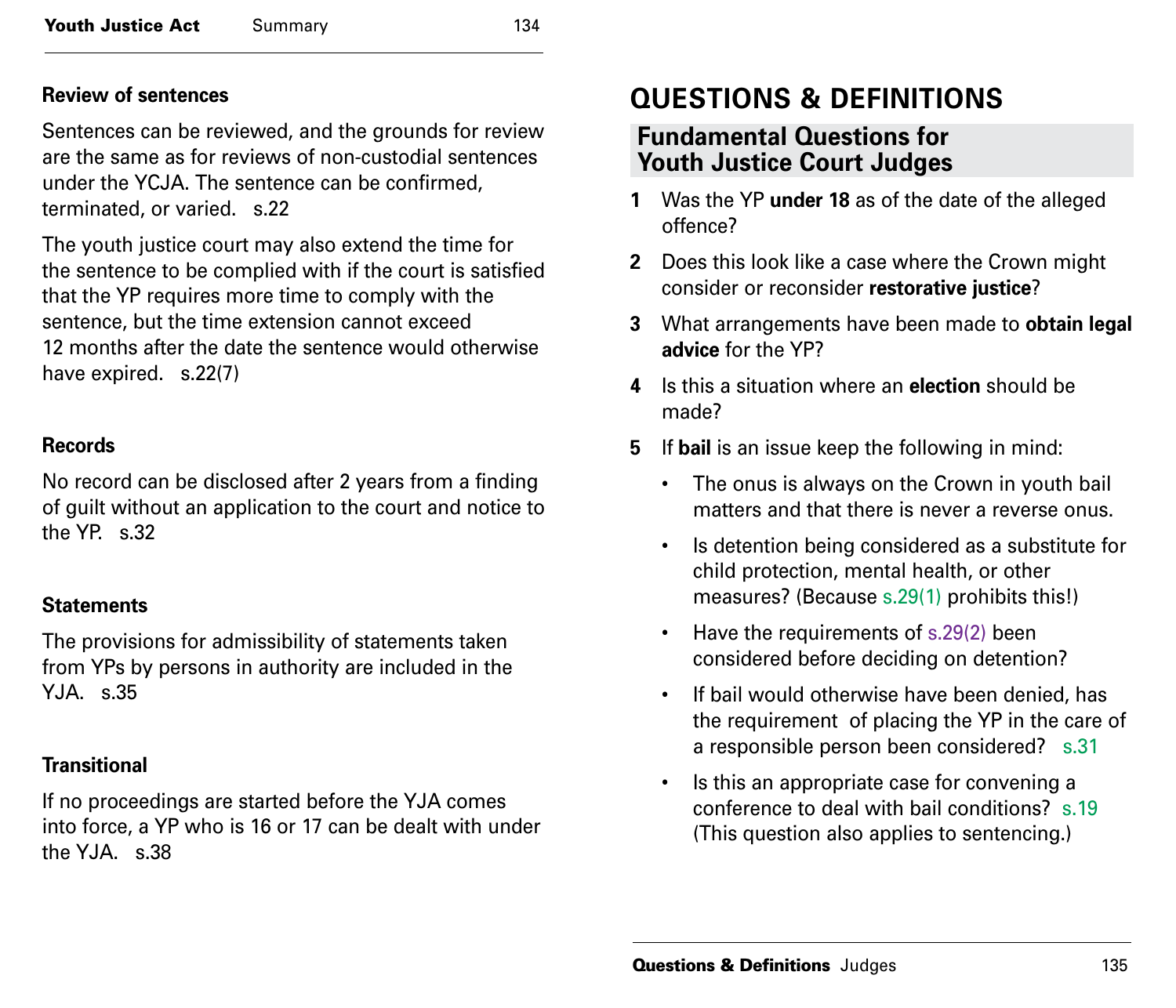### Review of sentences

Sentences can be reviewed, and the grounds for review are the same as for reviews of non-custodial sentences under the YCJA. The sentence can be confirmed, terminated, or varied. s.22

The youth justice court may also extend the time for the sentence to be complied with if the court is satisfied that the YP requires more time to comply with the sentence, but the time extension cannot exceed 12 months after the date the sentence would otherwise have expired. s.22(7)

### Records

No record can be disclosed after 2 years from a finding of guilt without an application to the court and notice to the YP. s.32

### Statements

The provisions for admissibility of statements taken from YPs by persons in authority are included in the YJA. s.35

### Transitional

If no proceedings are started before the YJA comes into force, a YP who is 16 or 17 can be dealt with under the YJA. s.38

# QUESTIONS & DEFINITIONS

## Fundamental Questions for Youth Justice Court Judges

1. Was the YP **under 18** as of the date of the alleged offence?
2. Does this look like a case where the Crown might consider or reconsider **restorative justice**?
3. What arrangements have been made to **obtain legal advice** for the YP?
4. Is this a situation where an **election** should be made?
5. If **bail** is an issue keep the following in mind:
   - The onus is always on the Crown in youth bail matters and that there is never a reverse onus.
   - Is detention being considered as a substitute for child protection, mental health, or other measures? (Because s.29(1) prohibits this!)
   - Have the requirements of s.29(2) been considered before deciding on detention?
   - If bail would otherwise have been denied, has the requirement of placing the YP in the care of a responsible person been considered? s.31
   - Is this an appropriate case for convening a conference to deal with bail conditions? s.19 (This question also applies to sentencing.)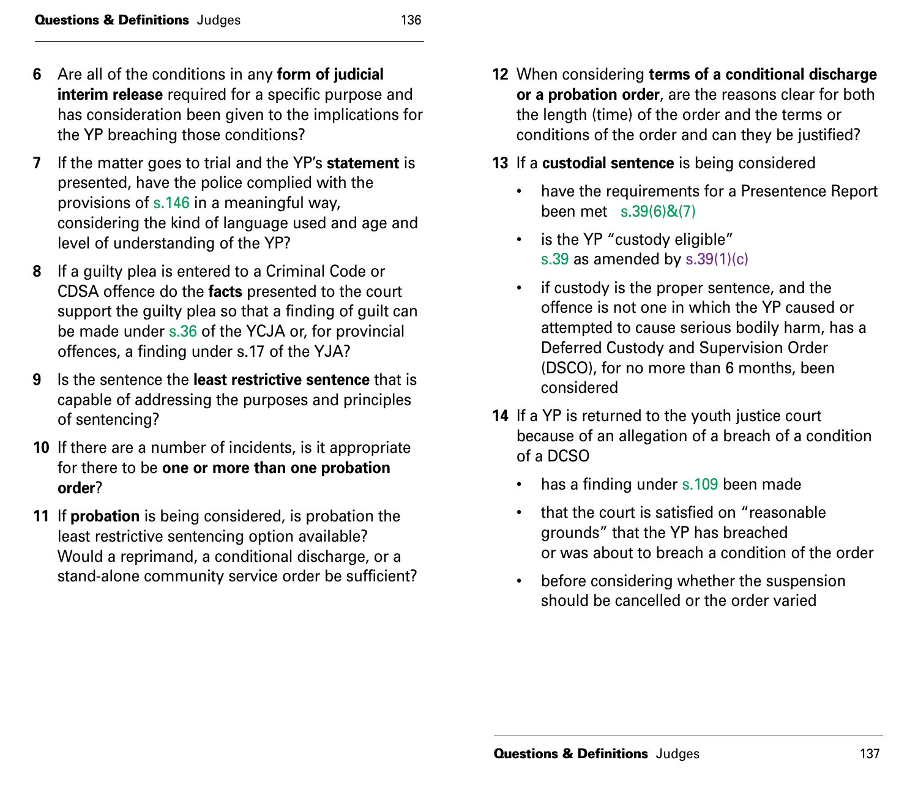6 Are all of the conditions in any **form of judicial interim release** required for a specific purpose and has consideration been given to the implications for the YP breaching those conditions?

7 If the matter goes to trial and the YP's **statement** is presented, have the police complied with the provisions of s.146 in a meaningful way, considering the kind of language used and age and level of understanding of the YP?

8 If a guilty plea is entered to a Criminal Code or CDSA offence do the **facts** presented to the court support the guilty plea so that a finding of guilt can be made under s.36 of the YCJA or, for provincial offences, a finding under s.17 of the YJA?

9 Is the sentence the **least restrictive sentence** that is capable of addressing the purposes and principles of sentencing?

10 If there are a number of incidents, is it appropriate for there to be **one or more than one probation order**?

11 If **probation** is being considered, is probation the least restrictive sentencing option available? Would a reprimand, a conditional discharge, or a stand-alone community service order be sufficient?

12 When considering **terms of a conditional discharge or a probation order**, are the reasons clear for both the length (time) of the order and the terms or conditions of the order and can they be justified?

13 If a **custodial sentence** is being considered

- have the requirements for a Presentence Report been met s.39(6)&(7)
- is the YP "custody eligible" s.39 as amended by s.39(1)(c)
- if custody is the proper sentence, and the offence is not one in which the YP caused or attempted to cause serious bodily harm, has a Deferred Custody and Supervision Order (DSCO), for no more than 6 months, been considered

14 If a YP is returned to the youth justice court because of an allegation of a breach of a condition of a DCSO

- has a finding under s.109 been made
- that the court is satisfied on "reasonable grounds" that the YP has breached or was about to breach a condition of the order
- before considering whether the suspension should be cancelled or the order varied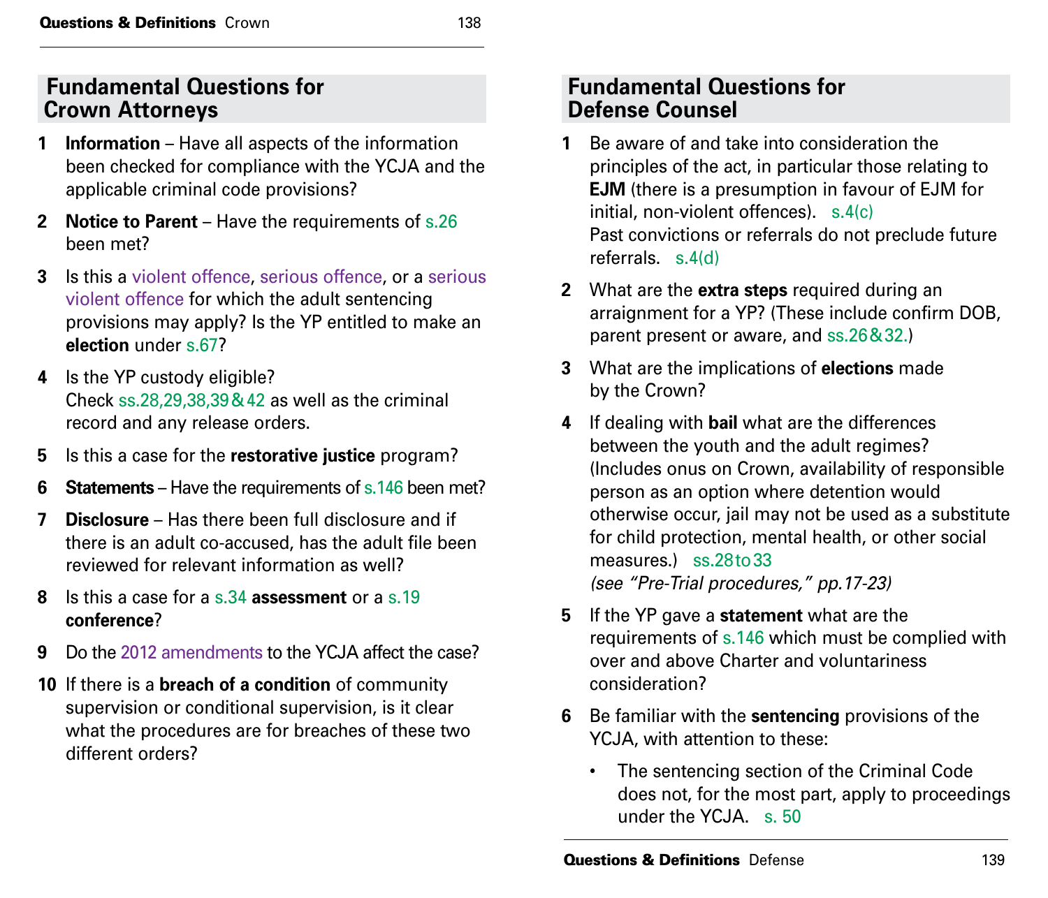## Fundamental Questions for Crown Attorneys

1. **Information** – Have all aspects of the information been checked for compliance with the YCJA and the applicable criminal code provisions?
2. **Notice to Parent** – Have the requirements of s.26 been met?
3. Is this a violent offence, serious offence, or a serious violent offence for which the adult sentencing provisions may apply? Is the YP entitled to make an **election** under s.67?
4. Is the YP custody eligible?
   Check ss.28,29,38,39 & 42 as well as the criminal record and any release orders.
5. Is this a case for the **restorative justice** program?
6. **Statements** – Have the requirements of s.146 been met?
7. **Disclosure** – Has there been full disclosure and if there is an adult co-accused, has the adult file been reviewed for relevant information as well?
8. Is this a case for a s.34 **assessment** or a s.19 **conference**?
9. Do the 2012 amendments to the YCJA affect the case?
10. If there is a **breach of a condition** of community supervision or conditional supervision, is it clear what the procedures are for breaches of these two different orders?

## Fundamental Questions for Defense Counsel

1. Be aware of and take into consideration the principles of the act, in particular those relating to **EJM** (there is a presumption in favour of EJM for initial, non-violent offences). s.4(c)
   Past convictions or referrals do not preclude future referrals. s.4(d)
2. What are the **extra steps** required during an arraignment for a YP? (These include confirm DOB, parent present or aware, and ss.26 & 32.)
3. What are the implications of **elections** made by the Crown?
4. If dealing with **bail** what are the differences between the youth and the adult regimes? (Includes onus on Crown, availability of responsible person as an option where detention would otherwise occur, jail may not be used as a substitute for child protection, mental health, or other social measures.) ss.28 to 33
   *(see "Pre-Trial procedures," pp.17-23)*
5. If the YP gave a **statement** what are the requirements of s.146 which must be complied with over and above Charter and voluntariness consideration?
6. Be familiar with the **sentencing** provisions of the YCJA, with attention to these:
   - The sentencing section of the Criminal Code does not, for the most part, apply to proceedings under the YCJA. s. 50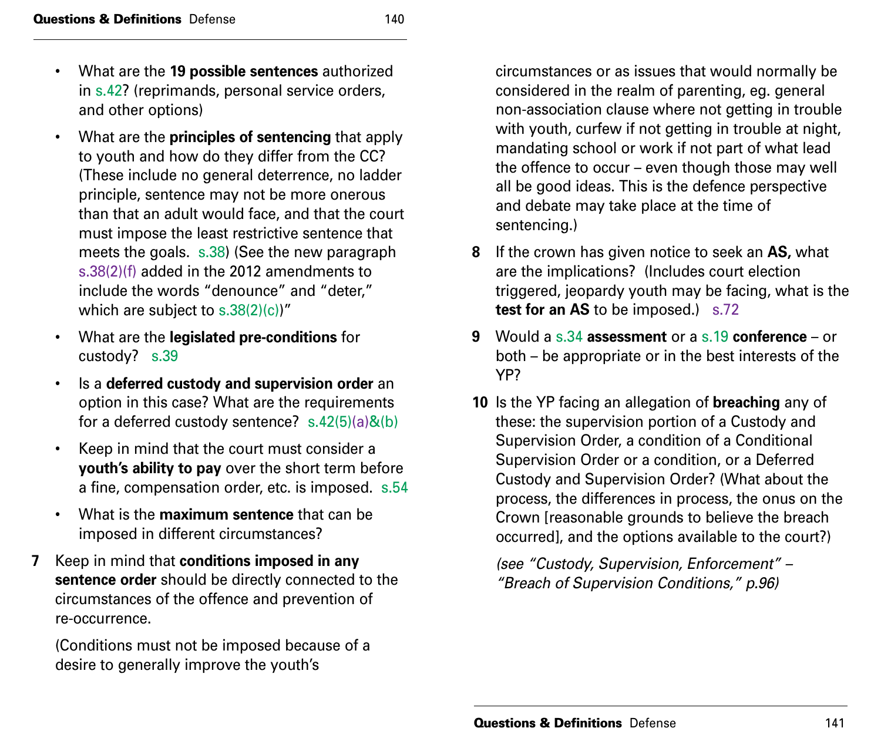- What are the **19 possible sentences** authorized in s.42? (reprimands, personal service orders, and other options)
- What are the **principles of sentencing** that apply to youth and how do they differ from the CC? (These include no general deterrence, no ladder principle, sentence may not be more onerous than that an adult would face, and that the court must impose the least restrictive sentence that meets the goals. s.38) (See the new paragraph s.38(2)(f) added in the 2012 amendments to include the words "denounce" and "deter," which are subject to s.38(2)(c))"
- What are the **legislated pre-conditions** for custody? s.39
- Is a **deferred custody and supervision order** an option in this case? What are the requirements for a deferred custody sentence? s.42(5)(a)&(b)
- Keep in mind that the court must consider a **youth's ability to pay** over the short term before a fine, compensation order, etc. is imposed. s.54
- What is the **maximum sentence** that can be imposed in different circumstances?

7 Keep in mind that **conditions imposed in any sentence order** should be directly connected to the circumstances of the offence and prevention of re-occurrence.

(Conditions must not be imposed because of a desire to generally improve the youth's circumstances or as issues that would normally be considered in the realm of parenting, eg. general non-association clause where not getting in trouble with youth, curfew if not getting in trouble at night, mandating school or work if not part of what lead the offence to occur – even though those may well all be good ideas. This is the defence perspective and debate may take place at the time of sentencing.)

8 If the crown has given notice to seek an **AS,** what are the implications? (Includes court election triggered, jeopardy youth may be facing, what is the **test for an AS** to be imposed.) s.72

9 Would a s.34 **assessment** or a s.19 **conference** – or both – be appropriate or in the best interests of the YP?

10 Is the YP facing an allegation of **breaching** any of these: the supervision portion of a Custody and Supervision Order, a condition of a Conditional Supervision Order or a condition, or a Deferred Custody and Supervision Order? (What about the process, the differences in process, the onus on the Crown [reasonable grounds to believe the breach occurred], and the options available to the court?)

*(see "Custody, Supervision, Enforcement" – "Breach of Supervision Conditions," p.96)*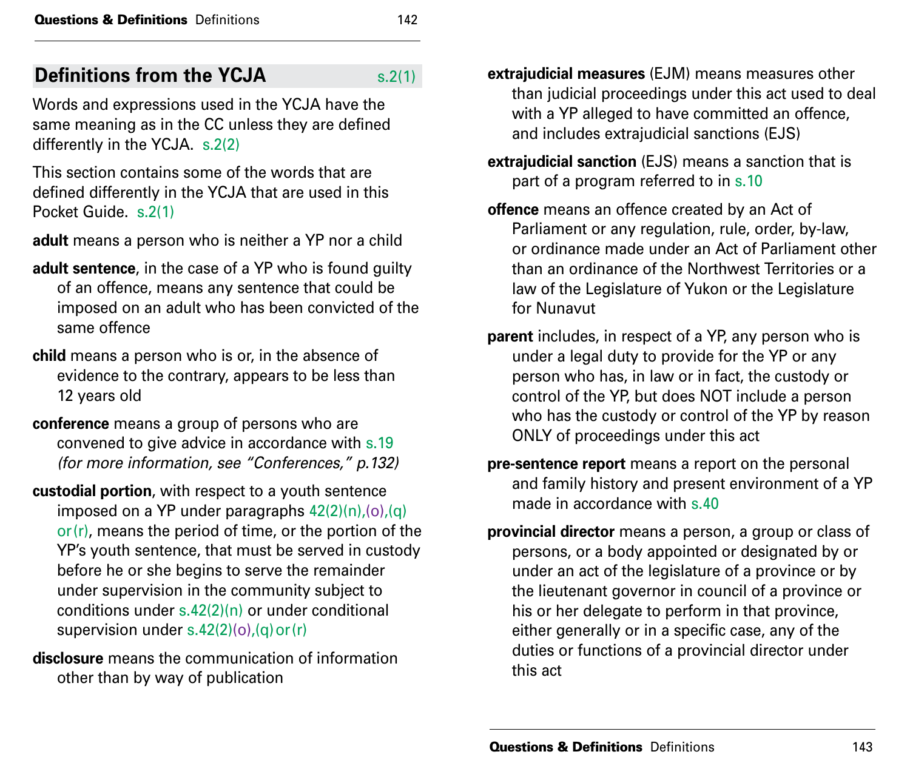## Definitions from the YCJA s.2(1)

Words and expressions used in the YCJA have the same meaning as in the CC unless they are defined differently in the YCJA. s.2(2)

This section contains some of the words that are defined differently in the YCJA that are used in this Pocket Guide. s.2(1)

**adult** means a person who is neither a YP nor a child

**adult sentence**, in the case of a YP who is found guilty of an offence, means any sentence that could be imposed on an adult who has been convicted of the same offence

**child** means a person who is or, in the absence of evidence to the contrary, appears to be less than 12 years old

**conference** means a group of persons who are convened to give advice in accordance with s.19 *(for more information, see "Conferences," p.132)*

**custodial portion**, with respect to a youth sentence imposed on a YP under paragraphs 42(2)(n),(o),(q) or (r), means the period of time, or the portion of the YP's youth sentence, that must be served in custody before he or she begins to serve the remainder under supervision in the community subject to conditions under s.42(2)(n) or under conditional supervision under s.42(2)(o),(q) or (r)

**disclosure** means the communication of information other than by way of publication

**extrajudicial measures** (EJM) means measures other than judicial proceedings under this act used to deal with a YP alleged to have committed an offence, and includes extrajudicial sanctions (EJS)

**extrajudicial sanction** (EJS) means a sanction that is part of a program referred to in s.10

**offence** means an offence created by an Act of Parliament or any regulation, rule, order, by-law, or ordinance made under an Act of Parliament other than an ordinance of the Northwest Territories or a law of the Legislature of Yukon or the Legislature for Nunavut

**parent** includes, in respect of a YP, any person who is under a legal duty to provide for the YP or any person who has, in law or in fact, the custody or control of the YP, but does NOT include a person who has the custody or control of the YP by reason ONLY of proceedings under this act

**pre-sentence report** means a report on the personal and family history and present environment of a YP made in accordance with s.40

**provincial director** means a person, a group or class of persons, or a body appointed or designated by or under an act of the legislature of a province or by the lieutenant governor in council of a province or his or her delegate to perform in that province, either generally or in a specific case, any of the duties or functions of a provincial director under this act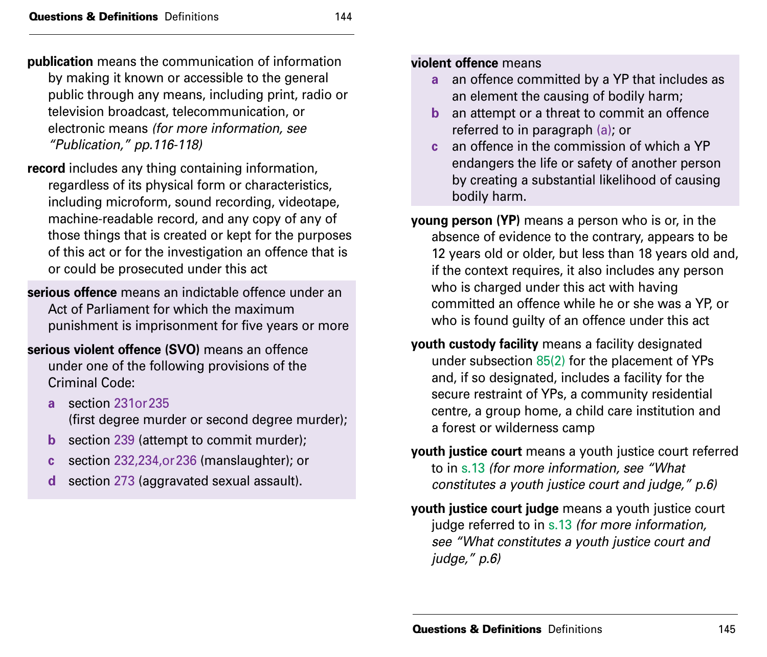**publication** means the communication of information by making it known or accessible to the general public through any means, including print, radio or television broadcast, telecommunication, or electronic means *(for more information, see "Publication," pp.116-118)*

**record** includes any thing containing information, regardless of its physical form or characteristics, including microform, sound recording, videotape, machine-readable record, and any copy of any of those things that is created or kept for the purposes of this act or for the investigation an offence that is or could be prosecuted under this act

**serious offence** means an indictable offence under an Act of Parliament for which the maximum punishment is imprisonment for five years or more

**serious violent offence (SVO)** means an offence under one of the following provisions of the Criminal Code:

- **a** section 231or235 (first degree murder or second degree murder);
- **b** section 239 (attempt to commit murder);
- **c** section 232,234,or236 (manslaughter); or
- **d** section 273 (aggravated sexual assault).

**violent offence** means

- **a** an offence committed by a YP that includes as an element the causing of bodily harm;
- **b** an attempt or a threat to commit an offence referred to in paragraph (a); or
- **c** an offence in the commission of which a YP endangers the life or safety of another person by creating a substantial likelihood of causing bodily harm.

**young person (YP)** means a person who is or, in the absence of evidence to the contrary, appears to be 12 years old or older, but less than 18 years old and, if the context requires, it also includes any person who is charged under this act with having committed an offence while he or she was a YP, or who is found guilty of an offence under this act

**youth custody facility** means a facility designated under subsection 85(2) for the placement of YPs and, if so designated, includes a facility for the secure restraint of YPs, a community residential centre, a group home, a child care institution and a forest or wilderness camp

**youth justice court** means a youth justice court referred to in s.13 *(for more information, see "What constitutes a youth justice court and judge," p.6)*

**youth justice court judge** means a youth justice court judge referred to in s.13 *(for more information, see "What constitutes a youth justice court and judge," p.6)*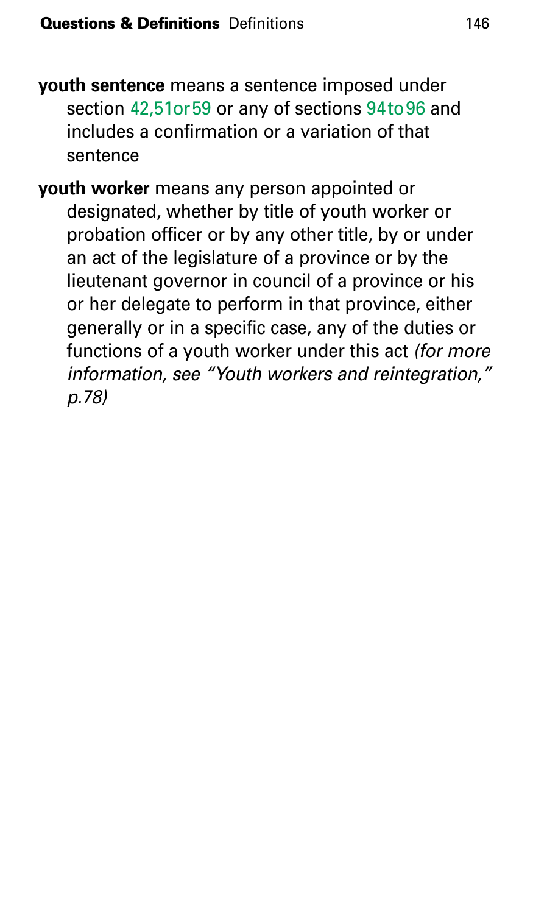**youth sentence** means a sentence imposed under section 42,51or59 or any of sections 94to96 and includes a confirmation or a variation of that sentence

**youth worker** means any person appointed or designated, whether by title of youth worker or probation officer or by any other title, by or under an act of the legislature of a province or by the lieutenant governor in council of a province or his or her delegate to perform in that province, either generally or in a specific case, any of the duties or functions of a youth worker under this act *(for more information, see "Youth workers and reintegration," p.78)*